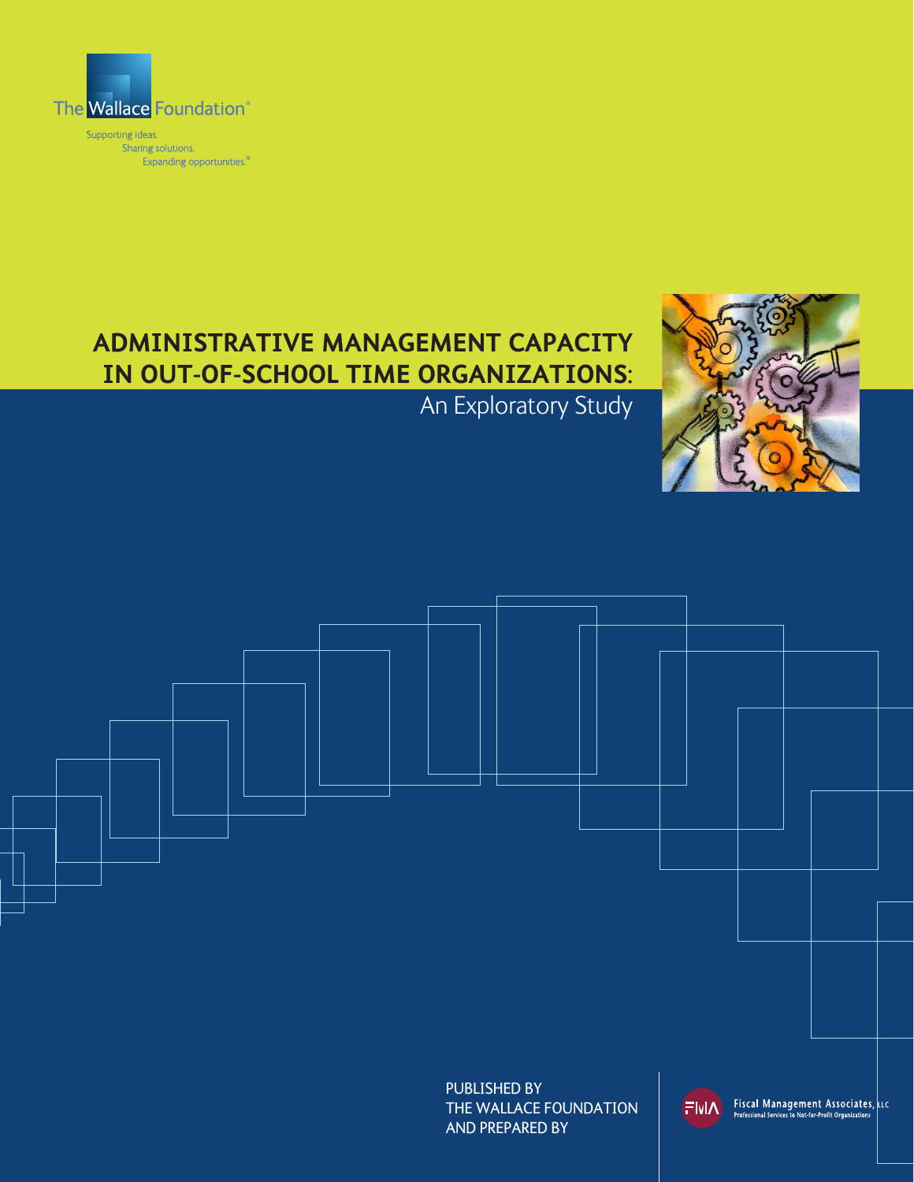The Wallace Foundation®

Supporting ideas.
Sharing solutions.
Expanding opportunities.®

# ADMINISTRATIVE MANAGEMENT CAPACITY IN OUT-OF-SCHOOL TIME ORGANIZATIONS:

## An Exploratory Study

PUBLISHED BY
THE WALLACE FOUNDATION
AND PREPARED BY

FMA Fiscal Management Associates, LLC
Professional Services to Not-for-Profit Organizations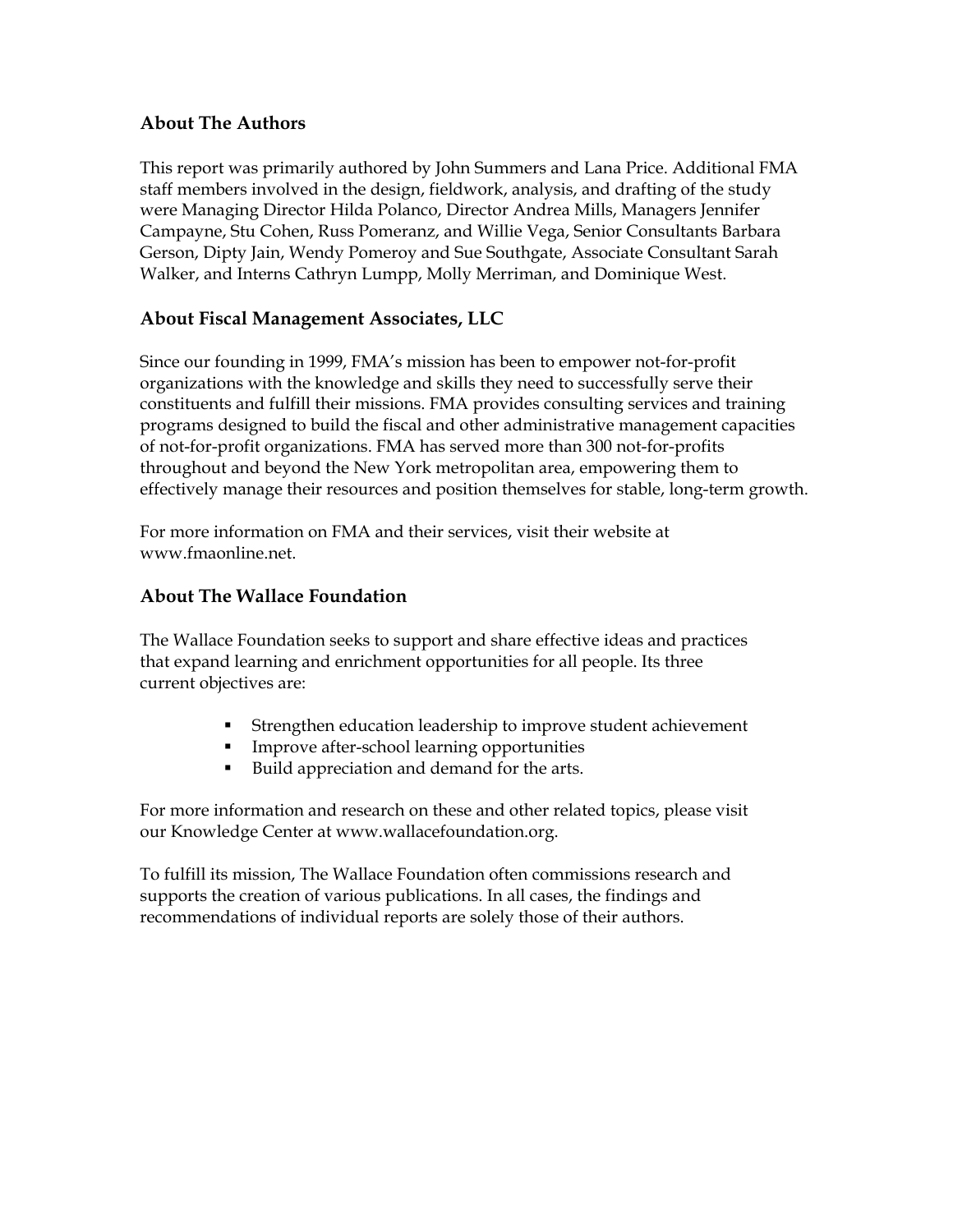## About The Authors

This report was primarily authored by John Summers and Lana Price. Additional FMA staff members involved in the design, fieldwork, analysis, and drafting of the study were Managing Director Hilda Polanco, Director Andrea Mills, Managers Jennifer Campayne, Stu Cohen, Russ Pomeranz, and Willie Vega, Senior Consultants Barbara Gerson, Dipty Jain, Wendy Pomeroy and Sue Southgate, Associate Consultant Sarah Walker, and Interns Cathryn Lumpp, Molly Merriman, and Dominique West.

## About Fiscal Management Associates, LLC

Since our founding in 1999, FMA's mission has been to empower not-for-profit organizations with the knowledge and skills they need to successfully serve their constituents and fulfill their missions. FMA provides consulting services and training programs designed to build the fiscal and other administrative management capacities of not-for-profit organizations. FMA has served more than 300 not-for-profits throughout and beyond the New York metropolitan area, empowering them to effectively manage their resources and position themselves for stable, long-term growth.

For more information on FMA and their services, visit their website at www.fmaonline.net.

## About The Wallace Foundation

The Wallace Foundation seeks to support and share effective ideas and practices that expand learning and enrichment opportunities for all people. Its three current objectives are:

- Strengthen education leadership to improve student achievement
- Improve after-school learning opportunities
- Build appreciation and demand for the arts.

For more information and research on these and other related topics, please visit our Knowledge Center at www.wallacefoundation.org.

To fulfill its mission, The Wallace Foundation often commissions research and supports the creation of various publications. In all cases, the findings and recommendations of individual reports are solely those of their authors.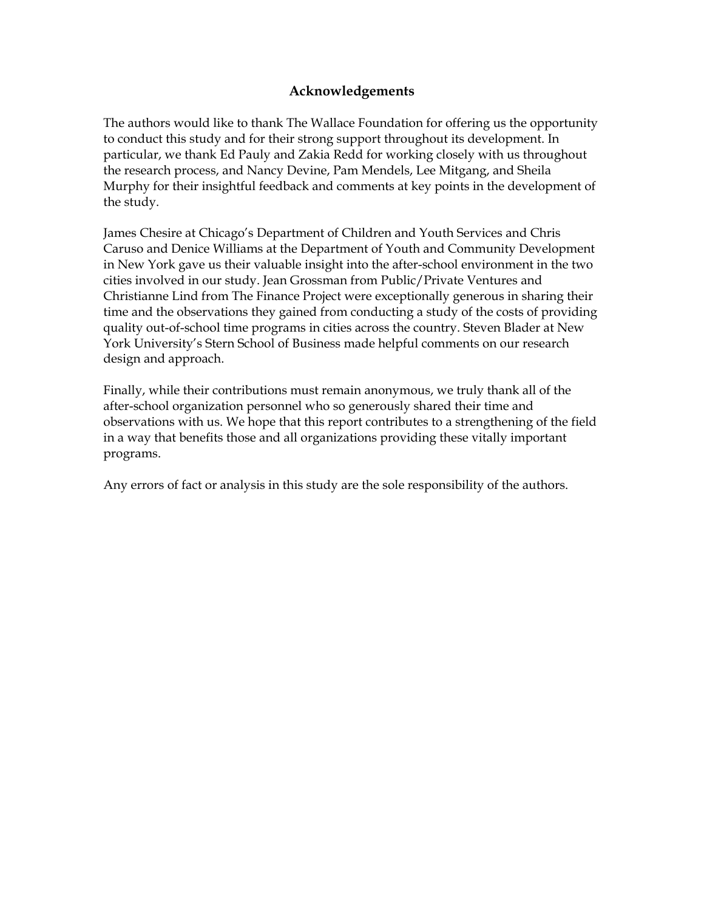## Acknowledgements

The authors would like to thank The Wallace Foundation for offering us the opportunity to conduct this study and for their strong support throughout its development. In particular, we thank Ed Pauly and Zakia Redd for working closely with us throughout the research process, and Nancy Devine, Pam Mendels, Lee Mitgang, and Sheila Murphy for their insightful feedback and comments at key points in the development of the study.

James Chesire at Chicago's Department of Children and Youth Services and Chris Caruso and Denice Williams at the Department of Youth and Community Development in New York gave us their valuable insight into the after-school environment in the two cities involved in our study. Jean Grossman from Public/Private Ventures and Christianne Lind from The Finance Project were exceptionally generous in sharing their time and the observations they gained from conducting a study of the costs of providing quality out-of-school time programs in cities across the country. Steven Blader at New York University's Stern School of Business made helpful comments on our research design and approach.

Finally, while their contributions must remain anonymous, we truly thank all of the after-school organization personnel who so generously shared their time and observations with us. We hope that this report contributes to a strengthening of the field in a way that benefits those and all organizations providing these vitally important programs.

Any errors of fact or analysis in this study are the sole responsibility of the authors.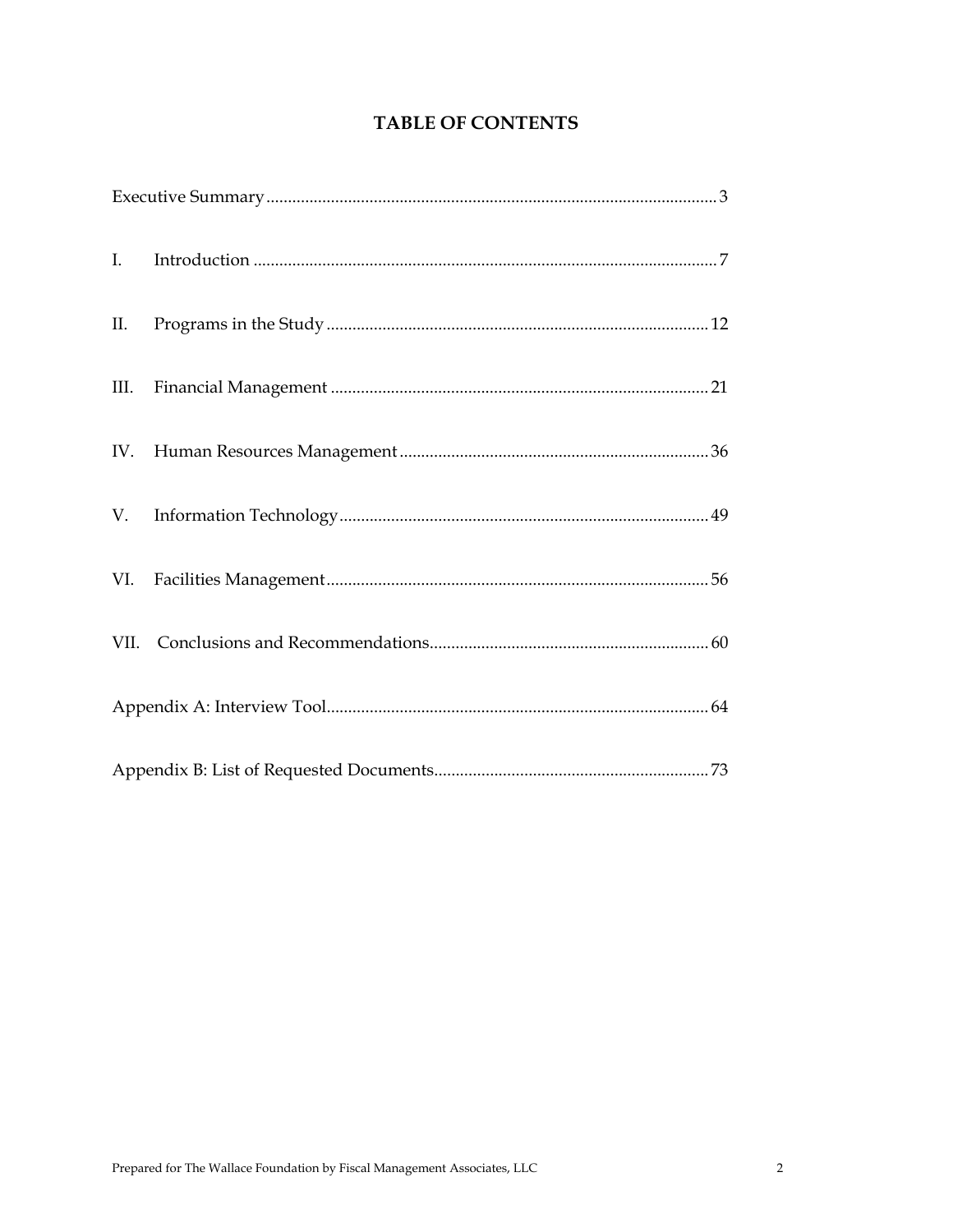# TABLE OF CONTENTS

Executive Summary ........................................................................................................ 3

I. Introduction ........................................................................................................... 7

II. Programs in the Study ........................................................................................ 12

III. Financial Management ....................................................................................... 21

IV. Human Resources Management ....................................................................... 36

V. Information Technology ..................................................................................... 49

VI. Facilities Management ........................................................................................ 56

VII. Conclusions and Recommendations ................................................................ 60

Appendix A: Interview Tool ......................................................................................... 64

Appendix B: List of Requested Documents ............................................................... 73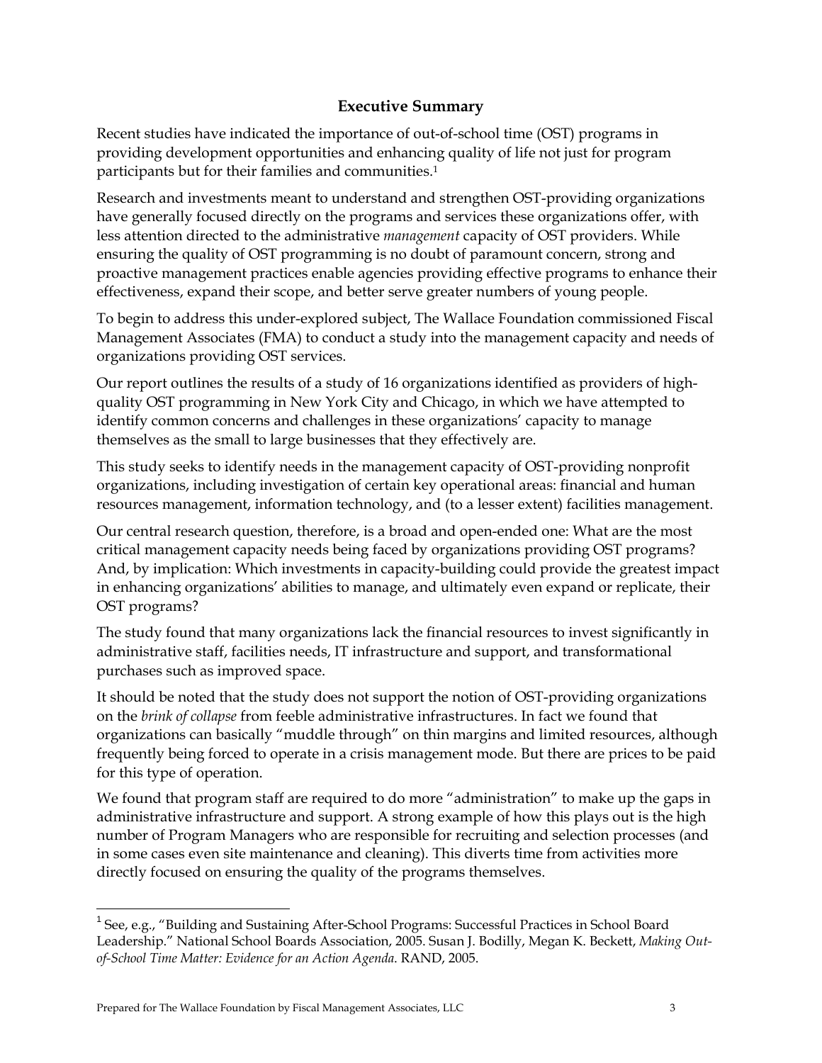## Executive Summary

Recent studies have indicated the importance of out-of-school time (OST) programs in providing development opportunities and enhancing quality of life not just for program participants but for their families and communities.[1]

Research and investments meant to understand and strengthen OST-providing organizations have generally focused directly on the programs and services these organizations offer, with less attention directed to the administrative *management* capacity of OST providers. While ensuring the quality of OST programming is no doubt of paramount concern, strong and proactive management practices enable agencies providing effective programs to enhance their effectiveness, expand their scope, and better serve greater numbers of young people.

To begin to address this under-explored subject, The Wallace Foundation commissioned Fiscal Management Associates (FMA) to conduct a study into the management capacity and needs of organizations providing OST services.

Our report outlines the results of a study of 16 organizations identified as providers of high-quality OST programming in New York City and Chicago, in which we have attempted to identify common concerns and challenges in these organizations' capacity to manage themselves as the small to large businesses that they effectively are.

This study seeks to identify needs in the management capacity of OST-providing nonprofit organizations, including investigation of certain key operational areas: financial and human resources management, information technology, and (to a lesser extent) facilities management.

Our central research question, therefore, is a broad and open-ended one: What are the most critical management capacity needs being faced by organizations providing OST programs? And, by implication: Which investments in capacity-building could provide the greatest impact in enhancing organizations' abilities to manage, and ultimately even expand or replicate, their OST programs?

The study found that many organizations lack the financial resources to invest significantly in administrative staff, facilities needs, IT infrastructure and support, and transformational purchases such as improved space.

It should be noted that the study does not support the notion of OST-providing organizations on the *brink of collapse* from feeble administrative infrastructures. In fact we found that organizations can basically "muddle through" on thin margins and limited resources, although frequently being forced to operate in a crisis management mode. But there are prices to be paid for this type of operation.

We found that program staff are required to do more "administration" to make up the gaps in administrative infrastructure and support. A strong example of how this plays out is the high number of Program Managers who are responsible for recruiting and selection processes (and in some cases even site maintenance and cleaning). This diverts time from activities more directly focused on ensuring the quality of the programs themselves.

---

[1] See, e.g., "Building and Sustaining After-School Programs: Successful Practices in School Board Leadership." National School Boards Association, 2005. Susan J. Bodilly, Megan K. Beckett, *Making Out-of-School Time Matter: Evidence for an Action Agenda.* RAND, 2005.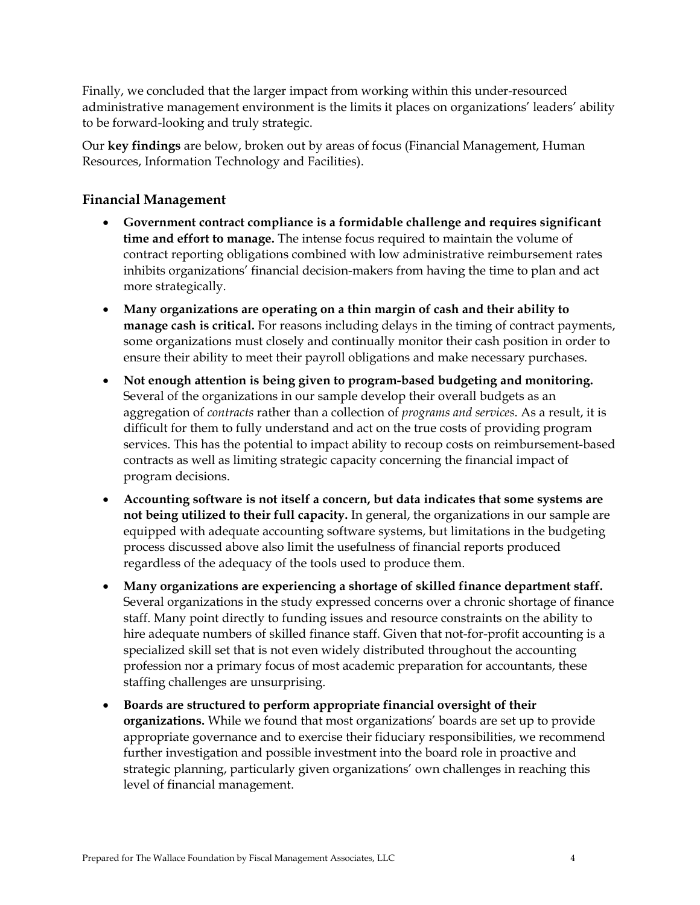Finally, we concluded that the larger impact from working within this under-resourced administrative management environment is the limits it places on organizations' leaders' ability to be forward-looking and truly strategic.

Our **key findings** are below, broken out by areas of focus (Financial Management, Human Resources, Information Technology and Facilities).

### Financial Management

- **Government contract compliance is a formidable challenge and requires significant time and effort to manage.** The intense focus required to maintain the volume of contract reporting obligations combined with low administrative reimbursement rates inhibits organizations' financial decision-makers from having the time to plan and act more strategically.
- **Many organizations are operating on a thin margin of cash and their ability to manage cash is critical.** For reasons including delays in the timing of contract payments, some organizations must closely and continually monitor their cash position in order to ensure their ability to meet their payroll obligations and make necessary purchases.
- **Not enough attention is being given to program-based budgeting and monitoring.** Several of the organizations in our sample develop their overall budgets as an aggregation of *contracts* rather than a collection of *programs and services*. As a result, it is difficult for them to fully understand and act on the true costs of providing program services. This has the potential to impact ability to recoup costs on reimbursement-based contracts as well as limiting strategic capacity concerning the financial impact of program decisions.
- **Accounting software is not itself a concern, but data indicates that some systems are not being utilized to their full capacity.** In general, the organizations in our sample are equipped with adequate accounting software systems, but limitations in the budgeting process discussed above also limit the usefulness of financial reports produced regardless of the adequacy of the tools used to produce them.
- **Many organizations are experiencing a shortage of skilled finance department staff.** Several organizations in the study expressed concerns over a chronic shortage of finance staff. Many point directly to funding issues and resource constraints on the ability to hire adequate numbers of skilled finance staff. Given that not-for-profit accounting is a specialized skill set that is not even widely distributed throughout the accounting profession nor a primary focus of most academic preparation for accountants, these staffing challenges are unsurprising.
- **Boards are structured to perform appropriate financial oversight of their organizations.** While we found that most organizations' boards are set up to provide appropriate governance and to exercise their fiduciary responsibilities, we recommend further investigation and possible investment into the board role in proactive and strategic planning, particularly given organizations' own challenges in reaching this level of financial management.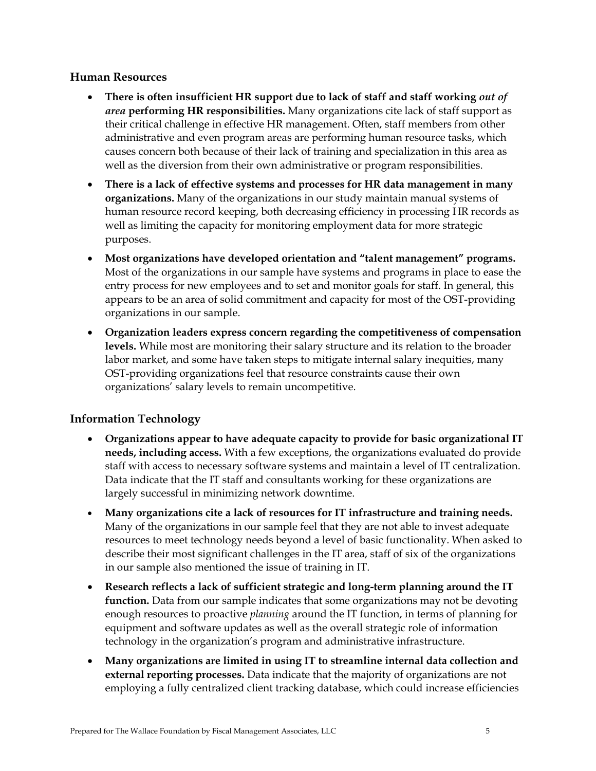### Human Resources

- **There is often insufficient HR support due to lack of staff and staff working *out of area* performing HR responsibilities.** Many organizations cite lack of staff support as their critical challenge in effective HR management. Often, staff members from other administrative and even program areas are performing human resource tasks, which causes concern both because of their lack of training and specialization in this area as well as the diversion from their own administrative or program responsibilities.
- **There is a lack of effective systems and processes for HR data management in many organizations.** Many of the organizations in our study maintain manual systems of human resource record keeping, both decreasing efficiency in processing HR records as well as limiting the capacity for monitoring employment data for more strategic purposes.
- **Most organizations have developed orientation and "talent management" programs.** Most of the organizations in our sample have systems and programs in place to ease the entry process for new employees and to set and monitor goals for staff. In general, this appears to be an area of solid commitment and capacity for most of the OST-providing organizations in our sample.
- **Organization leaders express concern regarding the competitiveness of compensation levels.** While most are monitoring their salary structure and its relation to the broader labor market, and some have taken steps to mitigate internal salary inequities, many OST-providing organizations feel that resource constraints cause their own organizations' salary levels to remain uncompetitive.

### Information Technology

- **Organizations appear to have adequate capacity to provide for basic organizational IT needs, including access.** With a few exceptions, the organizations evaluated do provide staff with access to necessary software systems and maintain a level of IT centralization. Data indicate that the IT staff and consultants working for these organizations are largely successful in minimizing network downtime.
- **Many organizations cite a lack of resources for IT infrastructure and training needs.** Many of the organizations in our sample feel that they are not able to invest adequate resources to meet technology needs beyond a level of basic functionality. When asked to describe their most significant challenges in the IT area, staff of six of the organizations in our sample also mentioned the issue of training in IT.
- **Research reflects a lack of sufficient strategic and long-term planning around the IT function.** Data from our sample indicates that some organizations may not be devoting enough resources to proactive *planning* around the IT function, in terms of planning for equipment and software updates as well as the overall strategic role of information technology in the organization's program and administrative infrastructure.
- **Many organizations are limited in using IT to streamline internal data collection and external reporting processes.** Data indicate that the majority of organizations are not employing a fully centralized client tracking database, which could increase efficiencies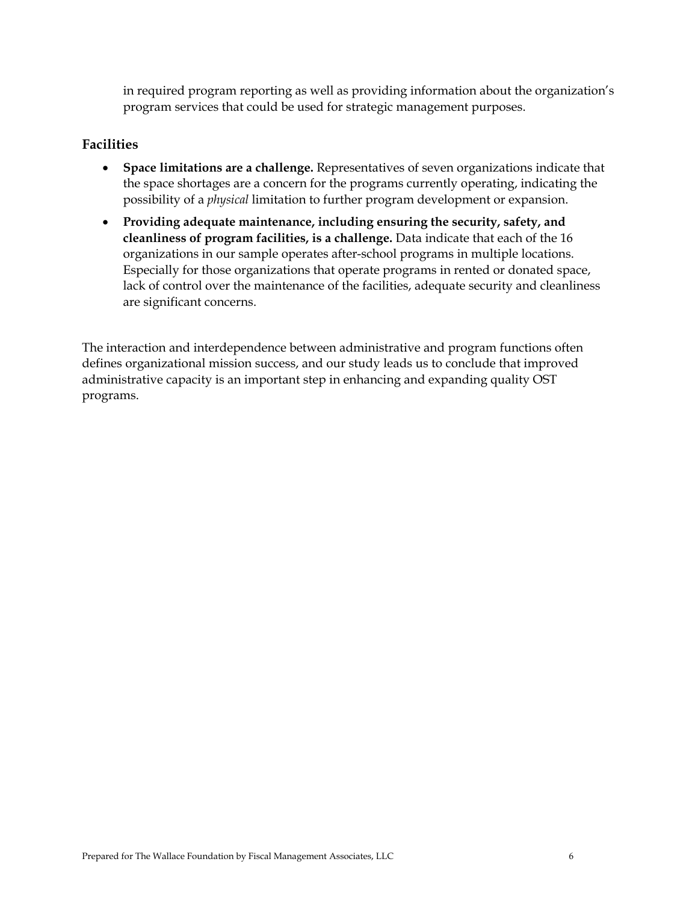in required program reporting as well as providing information about the organization's program services that could be used for strategic management purposes.

### Facilities

- **Space limitations are a challenge.** Representatives of seven organizations indicate that the space shortages are a concern for the programs currently operating, indicating the possibility of a *physical* limitation to further program development or expansion.
- **Providing adequate maintenance, including ensuring the security, safety, and cleanliness of program facilities, is a challenge.** Data indicate that each of the 16 organizations in our sample operates after-school programs in multiple locations. Especially for those organizations that operate programs in rented or donated space, lack of control over the maintenance of the facilities, adequate security and cleanliness are significant concerns.

The interaction and interdependence between administrative and program functions often defines organizational mission success, and our study leads us to conclude that improved administrative capacity is an important step in enhancing and expanding quality OST programs.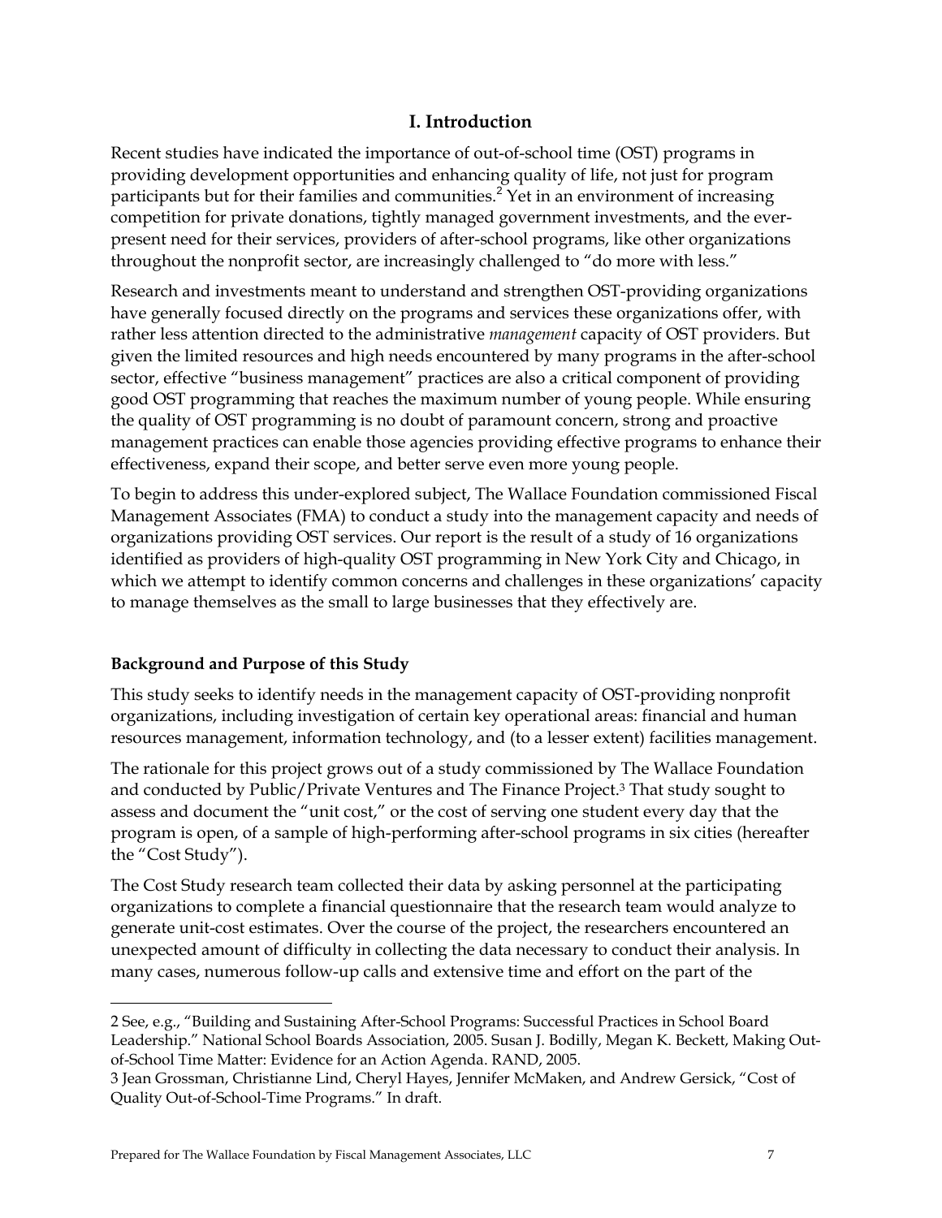# I. Introduction

Recent studies have indicated the importance of out-of-school time (OST) programs in providing development opportunities and enhancing quality of life, not just for program participants but for their families and communities.[2] Yet in an environment of increasing competition for private donations, tightly managed government investments, and the ever-present need for their services, providers of after-school programs, like other organizations throughout the nonprofit sector, are increasingly challenged to "do more with less."

Research and investments meant to understand and strengthen OST-providing organizations have generally focused directly on the programs and services these organizations offer, with rather less attention directed to the administrative *management* capacity of OST providers. But given the limited resources and high needs encountered by many programs in the after-school sector, effective "business management" practices are also a critical component of providing good OST programming that reaches the maximum number of young people. While ensuring the quality of OST programming is no doubt of paramount concern, strong and proactive management practices can enable those agencies providing effective programs to enhance their effectiveness, expand their scope, and better serve even more young people.

To begin to address this under-explored subject, The Wallace Foundation commissioned Fiscal Management Associates (FMA) to conduct a study into the management capacity and needs of organizations providing OST services. Our report is the result of a study of 16 organizations identified as providers of high-quality OST programming in New York City and Chicago, in which we attempt to identify common concerns and challenges in these organizations' capacity to manage themselves as the small to large businesses that they effectively are.

### Background and Purpose of this Study

This study seeks to identify needs in the management capacity of OST-providing nonprofit organizations, including investigation of certain key operational areas: financial and human resources management, information technology, and (to a lesser extent) facilities management.

The rationale for this project grows out of a study commissioned by The Wallace Foundation and conducted by Public/Private Ventures and The Finance Project.[3] That study sought to assess and document the "unit cost," or the cost of serving one student every day that the program is open, of a sample of high-performing after-school programs in six cities (hereafter the "Cost Study").

The Cost Study research team collected their data by asking personnel at the participating organizations to complete a financial questionnaire that the research team would analyze to generate unit-cost estimates. Over the course of the project, the researchers encountered an unexpected amount of difficulty in collecting the data necessary to conduct their analysis. In many cases, numerous follow-up calls and extensive time and effort on the part of the

---

2 See, e.g., "Building and Sustaining After-School Programs: Successful Practices in School Board Leadership." National School Boards Association, 2005. Susan J. Bodilly, Megan K. Beckett, Making Out-of-School Time Matter: Evidence for an Action Agenda. RAND, 2005.

3 Jean Grossman, Christianne Lind, Cheryl Hayes, Jennifer McMaken, and Andrew Gersick, "Cost of Quality Out-of-School-Time Programs." In draft.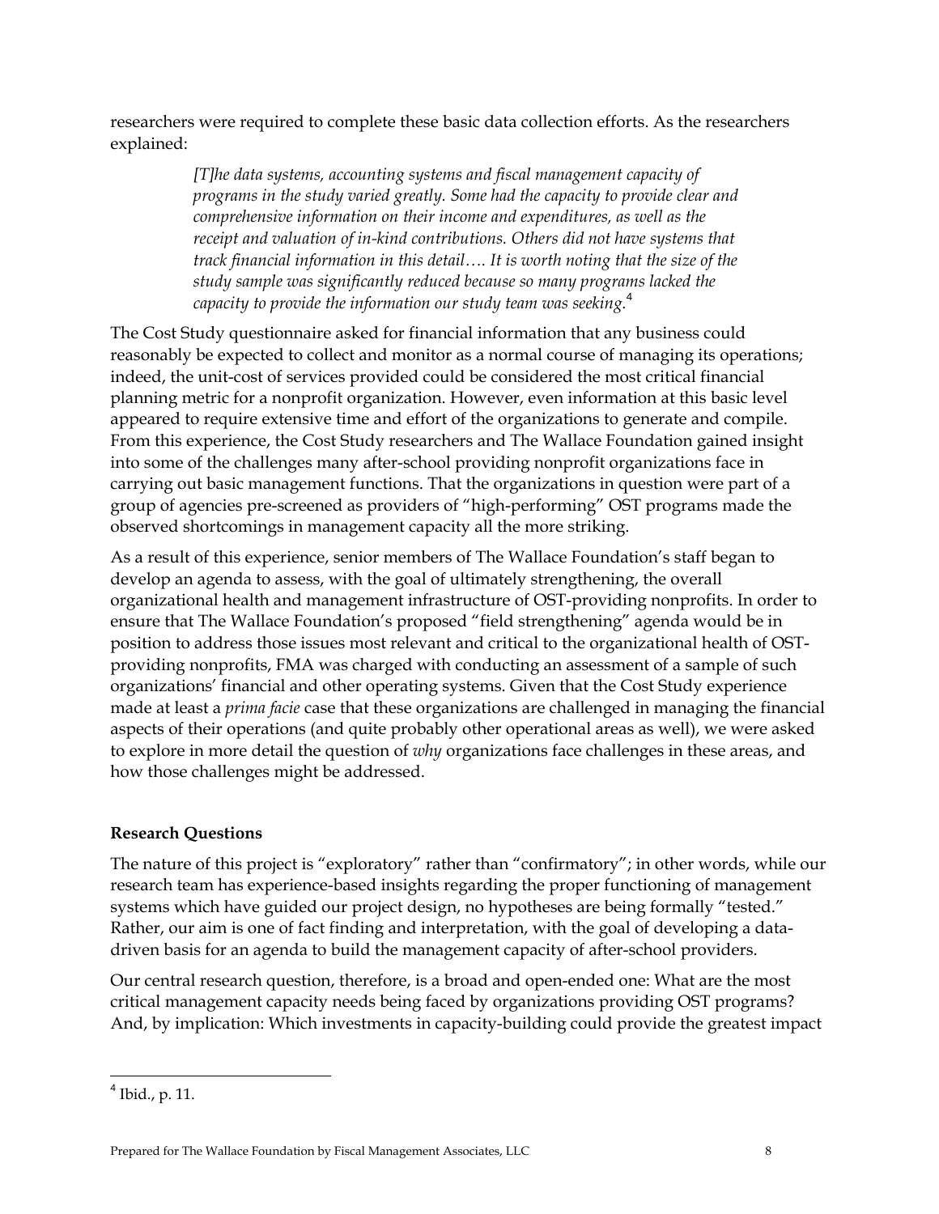researchers were required to complete these basic data collection efforts. As the researchers explained:

> *[T]he data systems, accounting systems and fiscal management capacity of programs in the study varied greatly. Some had the capacity to provide clear and comprehensive information on their income and expenditures, as well as the receipt and valuation of in-kind contributions. Others did not have systems that track financial information in this detail…. It is worth noting that the size of the study sample was significantly reduced because so many programs lacked the capacity to provide the information our study team was seeking.*[4]

The Cost Study questionnaire asked for financial information that any business could reasonably be expected to collect and monitor as a normal course of managing its operations; indeed, the unit-cost of services provided could be considered the most critical financial planning metric for a nonprofit organization. However, even information at this basic level appeared to require extensive time and effort of the organizations to generate and compile. From this experience, the Cost Study researchers and The Wallace Foundation gained insight into some of the challenges many after-school providing nonprofit organizations face in carrying out basic management functions. That the organizations in question were part of a group of agencies pre-screened as providers of "high-performing" OST programs made the observed shortcomings in management capacity all the more striking.

As a result of this experience, senior members of The Wallace Foundation's staff began to develop an agenda to assess, with the goal of ultimately strengthening, the overall organizational health and management infrastructure of OST-providing nonprofits. In order to ensure that The Wallace Foundation's proposed "field strengthening" agenda would be in position to address those issues most relevant and critical to the organizational health of OST-providing nonprofits, FMA was charged with conducting an assessment of a sample of such organizations' financial and other operating systems. Given that the Cost Study experience made at least a *prima facie* case that these organizations are challenged in managing the financial aspects of their operations (and quite probably other operational areas as well), we were asked to explore in more detail the question of *why* organizations face challenges in these areas, and how those challenges might be addressed.

**Research Questions**

The nature of this project is "exploratory" rather than "confirmatory"; in other words, while our research team has experience-based insights regarding the proper functioning of management systems which have guided our project design, no hypotheses are being formally "tested." Rather, our aim is one of fact finding and interpretation, with the goal of developing a data-driven basis for an agenda to build the management capacity of after-school providers.

Our central research question, therefore, is a broad and open-ended one: What are the most critical management capacity needs being faced by organizations providing OST programs? And, by implication: Which investments in capacity-building could provide the greatest impact

---

[4] Ibid., p. 11.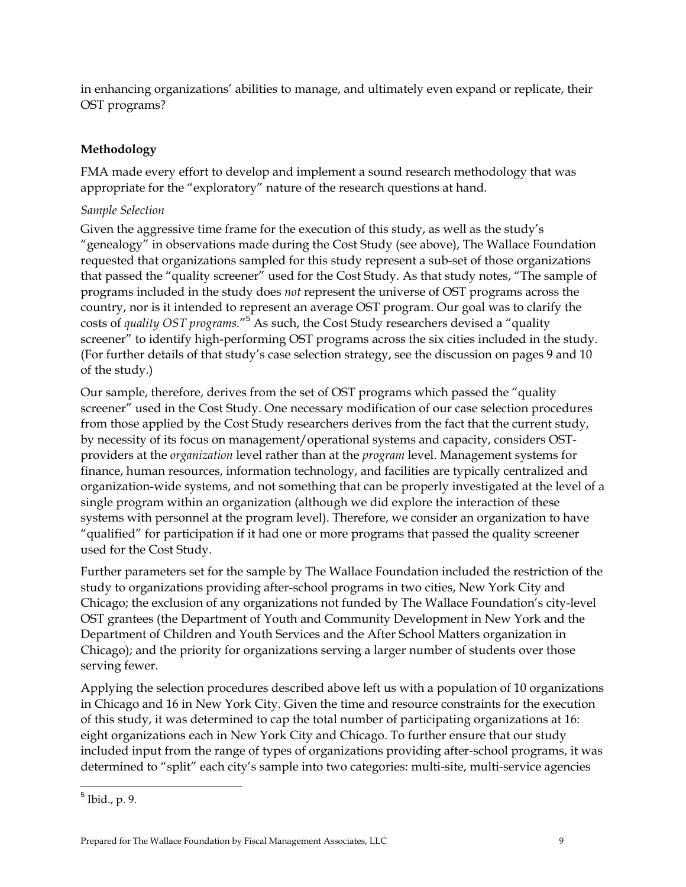in enhancing organizations' abilities to manage, and ultimately even expand or replicate, their OST programs?

**Methodology**

FMA made every effort to develop and implement a sound research methodology that was appropriate for the "exploratory" nature of the research questions at hand.

*Sample Selection*

Given the aggressive time frame for the execution of this study, as well as the study's "genealogy" in observations made during the Cost Study (see above), The Wallace Foundation requested that organizations sampled for this study represent a sub-set of those organizations that passed the "quality screener" used for the Cost Study. As that study notes, "The sample of programs included in the study does *not* represent the universe of OST programs across the country, nor is it intended to represent an average OST program. Our goal was to clarify the costs of *quality OST programs.*"[5] As such, the Cost Study researchers devised a "quality screener" to identify high-performing OST programs across the six cities included in the study. (For further details of that study's case selection strategy, see the discussion on pages 9 and 10 of the study.)

Our sample, therefore, derives from the set of OST programs which passed the "quality screener" used in the Cost Study. One necessary modification of our case selection procedures from those applied by the Cost Study researchers derives from the fact that the current study, by necessity of its focus on management/operational systems and capacity, considers OST-providers at the *organization* level rather than at the *program* level. Management systems for finance, human resources, information technology, and facilities are typically centralized and organization-wide systems, and not something that can be properly investigated at the level of a single program within an organization (although we did explore the interaction of these systems with personnel at the program level). Therefore, we consider an organization to have "qualified" for participation if it had one or more programs that passed the quality screener used for the Cost Study.

Further parameters set for the sample by The Wallace Foundation included the restriction of the study to organizations providing after-school programs in two cities, New York City and Chicago; the exclusion of any organizations not funded by The Wallace Foundation's city-level OST grantees (the Department of Youth and Community Development in New York and the Department of Children and Youth Services and the After School Matters organization in Chicago); and the priority for organizations serving a larger number of students over those serving fewer.

Applying the selection procedures described above left us with a population of 10 organizations in Chicago and 16 in New York City. Given the time and resource constraints for the execution of this study, it was determined to cap the total number of participating organizations at 16: eight organizations each in New York City and Chicago. To further ensure that our study included input from the range of types of organizations providing after-school programs, it was determined to "split" each city's sample into two categories: multi-site, multi-service agencies

[5] Ibid., p. 9.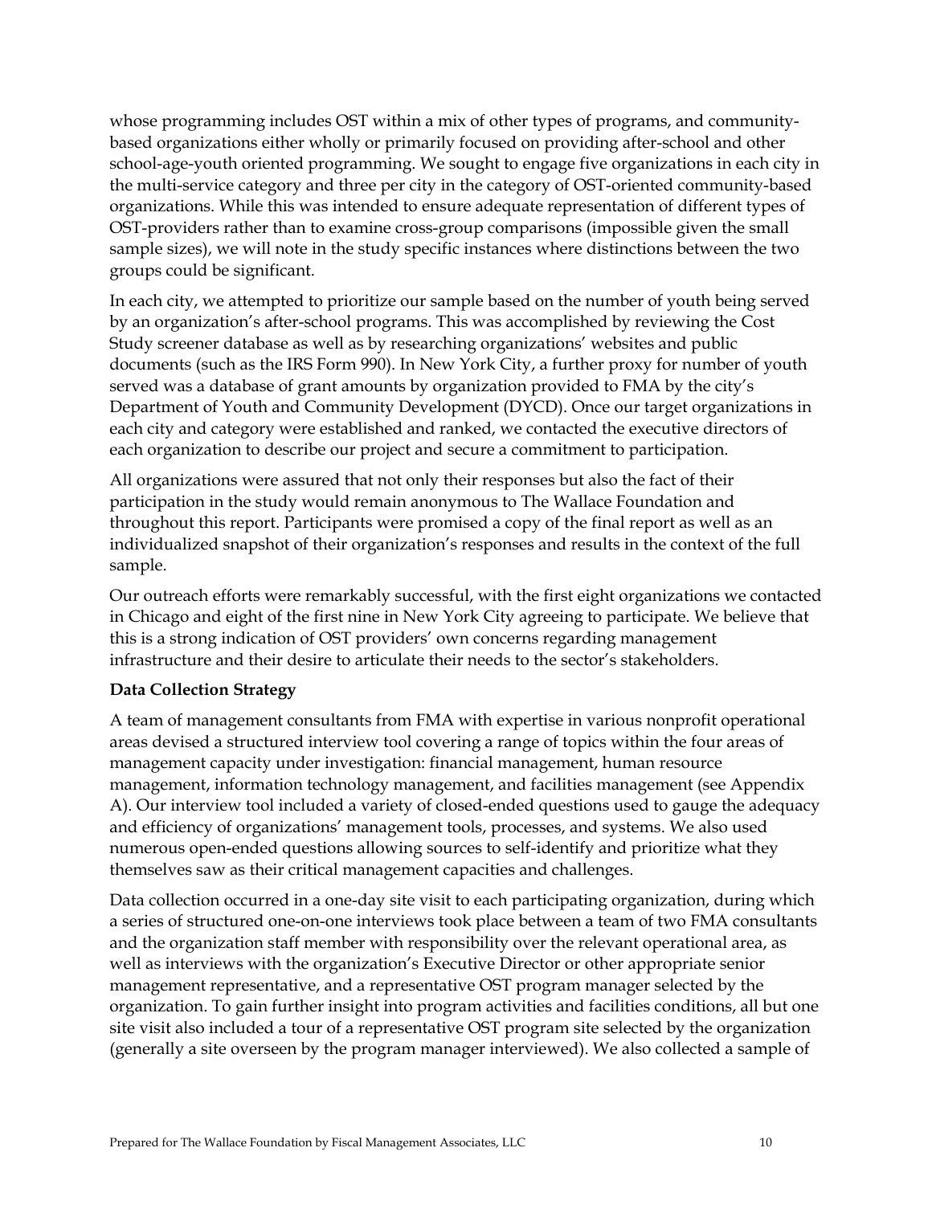whose programming includes OST within a mix of other types of programs, and community-based organizations either wholly or primarily focused on providing after-school and other school-age-youth oriented programming. We sought to engage five organizations in each city in the multi-service category and three per city in the category of OST-oriented community-based organizations. While this was intended to ensure adequate representation of different types of OST-providers rather than to examine cross-group comparisons (impossible given the small sample sizes), we will note in the study specific instances where distinctions between the two groups could be significant.

In each city, we attempted to prioritize our sample based on the number of youth being served by an organization's after-school programs. This was accomplished by reviewing the Cost Study screener database as well as by researching organizations' websites and public documents (such as the IRS Form 990). In New York City, a further proxy for number of youth served was a database of grant amounts by organization provided to FMA by the city's Department of Youth and Community Development (DYCD). Once our target organizations in each city and category were established and ranked, we contacted the executive directors of each organization to describe our project and secure a commitment to participation.

All organizations were assured that not only their responses but also the fact of their participation in the study would remain anonymous to The Wallace Foundation and throughout this report. Participants were promised a copy of the final report as well as an individualized snapshot of their organization's responses and results in the context of the full sample.

Our outreach efforts were remarkably successful, with the first eight organizations we contacted in Chicago and eight of the first nine in New York City agreeing to participate. We believe that this is a strong indication of OST providers' own concerns regarding management infrastructure and their desire to articulate their needs to the sector's stakeholders.

**Data Collection Strategy**

A team of management consultants from FMA with expertise in various nonprofit operational areas devised a structured interview tool covering a range of topics within the four areas of management capacity under investigation: financial management, human resource management, information technology management, and facilities management (see Appendix A). Our interview tool included a variety of closed-ended questions used to gauge the adequacy and efficiency of organizations' management tools, processes, and systems. We also used numerous open-ended questions allowing sources to self-identify and prioritize what they themselves saw as their critical management capacities and challenges.

Data collection occurred in a one-day site visit to each participating organization, during which a series of structured one-on-one interviews took place between a team of two FMA consultants and the organization staff member with responsibility over the relevant operational area, as well as interviews with the organization's Executive Director or other appropriate senior management representative, and a representative OST program manager selected by the organization. To gain further insight into program activities and facilities conditions, all but one site visit also included a tour of a representative OST program site selected by the organization (generally a site overseen by the program manager interviewed). We also collected a sample of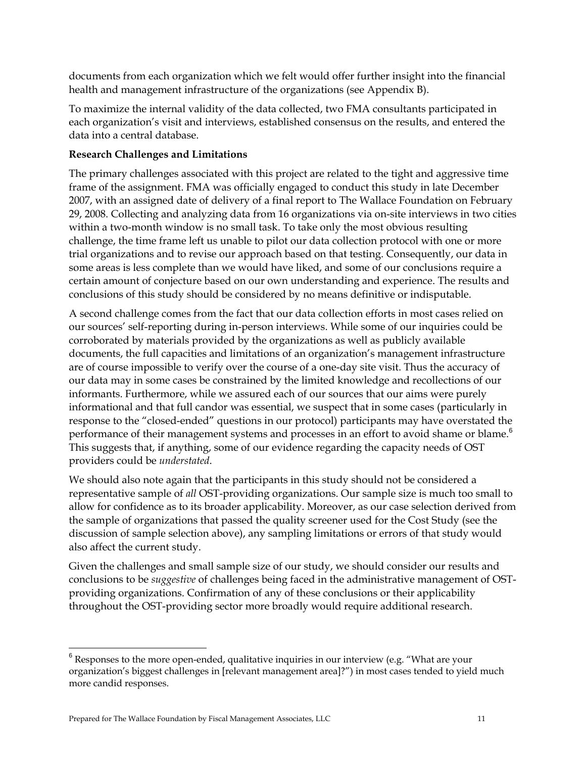documents from each organization which we felt would offer further insight into the financial health and management infrastructure of the organizations (see Appendix B).

To maximize the internal validity of the data collected, two FMA consultants participated in each organization's visit and interviews, established consensus on the results, and entered the data into a central database.

**Research Challenges and Limitations**

The primary challenges associated with this project are related to the tight and aggressive time frame of the assignment. FMA was officially engaged to conduct this study in late December 2007, with an assigned date of delivery of a final report to The Wallace Foundation on February 29, 2008. Collecting and analyzing data from 16 organizations via on-site interviews in two cities within a two-month window is no small task. To take only the most obvious resulting challenge, the time frame left us unable to pilot our data collection protocol with one or more trial organizations and to revise our approach based on that testing. Consequently, our data in some areas is less complete than we would have liked, and some of our conclusions require a certain amount of conjecture based on our own understanding and experience. The results and conclusions of this study should be considered by no means definitive or indisputable.

A second challenge comes from the fact that our data collection efforts in most cases relied on our sources' self-reporting during in-person interviews. While some of our inquiries could be corroborated by materials provided by the organizations as well as publicly available documents, the full capacities and limitations of an organization's management infrastructure are of course impossible to verify over the course of a one-day site visit. Thus the accuracy of our data may in some cases be constrained by the limited knowledge and recollections of our informants. Furthermore, while we assured each of our sources that our aims were purely informational and that full candor was essential, we suspect that in some cases (particularly in response to the "closed-ended" questions in our protocol) participants may have overstated the performance of their management systems and processes in an effort to avoid shame or blame.[6] This suggests that, if anything, some of our evidence regarding the capacity needs of OST providers could be *understated*.

We should also note again that the participants in this study should not be considered a representative sample of *all* OST-providing organizations. Our sample size is much too small to allow for confidence as to its broader applicability. Moreover, as our case selection derived from the sample of organizations that passed the quality screener used for the Cost Study (see the discussion of sample selection above), any sampling limitations or errors of that study would also affect the current study.

Given the challenges and small sample size of our study, we should consider our results and conclusions to be *suggestive* of challenges being faced in the administrative management of OST-providing organizations. Confirmation of any of these conclusions or their applicability throughout the OST-providing sector more broadly would require additional research.

---

[6] Responses to the more open-ended, qualitative inquiries in our interview (e.g. "What are your organization's biggest challenges in [relevant management area]?") in most cases tended to yield much more candid responses.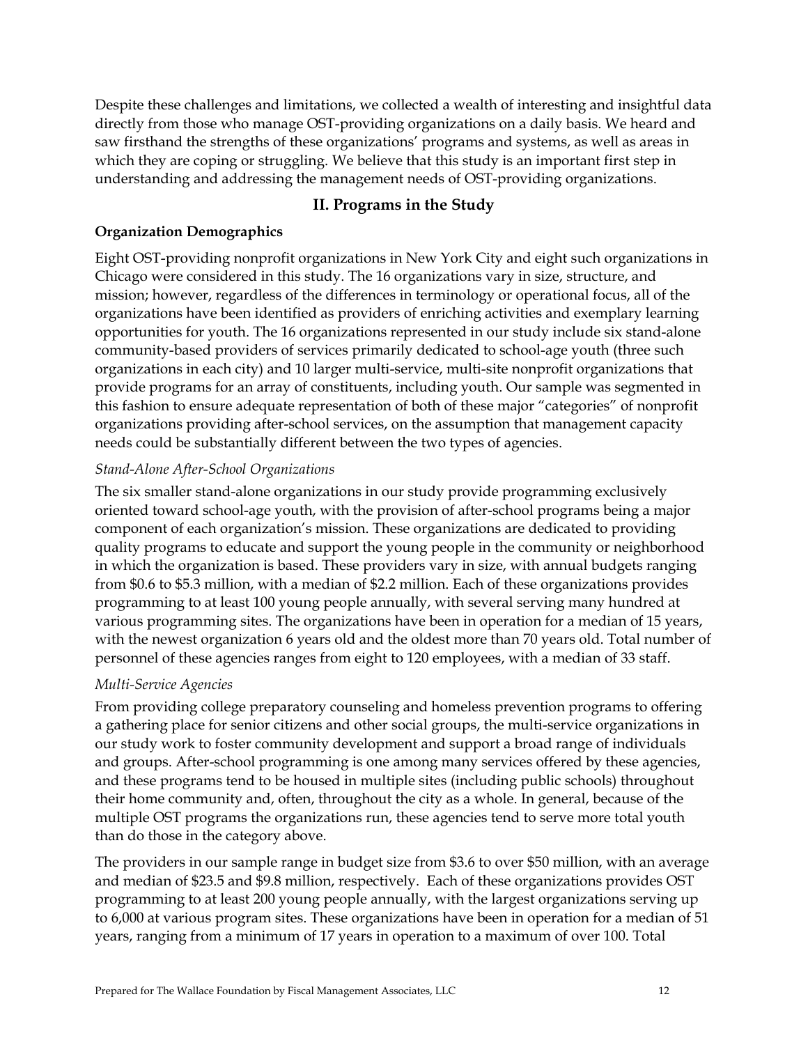Despite these challenges and limitations, we collected a wealth of interesting and insightful data directly from those who manage OST-providing organizations on a daily basis. We heard and saw firsthand the strengths of these organizations' programs and systems, as well as areas in which they are coping or struggling. We believe that this study is an important first step in understanding and addressing the management needs of OST-providing organizations.

## II. Programs in the Study

### Organization Demographics

Eight OST-providing nonprofit organizations in New York City and eight such organizations in Chicago were considered in this study. The 16 organizations vary in size, structure, and mission; however, regardless of the differences in terminology or operational focus, all of the organizations have been identified as providers of enriching activities and exemplary learning opportunities for youth. The 16 organizations represented in our study include six stand-alone community-based providers of services primarily dedicated to school-age youth (three such organizations in each city) and 10 larger multi-service, multi-site nonprofit organizations that provide programs for an array of constituents, including youth. Our sample was segmented in this fashion to ensure adequate representation of both of these major "categories" of nonprofit organizations providing after-school services, on the assumption that management capacity needs could be substantially different between the two types of agencies.

*Stand-Alone After-School Organizations*

The six smaller stand-alone organizations in our study provide programming exclusively oriented toward school-age youth, with the provision of after-school programs being a major component of each organization's mission. These organizations are dedicated to providing quality programs to educate and support the young people in the community or neighborhood in which the organization is based. These providers vary in size, with annual budgets ranging from $0.6 to $5.3 million, with a median of $2.2 million. Each of these organizations provides programming to at least 100 young people annually, with several serving many hundred at various programming sites. The organizations have been in operation for a median of 15 years, with the newest organization 6 years old and the oldest more than 70 years old. Total number of personnel of these agencies ranges from eight to 120 employees, with a median of 33 staff.

*Multi-Service Agencies*

From providing college preparatory counseling and homeless prevention programs to offering a gathering place for senior citizens and other social groups, the multi-service organizations in our study work to foster community development and support a broad range of individuals and groups. After-school programming is one among many services offered by these agencies, and these programs tend to be housed in multiple sites (including public schools) throughout their home community and, often, throughout the city as a whole. In general, because of the multiple OST programs the organizations run, these agencies tend to serve more total youth than do those in the category above.

The providers in our sample range in budget size from $3.6 to over $50 million, with an average and median of $23.5 and $9.8 million, respectively. Each of these organizations provides OST programming to at least 200 young people annually, with the largest organizations serving up to 6,000 at various program sites. These organizations have been in operation for a median of 51 years, ranging from a minimum of 17 years in operation to a maximum of over 100. Total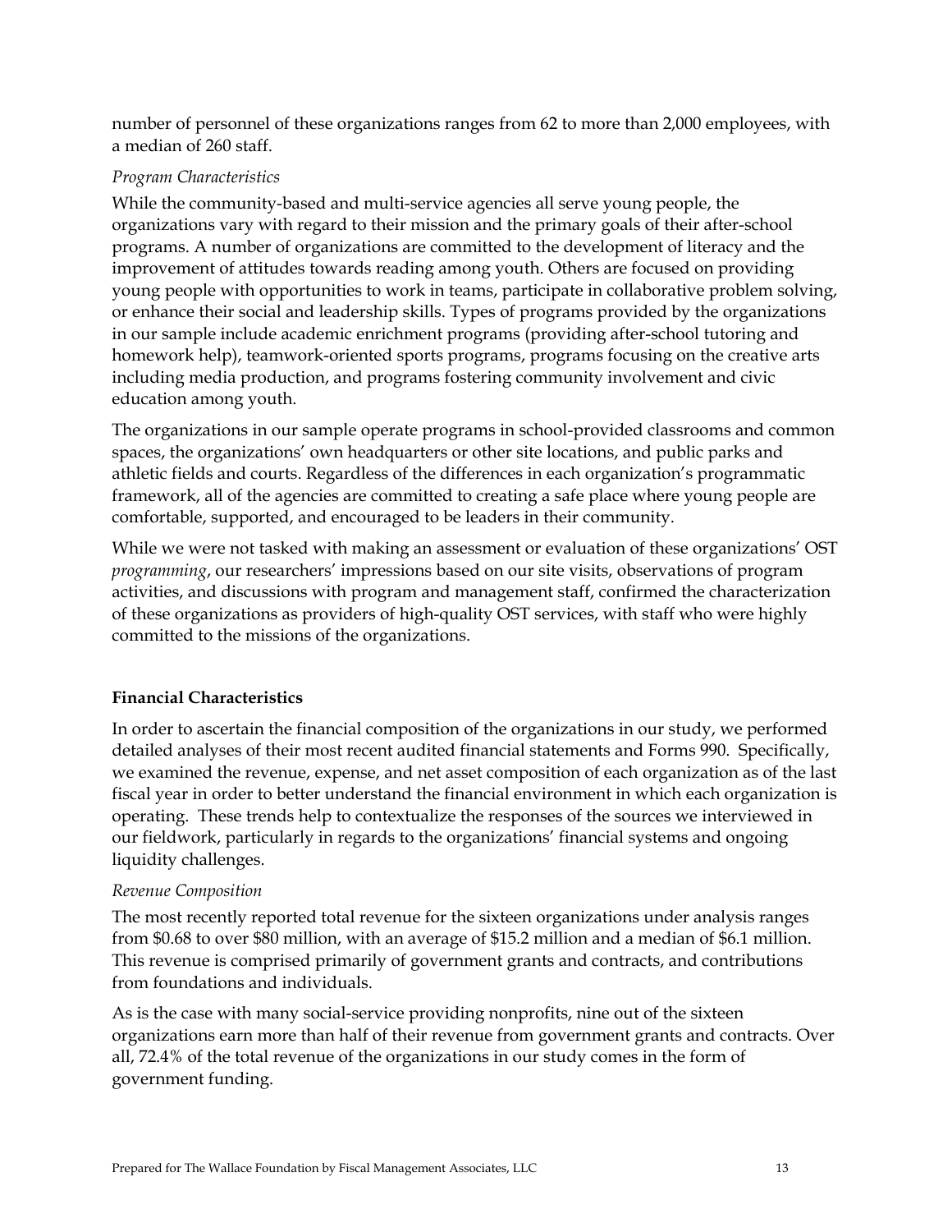number of personnel of these organizations ranges from 62 to more than 2,000 employees, with a median of 260 staff.

*Program Characteristics*

While the community-based and multi-service agencies all serve young people, the organizations vary with regard to their mission and the primary goals of their after-school programs. A number of organizations are committed to the development of literacy and the improvement of attitudes towards reading among youth. Others are focused on providing young people with opportunities to work in teams, participate in collaborative problem solving, or enhance their social and leadership skills. Types of programs provided by the organizations in our sample include academic enrichment programs (providing after-school tutoring and homework help), teamwork-oriented sports programs, programs focusing on the creative arts including media production, and programs fostering community involvement and civic education among youth.

The organizations in our sample operate programs in school-provided classrooms and common spaces, the organizations' own headquarters or other site locations, and public parks and athletic fields and courts. Regardless of the differences in each organization's programmatic framework, all of the agencies are committed to creating a safe place where young people are comfortable, supported, and encouraged to be leaders in their community.

While we were not tasked with making an assessment or evaluation of these organizations' OST *programming*, our researchers' impressions based on our site visits, observations of program activities, and discussions with program and management staff, confirmed the characterization of these organizations as providers of high-quality OST services, with staff who were highly committed to the missions of the organizations.

**Financial Characteristics**

In order to ascertain the financial composition of the organizations in our study, we performed detailed analyses of their most recent audited financial statements and Forms 990. Specifically, we examined the revenue, expense, and net asset composition of each organization as of the last fiscal year in order to better understand the financial environment in which each organization is operating. These trends help to contextualize the responses of the sources we interviewed in our fieldwork, particularly in regards to the organizations' financial systems and ongoing liquidity challenges.

*Revenue Composition*

The most recently reported total revenue for the sixteen organizations under analysis ranges from $0.68 to over $80 million, with an average of $15.2 million and a median of $6.1 million. This revenue is comprised primarily of government grants and contracts, and contributions from foundations and individuals.

As is the case with many social-service providing nonprofits, nine out of the sixteen organizations earn more than half of their revenue from government grants and contracts. Over all, 72.4% of the total revenue of the organizations in our study comes in the form of government funding.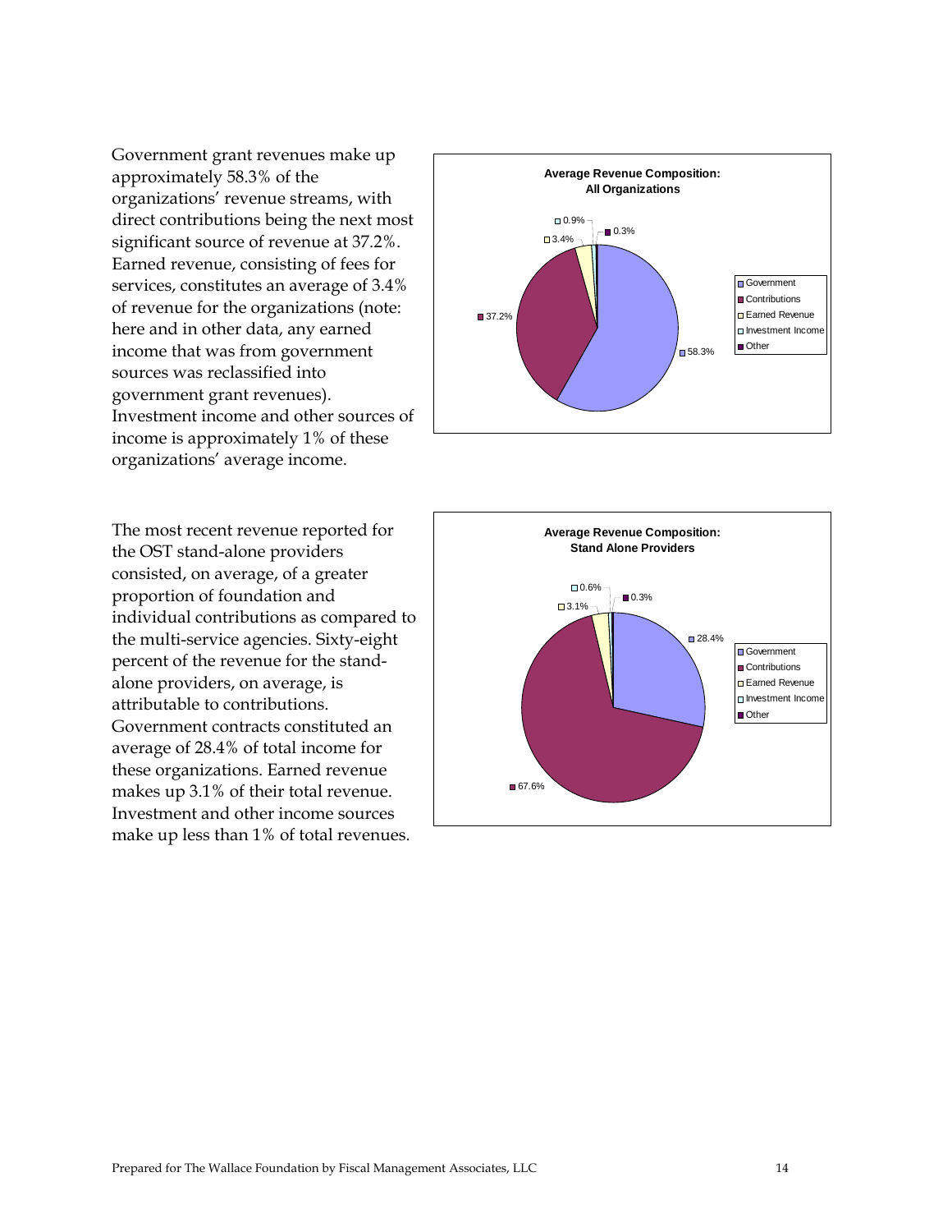Government grant revenues make up approximately 58.3% of the organizations' revenue streams, with direct contributions being the next most significant source of revenue at 37.2%. Earned revenue, consisting of fees for services, constitutes an average of 3.4% of revenue for the organizations (note: here and in other data, any earned income that was from government sources was reclassified into government grant revenues). Investment income and other sources of income is approximately 1% of these organizations' average income.

**Average Revenue Composition: All Organizations**

| Source | Percentage |
|---|---|
| Government | 58.3% |
| Contributions | 37.2% |
| Earned Revenue | 3.4% |
| Investment Income | 0.9% |
| Other | 0.3% |

The most recent revenue reported for the OST stand-alone providers consisted, on average, of a greater proportion of foundation and individual contributions as compared to the multi-service agencies. Sixty-eight percent of the revenue for the stand-alone providers, on average, is attributable to contributions. Government contracts constituted an average of 28.4% of total income for these organizations. Earned revenue makes up 3.1% of their total revenue. Investment and other income sources make up less than 1% of total revenues.

**Average Revenue Composition: Stand Alone Providers**

| Source | Percentage |
|---|---|
| Government | 28.4% |
| Contributions | 67.6% |
| Earned Revenue | 3.1% |
| Investment Income | 0.6% |
| Other | 0.3% |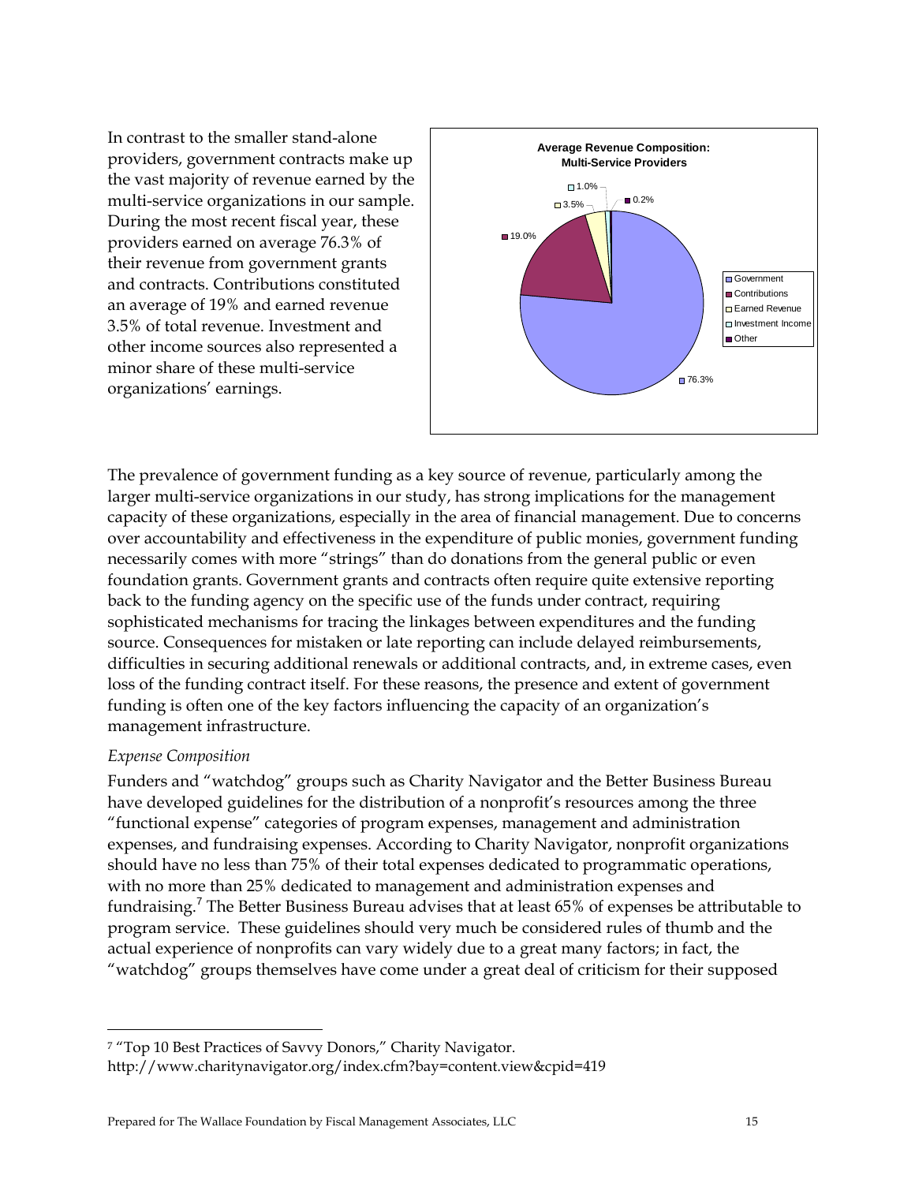In contrast to the smaller stand-alone providers, government contracts make up the vast majority of revenue earned by the multi-service organizations in our sample. During the most recent fiscal year, these providers earned on average 76.3% of their revenue from government grants and contracts. Contributions constituted an average of 19% and earned revenue 3.5% of total revenue. Investment and other income sources also represented a minor share of these multi-service organizations' earnings.

**Average Revenue Composition: Multi-Service Providers**

| Source | Share |
|---|---|
| Government | 76.3% |
| Contributions | 19.0% |
| Earned Revenue | 3.5% |
| Investment Income | 1.0% |
| Other | 0.2% |

The prevalence of government funding as a key source of revenue, particularly among the larger multi-service organizations in our study, has strong implications for the management capacity of these organizations, especially in the area of financial management. Due to concerns over accountability and effectiveness in the expenditure of public monies, government funding necessarily comes with more "strings" than do donations from the general public or even foundation grants. Government grants and contracts often require quite extensive reporting back to the funding agency on the specific use of the funds under contract, requiring sophisticated mechanisms for tracing the linkages between expenditures and the funding source. Consequences for mistaken or late reporting can include delayed reimbursements, difficulties in securing additional renewals or additional contracts, and, in extreme cases, even loss of the funding contract itself. For these reasons, the presence and extent of government funding is often one of the key factors influencing the capacity of an organization's management infrastructure.

*Expense Composition*

Funders and "watchdog" groups such as Charity Navigator and the Better Business Bureau have developed guidelines for the distribution of a nonprofit's resources among the three "functional expense" categories of program expenses, management and administration expenses, and fundraising expenses. According to Charity Navigator, nonprofit organizations should have no less than 75% of their total expenses dedicated to programmatic operations, with no more than 25% dedicated to management and administration expenses and fundraising.[7] The Better Business Bureau advises that at least 65% of expenses be attributable to program service. These guidelines should very much be considered rules of thumb and the actual experience of nonprofits can vary widely due to a great many factors; in fact, the "watchdog" groups themselves have come under a great deal of criticism for their supposed

---

[7] "Top 10 Best Practices of Savvy Donors," Charity Navigator. http://www.charitynavigator.org/index.cfm?bay=content.view&cpid=419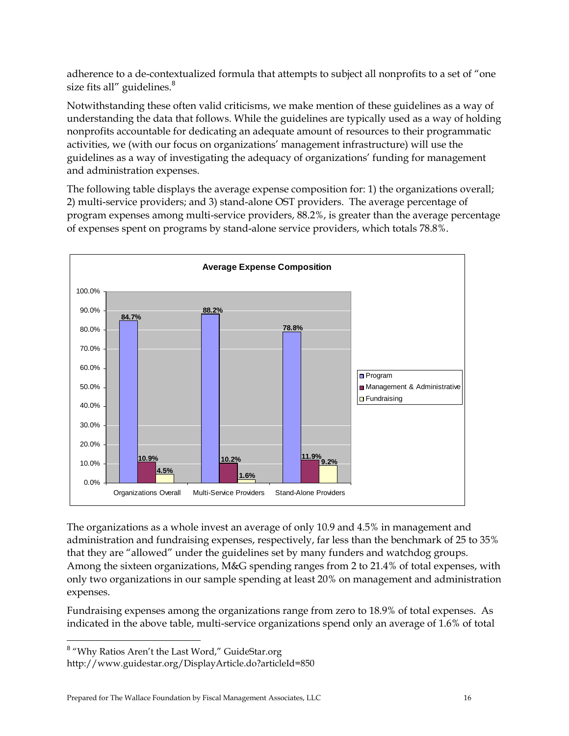adherence to a de-contextualized formula that attempts to subject all nonprofits to a set of "one size fits all" guidelines.[8]

Notwithstanding these often valid criticisms, we make mention of these guidelines as a way of understanding the data that follows. While the guidelines are typically used as a way of holding nonprofits accountable for dedicating an adequate amount of resources to their programmatic activities, we (with our focus on organizations' management infrastructure) will use the guidelines as a way of investigating the adequacy of organizations' funding for management and administration expenses.

The following table displays the average expense composition for: 1) the organizations overall; 2) multi-service providers; and 3) stand-alone OST providers. The average percentage of program expenses among multi-service providers, 88.2%, is greater than the average percentage of expenses spent on programs by stand-alone service providers, which totals 78.8%.

**Average Expense Composition**

| | Program | Management & Administrative | Fundraising |
|---|---|---|---|
| Organizations Overall | 84.7% | 10.9% | 4.5% |
| Multi-Service Providers | 88.2% | 10.2% | 1.6% |
| Stand-Alone Providers | 78.8% | 11.9% | 9.2% |

The organizations as a whole invest an average of only 10.9 and 4.5% in management and administration and fundraising expenses, respectively, far less than the benchmark of 25 to 35% that they are "allowed" under the guidelines set by many funders and watchdog groups. Among the sixteen organizations, M&G spending ranges from 2 to 21.4% of total expenses, with only two organizations in our sample spending at least 20% on management and administration expenses.

Fundraising expenses among the organizations range from zero to 18.9% of total expenses. As indicated in the above table, multi-service organizations spend only an average of 1.6% of total

[8] "Why Ratios Aren't the Last Word," GuideStar.org http://www.guidestar.org/DisplayArticle.do?articleId=850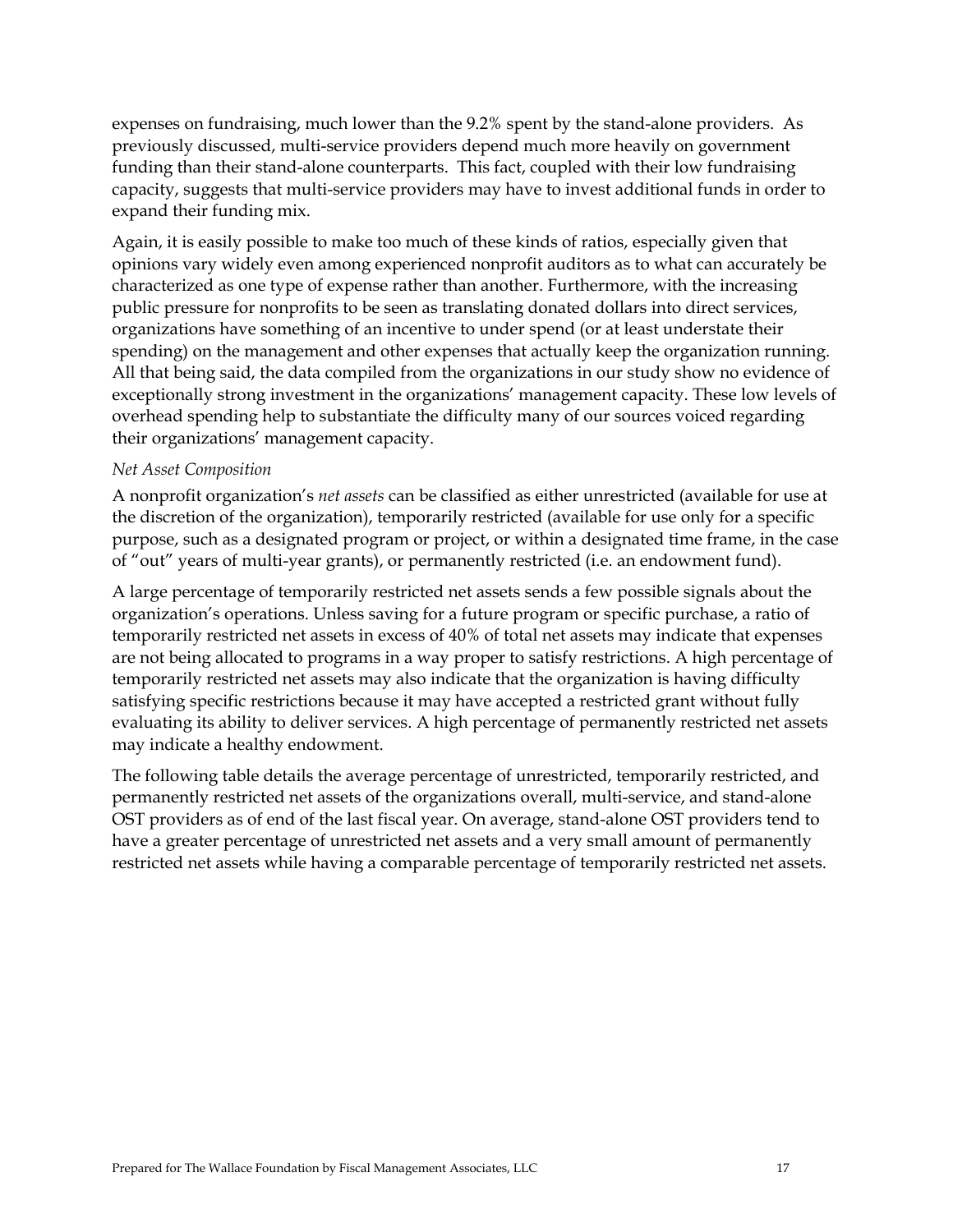expenses on fundraising, much lower than the 9.2% spent by the stand-alone providers. As previously discussed, multi-service providers depend much more heavily on government funding than their stand-alone counterparts. This fact, coupled with their low fundraising capacity, suggests that multi-service providers may have to invest additional funds in order to expand their funding mix.

Again, it is easily possible to make too much of these kinds of ratios, especially given that opinions vary widely even among experienced nonprofit auditors as to what can accurately be characterized as one type of expense rather than another. Furthermore, with the increasing public pressure for nonprofits to be seen as translating donated dollars into direct services, organizations have something of an incentive to under spend (or at least understate their spending) on the management and other expenses that actually keep the organization running. All that being said, the data compiled from the organizations in our study show no evidence of exceptionally strong investment in the organizations' management capacity. These low levels of overhead spending help to substantiate the difficulty many of our sources voiced regarding their organizations' management capacity.

*Net Asset Composition*

A nonprofit organization's *net assets* can be classified as either unrestricted (available for use at the discretion of the organization), temporarily restricted (available for use only for a specific purpose, such as a designated program or project, or within a designated time frame, in the case of "out" years of multi-year grants), or permanently restricted (i.e. an endowment fund).

A large percentage of temporarily restricted net assets sends a few possible signals about the organization's operations. Unless saving for a future program or specific purchase, a ratio of temporarily restricted net assets in excess of 40% of total net assets may indicate that expenses are not being allocated to programs in a way proper to satisfy restrictions. A high percentage of temporarily restricted net assets may also indicate that the organization is having difficulty satisfying specific restrictions because it may have accepted a restricted grant without fully evaluating its ability to deliver services. A high percentage of permanently restricted net assets may indicate a healthy endowment.

The following table details the average percentage of unrestricted, temporarily restricted, and permanently restricted net assets of the organizations overall, multi-service, and stand-alone OST providers as of end of the last fiscal year. On average, stand-alone OST providers tend to have a greater percentage of unrestricted net assets and a very small amount of permanently restricted net assets while having a comparable percentage of temporarily restricted net assets.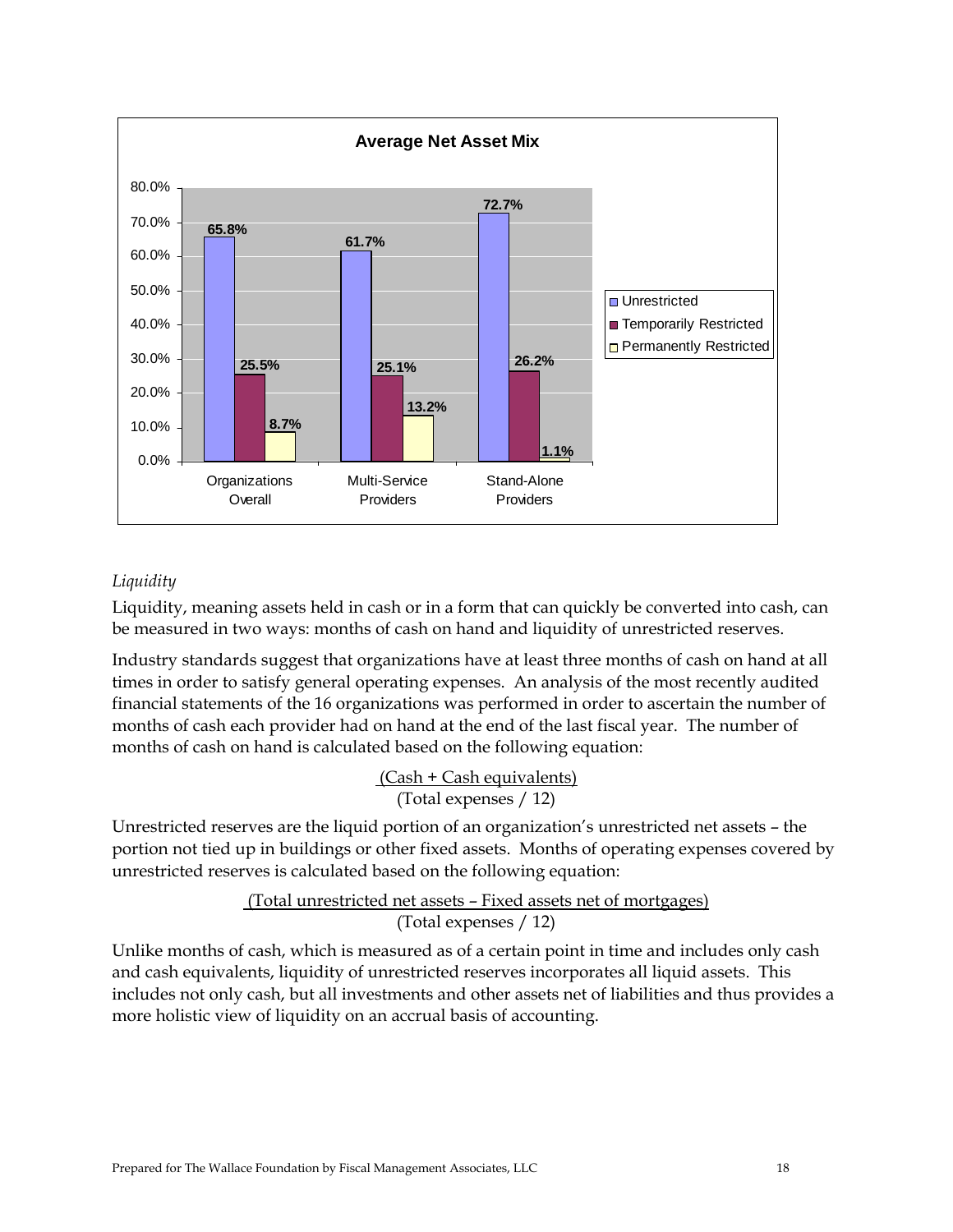**Average Net Asset Mix**

| | Unrestricted | Temporarily Restricted | Permanently Restricted |
|---|---|---|---|
| Organizations Overall | 65.8% | 25.5% | 8.7% |
| Multi-Service Providers | 61.7% | 25.1% | 13.2% |
| Stand-Alone Providers | 72.7% | 26.2% | 1.1% |

*Liquidity*

Liquidity, meaning assets held in cash or in a form that can quickly be converted into cash, can be measured in two ways: months of cash on hand and liquidity of unrestricted reserves.

Industry standards suggest that organizations have at least three months of cash on hand at all times in order to satisfy general operating expenses. An analysis of the most recently audited financial statements of the 16 organizations was performed in order to ascertain the number of months of cash each provider had on hand at the end of the last fiscal year. The number of months of cash on hand is calculated based on the following equation:

$$\frac{\text{(Cash + Cash equivalents)}}{\text{(Total expenses / 12)}}$$

Unrestricted reserves are the liquid portion of an organization's unrestricted net assets – the portion not tied up in buildings or other fixed assets. Months of operating expenses covered by unrestricted reserves is calculated based on the following equation:

$$\frac{\text{(Total unrestricted net assets – Fixed assets net of mortgages)}}{\text{(Total expenses / 12)}}$$

Unlike months of cash, which is measured as of a certain point in time and includes only cash and cash equivalents, liquidity of unrestricted reserves incorporates all liquid assets. This includes not only cash, but all investments and other assets net of liabilities and thus provides a more holistic view of liquidity on an accrual basis of accounting.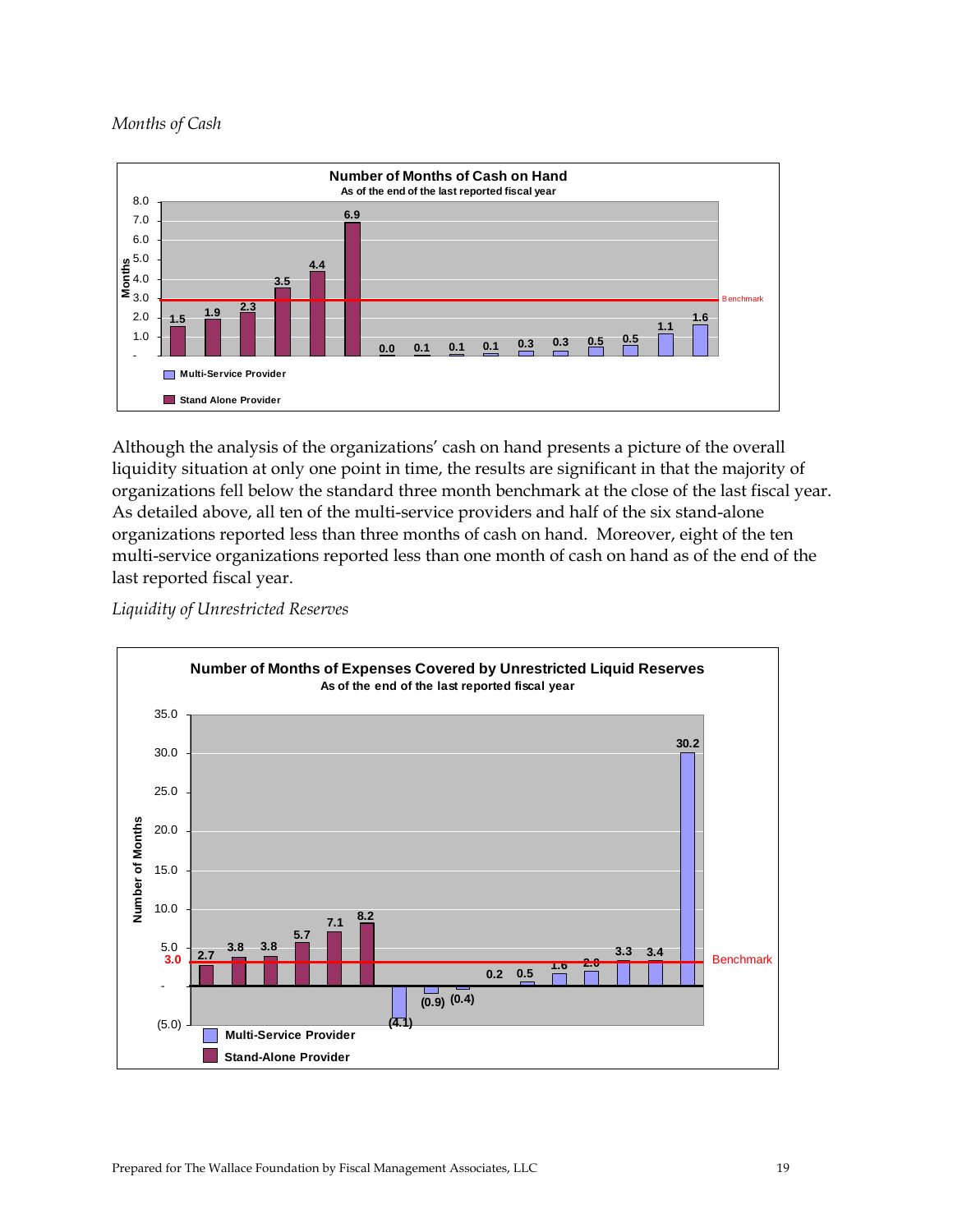*Months of Cash*

**Number of Months of Cash on Hand**
As of the end of the last reported fiscal year

| Provider Type | Months |
|---|---|
| Stand Alone Provider | 1.5 |
| Stand Alone Provider | 1.9 |
| Stand Alone Provider | 2.3 |
| Stand Alone Provider | 3.5 |
| Stand Alone Provider | 4.4 |
| Stand Alone Provider | 6.9 |
| Multi-Service Provider | 0.0 |
| Multi-Service Provider | 0.1 |
| Multi-Service Provider | 0.1 |
| Multi-Service Provider | 0.1 |
| Multi-Service Provider | 0.3 |
| Multi-Service Provider | 0.3 |
| Multi-Service Provider | 0.5 |
| Multi-Service Provider | 0.5 |
| Multi-Service Provider | 1.1 |
| Multi-Service Provider | 1.6 |

Benchmark: 3.0

Although the analysis of the organizations' cash on hand presents a picture of the overall liquidity situation at only one point in time, the results are significant in that the majority of organizations fell below the standard three month benchmark at the close of the last fiscal year. As detailed above, all ten of the multi-service providers and half of the six stand-alone organizations reported less than three months of cash on hand. Moreover, eight of the ten multi-service organizations reported less than one month of cash on hand as of the end of the last reported fiscal year.

*Liquidity of Unrestricted Reserves*

**Number of Months of Expenses Covered by Unrestricted Liquid Reserves**
As of the end of the last reported fiscal year

| Provider Type | Number of Months |
|---|---|
| Stand-Alone Provider | 2.7 |
| Stand-Alone Provider | 3.8 |
| Stand-Alone Provider | 3.8 |
| Stand-Alone Provider | 5.7 |
| Stand-Alone Provider | 7.1 |
| Stand-Alone Provider | 8.2 |
| Multi-Service Provider | (4.1) |
| Multi-Service Provider | (0.9) |
| Multi-Service Provider | (0.4) |
| Multi-Service Provider | 0.2 |
| Multi-Service Provider | 0.5 |
| Multi-Service Provider | 1.6 |
| Multi-Service Provider | 2.0 |
| Multi-Service Provider | 3.3 |
| Multi-Service Provider | 3.4 |
| Multi-Service Provider | 30.2 |

Benchmark: 3.0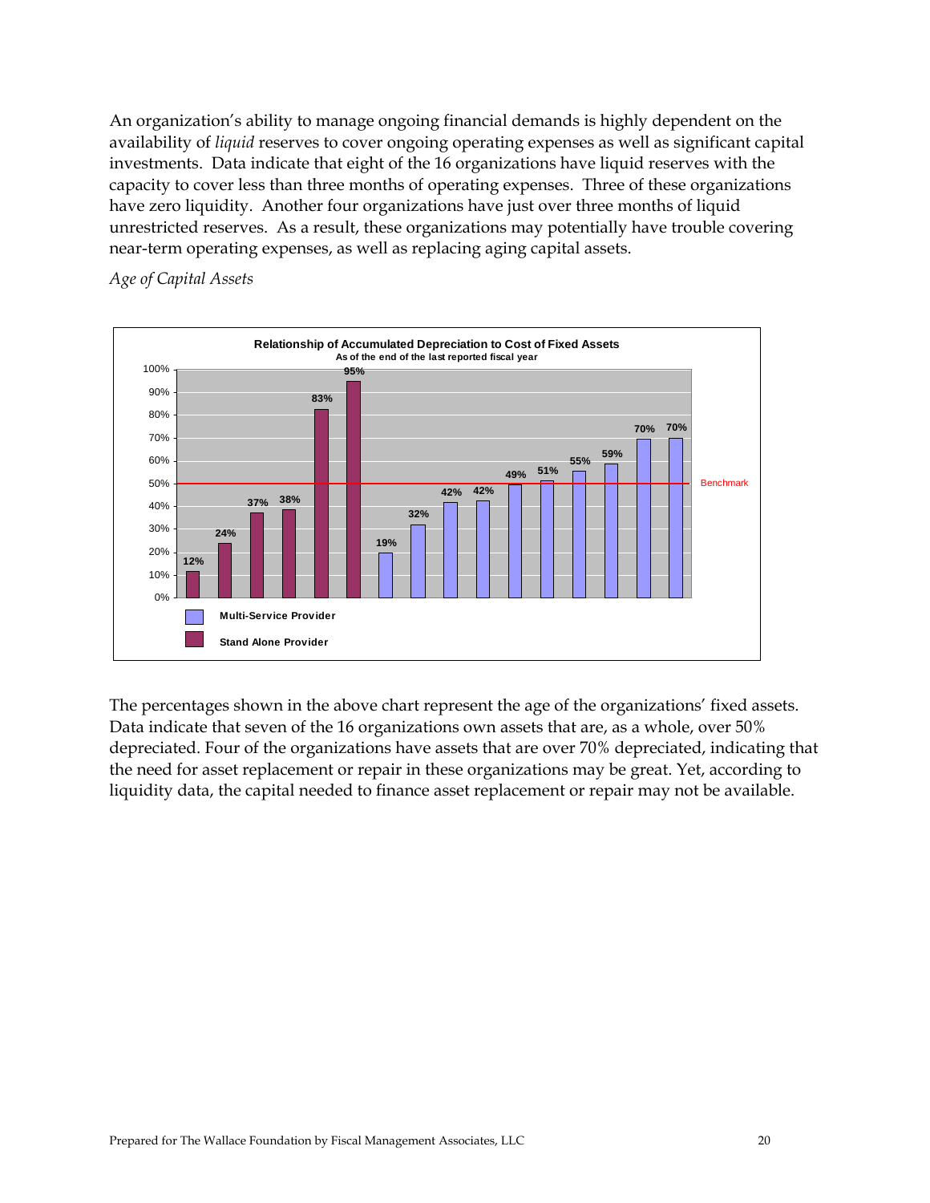An organization's ability to manage ongoing financial demands is highly dependent on the availability of *liquid* reserves to cover ongoing operating expenses as well as significant capital investments. Data indicate that eight of the 16 organizations have liquid reserves with the capacity to cover less than three months of operating expenses. Three of these organizations have zero liquidity. Another four organizations have just over three months of liquid unrestricted reserves. As a result, these organizations may potentially have trouble covering near-term operating expenses, as well as replacing aging capital assets.

*Age of Capital Assets*

**Relationship of Accumulated Depreciation to Cost of Fixed Assets**
As of the end of the last reported fiscal year

| Provider Type | Accumulated Depreciation / Cost of Fixed Assets |
|---|---|
| Stand Alone Provider | 12% |
| Stand Alone Provider | 24% |
| Stand Alone Provider | 37% |
| Stand Alone Provider | 38% |
| Stand Alone Provider | 83% |
| Stand Alone Provider | 95% |
| Multi-Service Provider | 19% |
| Multi-Service Provider | 32% |
| Multi-Service Provider | 42% |
| Multi-Service Provider | 42% |
| Multi-Service Provider | 49% |
| Multi-Service Provider | 51% |
| Multi-Service Provider | 55% |
| Multi-Service Provider | 59% |
| Multi-Service Provider | 70% |
| Multi-Service Provider | 70% |

Benchmark: 50%

The percentages shown in the above chart represent the age of the organizations' fixed assets. Data indicate that seven of the 16 organizations own assets that are, as a whole, over 50% depreciated. Four of the organizations have assets that are over 70% depreciated, indicating that the need for asset replacement or repair in these organizations may be great. Yet, according to liquidity data, the capital needed to finance asset replacement or repair may not be available.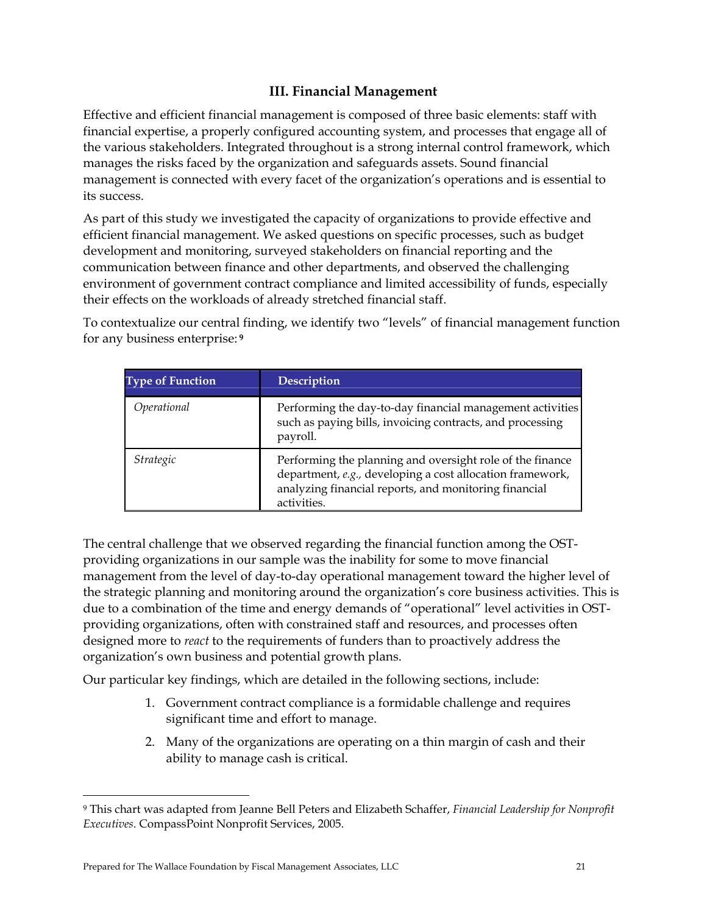## III. Financial Management

Effective and efficient financial management is composed of three basic elements: staff with financial expertise, a properly configured accounting system, and processes that engage all of the various stakeholders. Integrated throughout is a strong internal control framework, which manages the risks faced by the organization and safeguards assets. Sound financial management is connected with every facet of the organization's operations and is essential to its success.

As part of this study we investigated the capacity of organizations to provide effective and efficient financial management. We asked questions on specific processes, such as budget development and monitoring, surveyed stakeholders on financial reporting and the communication between finance and other departments, and observed the challenging environment of government contract compliance and limited accessibility of funds, especially their effects on the workloads of already stretched financial staff.

To contextualize our central finding, we identify two "levels" of financial management function for any business enterprise:[9]

| Type of Function | Description |
|---|---|
| *Operational* | Performing the day-to-day financial management activities such as paying bills, invoicing contracts, and processing payroll. |
| *Strategic* | Performing the planning and oversight role of the finance department, *e.g.,* developing a cost allocation framework, analyzing financial reports, and monitoring financial activities. |

The central challenge that we observed regarding the financial function among the OST-providing organizations in our sample was the inability for some to move financial management from the level of day-to-day operational management toward the higher level of the strategic planning and monitoring around the organization's core business activities. This is due to a combination of the time and energy demands of "operational" level activities in OST-providing organizations, often with constrained staff and resources, and processes often designed more to *react* to the requirements of funders than to proactively address the organization's own business and potential growth plans.

Our particular key findings, which are detailed in the following sections, include:

1. Government contract compliance is a formidable challenge and requires significant time and effort to manage.
2. Many of the organizations are operating on a thin margin of cash and their ability to manage cash is critical.

---

[9] This chart was adapted from Jeanne Bell Peters and Elizabeth Schaffer, *Financial Leadership for Nonprofit Executives*. CompassPoint Nonprofit Services, 2005.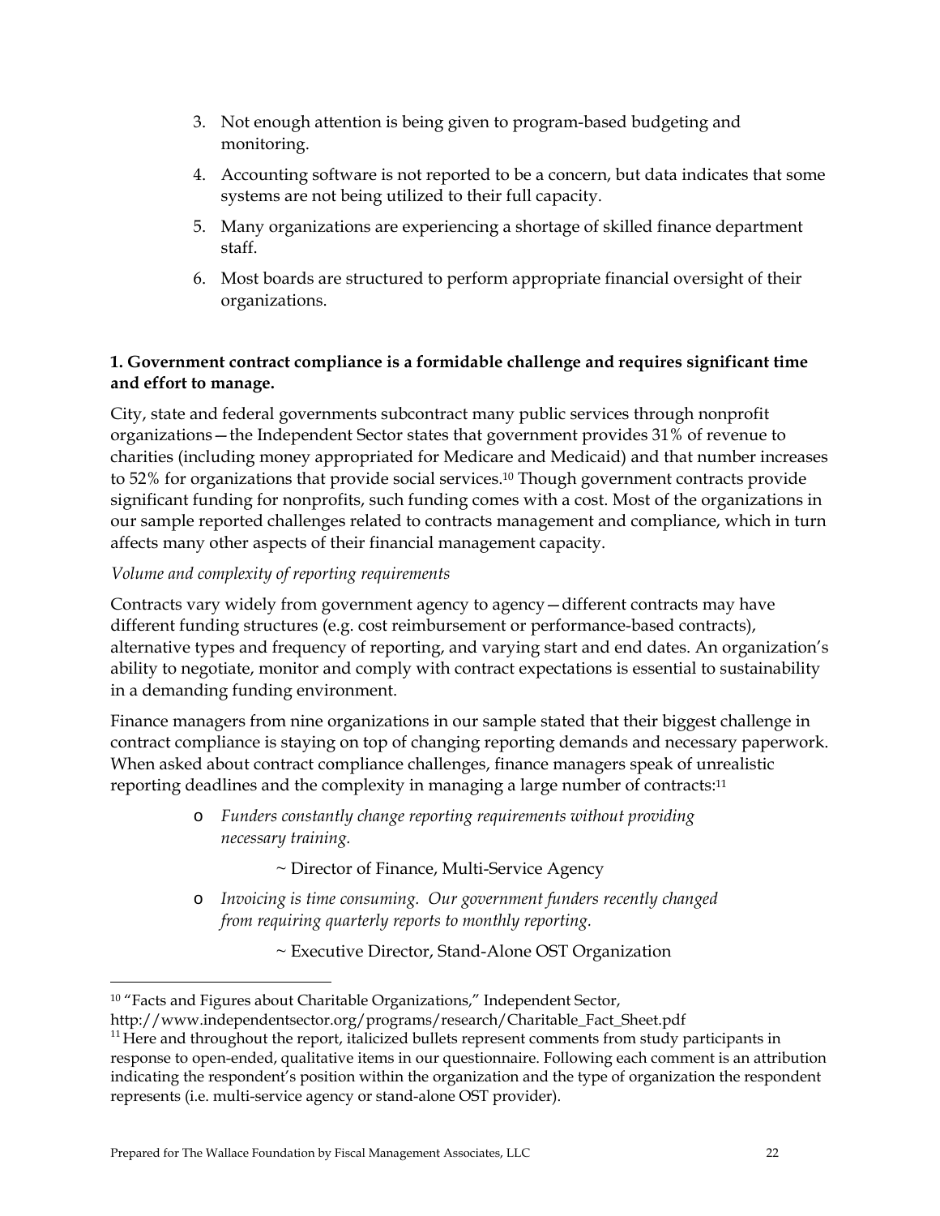3. Not enough attention is being given to program-based budgeting and monitoring.
4. Accounting software is not reported to be a concern, but data indicates that some systems are not being utilized to their full capacity.
5. Many organizations are experiencing a shortage of skilled finance department staff.
6. Most boards are structured to perform appropriate financial oversight of their organizations.

**1. Government contract compliance is a formidable challenge and requires significant time and effort to manage.**

City, state and federal governments subcontract many public services through nonprofit organizations—the Independent Sector states that government provides 31% of revenue to charities (including money appropriated for Medicare and Medicaid) and that number increases to 52% for organizations that provide social services.[10] Though government contracts provide significant funding for nonprofits, such funding comes with a cost. Most of the organizations in our sample reported challenges related to contracts management and compliance, which in turn affects many other aspects of their financial management capacity.

*Volume and complexity of reporting requirements*

Contracts vary widely from government agency to agency—different contracts may have different funding structures (e.g. cost reimbursement or performance-based contracts), alternative types and frequency of reporting, and varying start and end dates. An organization's ability to negotiate, monitor and comply with contract expectations is essential to sustainability in a demanding funding environment.

Finance managers from nine organizations in our sample stated that their biggest challenge in contract compliance is staying on top of changing reporting demands and necessary paperwork. When asked about contract compliance challenges, finance managers speak of unrealistic reporting deadlines and the complexity in managing a large number of contracts:[11]

- *Funders constantly change reporting requirements without providing necessary training.*

  ~ Director of Finance, Multi-Service Agency

- *Invoicing is time consuming. Our government funders recently changed from requiring quarterly reports to monthly reporting.*

  ~ Executive Director, Stand-Alone OST Organization

---

[10] "Facts and Figures about Charitable Organizations," Independent Sector, http://www.independentsector.org/programs/research/Charitable_Fact_Sheet.pdf

[11] Here and throughout the report, italicized bullets represent comments from study participants in response to open-ended, qualitative items in our questionnaire. Following each comment is an attribution indicating the respondent's position within the organization and the type of organization the respondent represents (i.e. multi-service agency or stand-alone OST provider).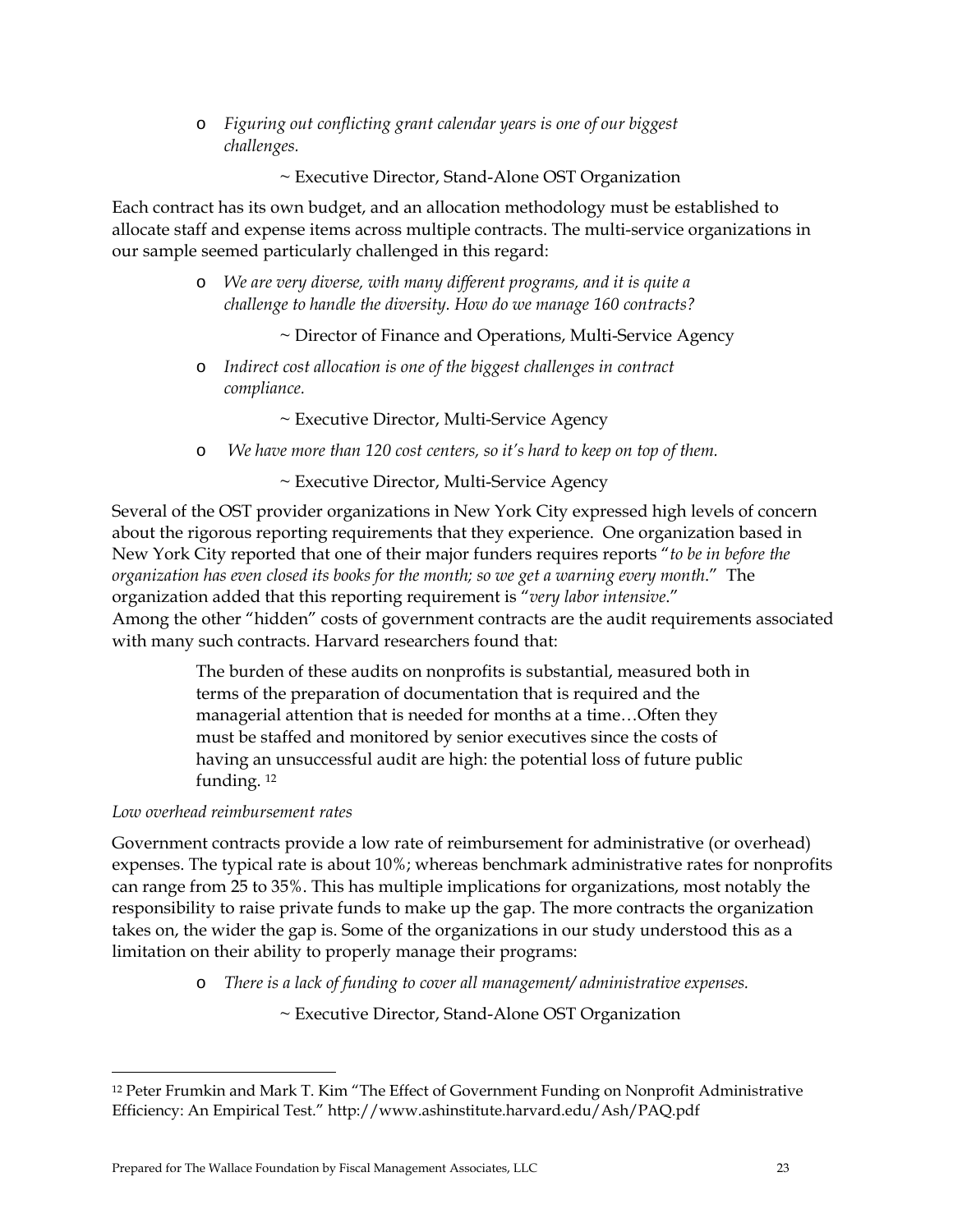- *Figuring out conflicting grant calendar years is one of our biggest challenges.*

  ~ Executive Director, Stand-Alone OST Organization

Each contract has its own budget, and an allocation methodology must be established to allocate staff and expense items across multiple contracts. The multi-service organizations in our sample seemed particularly challenged in this regard:

- *We are very diverse, with many different programs, and it is quite a challenge to handle the diversity. How do we manage 160 contracts?*

  ~ Director of Finance and Operations, Multi-Service Agency

- *Indirect cost allocation is one of the biggest challenges in contract compliance.*

  ~ Executive Director, Multi-Service Agency

- *We have more than 120 cost centers, so it's hard to keep on top of them.*

  ~ Executive Director, Multi-Service Agency

Several of the OST provider organizations in New York City expressed high levels of concern about the rigorous reporting requirements that they experience. One organization based in New York City reported that one of their major funders requires reports "*to be in before the organization has even closed its books for the month; so we get a warning every month*." The organization added that this reporting requirement is "*very labor intensive*."
Among the other "hidden" costs of government contracts are the audit requirements associated with many such contracts. Harvard researchers found that:

> The burden of these audits on nonprofits is substantial, measured both in terms of the preparation of documentation that is required and the managerial attention that is needed for months at a time…Often they must be staffed and monitored by senior executives since the costs of having an unsuccessful audit are high: the potential loss of future public funding. [12]

*Low overhead reimbursement rates*

Government contracts provide a low rate of reimbursement for administrative (or overhead) expenses. The typical rate is about 10%; whereas benchmark administrative rates for nonprofits can range from 25 to 35%. This has multiple implications for organizations, most notably the responsibility to raise private funds to make up the gap. The more contracts the organization takes on, the wider the gap is. Some of the organizations in our study understood this as a limitation on their ability to properly manage their programs:

- *There is a lack of funding to cover all management/ administrative expenses.*

  ~ Executive Director, Stand-Alone OST Organization

---

[12] Peter Frumkin and Mark T. Kim "The Effect of Government Funding on Nonprofit Administrative Efficiency: An Empirical Test." http://www.ashinstitute.harvard.edu/Ash/PAQ.pdf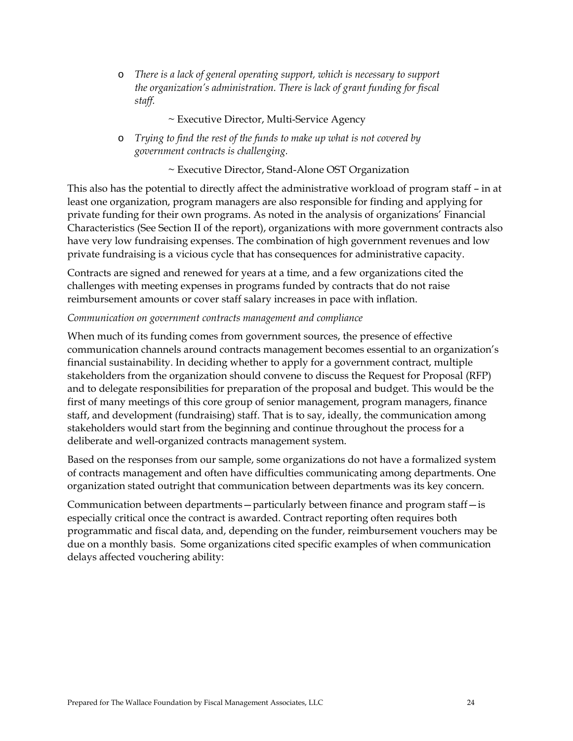- *There is a lack of general operating support, which is necessary to support the organization's administration. There is lack of grant funding for fiscal staff.*

  ~ Executive Director, Multi-Service Agency

- *Trying to find the rest of the funds to make up what is not covered by government contracts is challenging.*

  ~ Executive Director, Stand-Alone OST Organization

This also has the potential to directly affect the administrative workload of program staff – in at least one organization, program managers are also responsible for finding and applying for private funding for their own programs. As noted in the analysis of organizations' Financial Characteristics (See Section II of the report), organizations with more government contracts also have very low fundraising expenses. The combination of high government revenues and low private fundraising is a vicious cycle that has consequences for administrative capacity.

Contracts are signed and renewed for years at a time, and a few organizations cited the challenges with meeting expenses in programs funded by contracts that do not raise reimbursement amounts or cover staff salary increases in pace with inflation.

*Communication on government contracts management and compliance*

When much of its funding comes from government sources, the presence of effective communication channels around contracts management becomes essential to an organization's financial sustainability. In deciding whether to apply for a government contract, multiple stakeholders from the organization should convene to discuss the Request for Proposal (RFP) and to delegate responsibilities for preparation of the proposal and budget. This would be the first of many meetings of this core group of senior management, program managers, finance staff, and development (fundraising) staff. That is to say, ideally, the communication among stakeholders would start from the beginning and continue throughout the process for a deliberate and well-organized contracts management system.

Based on the responses from our sample, some organizations do not have a formalized system of contracts management and often have difficulties communicating among departments. One organization stated outright that communication between departments was its key concern.

Communication between departments—particularly between finance and program staff—is especially critical once the contract is awarded. Contract reporting often requires both programmatic and fiscal data, and, depending on the funder, reimbursement vouchers may be due on a monthly basis. Some organizations cited specific examples of when communication delays affected vouchering ability: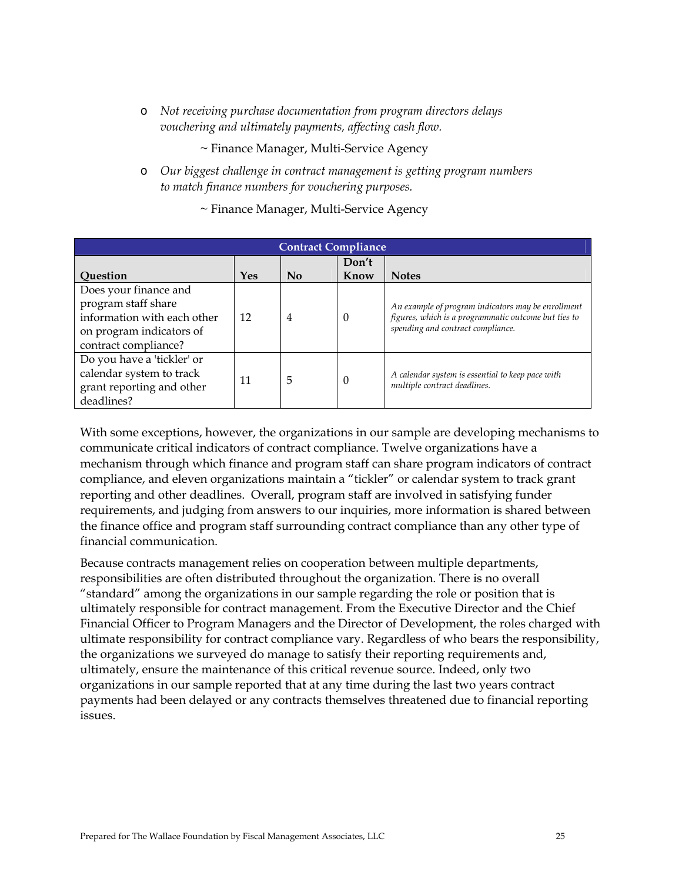- *Not receiving purchase documentation from program directors delays vouchering and ultimately payments, affecting cash flow.*

  ~ Finance Manager, Multi-Service Agency

- *Our biggest challenge in contract management is getting program numbers to match finance numbers for vouchering purposes.*

  ~ Finance Manager, Multi-Service Agency

| Contract Compliance | | | | |
|---|---|---|---|---|
| **Question** | **Yes** | **No** | **Don't Know** | **Notes** |
| Does your finance and program staff share information with each other on program indicators of contract compliance? | 12 | 4 | 0 | *An example of program indicators may be enrollment figures, which is a programmatic outcome but ties to spending and contract compliance.* |
| Do you have a 'tickler' or calendar system to track grant reporting and other deadlines? | 11 | 5 | 0 | *A calendar system is essential to keep pace with multiple contract deadlines.* |

With some exceptions, however, the organizations in our sample are developing mechanisms to communicate critical indicators of contract compliance. Twelve organizations have a mechanism through which finance and program staff can share program indicators of contract compliance, and eleven organizations maintain a "tickler" or calendar system to track grant reporting and other deadlines. Overall, program staff are involved in satisfying funder requirements, and judging from answers to our inquiries, more information is shared between the finance office and program staff surrounding contract compliance than any other type of financial communication.

Because contracts management relies on cooperation between multiple departments, responsibilities are often distributed throughout the organization. There is no overall "standard" among the organizations in our sample regarding the role or position that is ultimately responsible for contract management. From the Executive Director and the Chief Financial Officer to Program Managers and the Director of Development, the roles charged with ultimate responsibility for contract compliance vary. Regardless of who bears the responsibility, the organizations we surveyed do manage to satisfy their reporting requirements and, ultimately, ensure the maintenance of this critical revenue source. Indeed, only two organizations in our sample reported that at any time during the last two years contract payments had been delayed or any contracts themselves threatened due to financial reporting issues.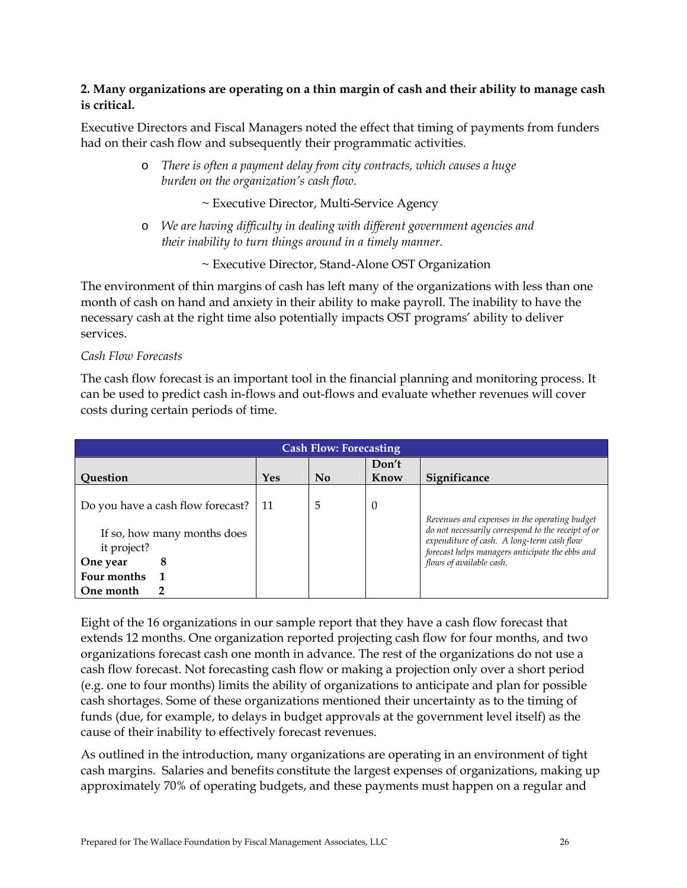**2. Many organizations are operating on a thin margin of cash and their ability to manage cash is critical.**

Executive Directors and Fiscal Managers noted the effect that timing of payments from funders had on their cash flow and subsequently their programmatic activities.

- *There is often a payment delay from city contracts, which causes a huge burden on the organization's cash flow.*

  ~ Executive Director, Multi-Service Agency

- *We are having difficulty in dealing with different government agencies and their inability to turn things around in a timely manner.*

  ~ Executive Director, Stand-Alone OST Organization

The environment of thin margins of cash has left many of the organizations with less than one month of cash on hand and anxiety in their ability to make payroll. The inability to have the necessary cash at the right time also potentially impacts OST programs' ability to deliver services.

*Cash Flow Forecasts*

The cash flow forecast is an important tool in the financial planning and monitoring process. It can be used to predict cash in-flows and out-flows and evaluate whether revenues will cover costs during certain periods of time.

| Cash Flow: Forecasting | | | | |
|---|---|---|---|---|
| **Question** | **Yes** | **No** | **Don't Know** | **Significance** |
| Do you have a cash flow forecast?<br><br>If so, how many months does it project?<br>**One year** **8**<br>**Four months** **1**<br>**One month** **2** | 11 | 5 | 0 | *Revenues and expenses in the operating budget do not necessarily correspond to the receipt of or expenditure of cash. A long-term cash flow forecast helps managers anticipate the ebbs and flows of available cash.* |

Eight of the 16 organizations in our sample report that they have a cash flow forecast that extends 12 months. One organization reported projecting cash flow for four months, and two organizations forecast cash one month in advance. The rest of the organizations do not use a cash flow forecast. Not forecasting cash flow or making a projection only over a short period (e.g. one to four months) limits the ability of organizations to anticipate and plan for possible cash shortages. Some of these organizations mentioned their uncertainty as to the timing of funds (due, for example, to delays in budget approvals at the government level itself) as the cause of their inability to effectively forecast revenues.

As outlined in the introduction, many organizations are operating in an environment of tight cash margins. Salaries and benefits constitute the largest expenses of organizations, making up approximately 70% of operating budgets, and these payments must happen on a regular and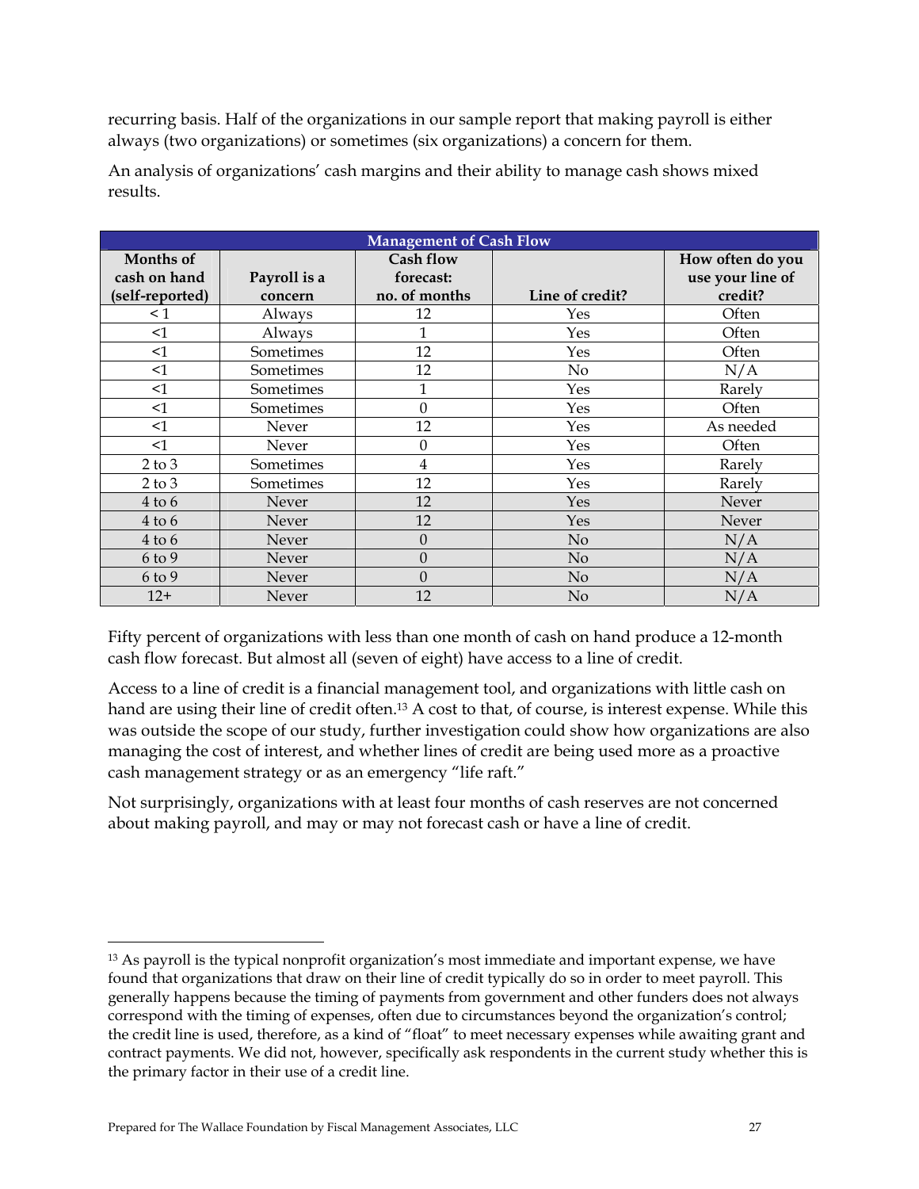recurring basis. Half of the organizations in our sample report that making payroll is either always (two organizations) or sometimes (six organizations) a concern for them.

An analysis of organizations' cash margins and their ability to manage cash shows mixed results.

| Management of Cash Flow | | | | |
|---|---|---|---|---|
| **Months of cash on hand (self-reported)** | **Payroll is a concern** | **Cash flow forecast: no. of months** | **Line of credit?** | **How often do you use your line of credit?** |
| < 1 | Always | 12 | Yes | Often |
| <1 | Always | 1 | Yes | Often |
| <1 | Sometimes | 12 | Yes | Often |
| <1 | Sometimes | 12 | No | N/A |
| <1 | Sometimes | 1 | Yes | Rarely |
| <1 | Sometimes | 0 | Yes | Often |
| <1 | Never | 12 | Yes | As needed |
| <1 | Never | 0 | Yes | Often |
| 2 to 3 | Sometimes | 4 | Yes | Rarely |
| 2 to 3 | Sometimes | 12 | Yes | Rarely |
| 4 to 6 | Never | 12 | Yes | Never |
| 4 to 6 | Never | 12 | Yes | Never |
| 4 to 6 | Never | 0 | No | N/A |
| 6 to 9 | Never | 0 | No | N/A |
| 6 to 9 | Never | 0 | No | N/A |
| 12+ | Never | 12 | No | N/A |

Fifty percent of organizations with less than one month of cash on hand produce a 12-month cash flow forecast. But almost all (seven of eight) have access to a line of credit.

Access to a line of credit is a financial management tool, and organizations with little cash on hand are using their line of credit often.[13] A cost to that, of course, is interest expense. While this was outside the scope of our study, further investigation could show how organizations are also managing the cost of interest, and whether lines of credit are being used more as a proactive cash management strategy or as an emergency "life raft."

Not surprisingly, organizations with at least four months of cash reserves are not concerned about making payroll, and may or may not forecast cash or have a line of credit.

---

[13] As payroll is the typical nonprofit organization's most immediate and important expense, we have found that organizations that draw on their line of credit typically do so in order to meet payroll. This generally happens because the timing of payments from government and other funders does not always correspond with the timing of expenses, often due to circumstances beyond the organization's control; the credit line is used, therefore, as a kind of "float" to meet necessary expenses while awaiting grant and contract payments. We did not, however, specifically ask respondents in the current study whether this is the primary factor in their use of a credit line.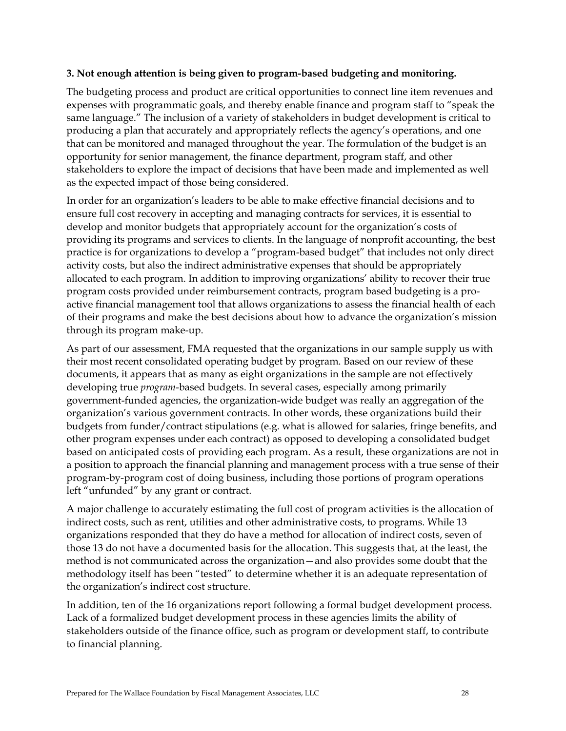**3. Not enough attention is being given to program-based budgeting and monitoring.**

The budgeting process and product are critical opportunities to connect line item revenues and expenses with programmatic goals, and thereby enable finance and program staff to "speak the same language." The inclusion of a variety of stakeholders in budget development is critical to producing a plan that accurately and appropriately reflects the agency's operations, and one that can be monitored and managed throughout the year. The formulation of the budget is an opportunity for senior management, the finance department, program staff, and other stakeholders to explore the impact of decisions that have been made and implemented as well as the expected impact of those being considered.

In order for an organization's leaders to be able to make effective financial decisions and to ensure full cost recovery in accepting and managing contracts for services, it is essential to develop and monitor budgets that appropriately account for the organization's costs of providing its programs and services to clients. In the language of nonprofit accounting, the best practice is for organizations to develop a "program-based budget" that includes not only direct activity costs, but also the indirect administrative expenses that should be appropriately allocated to each program. In addition to improving organizations' ability to recover their true program costs provided under reimbursement contracts, program based budgeting is a pro-active financial management tool that allows organizations to assess the financial health of each of their programs and make the best decisions about how to advance the organization's mission through its program make-up.

As part of our assessment, FMA requested that the organizations in our sample supply us with their most recent consolidated operating budget by program. Based on our review of these documents, it appears that as many as eight organizations in the sample are not effectively developing true *program*-based budgets. In several cases, especially among primarily government-funded agencies, the organization-wide budget was really an aggregation of the organization's various government contracts. In other words, these organizations build their budgets from funder/contract stipulations (e.g. what is allowed for salaries, fringe benefits, and other program expenses under each contract) as opposed to developing a consolidated budget based on anticipated costs of providing each program. As a result, these organizations are not in a position to approach the financial planning and management process with a true sense of their program-by-program cost of doing business, including those portions of program operations left "unfunded" by any grant or contract.

A major challenge to accurately estimating the full cost of program activities is the allocation of indirect costs, such as rent, utilities and other administrative costs, to programs. While 13 organizations responded that they do have a method for allocation of indirect costs, seven of those 13 do not have a documented basis for the allocation. This suggests that, at the least, the method is not communicated across the organization—and also provides some doubt that the methodology itself has been "tested" to determine whether it is an adequate representation of the organization's indirect cost structure.

In addition, ten of the 16 organizations report following a formal budget development process. Lack of a formalized budget development process in these agencies limits the ability of stakeholders outside of the finance office, such as program or development staff, to contribute to financial planning.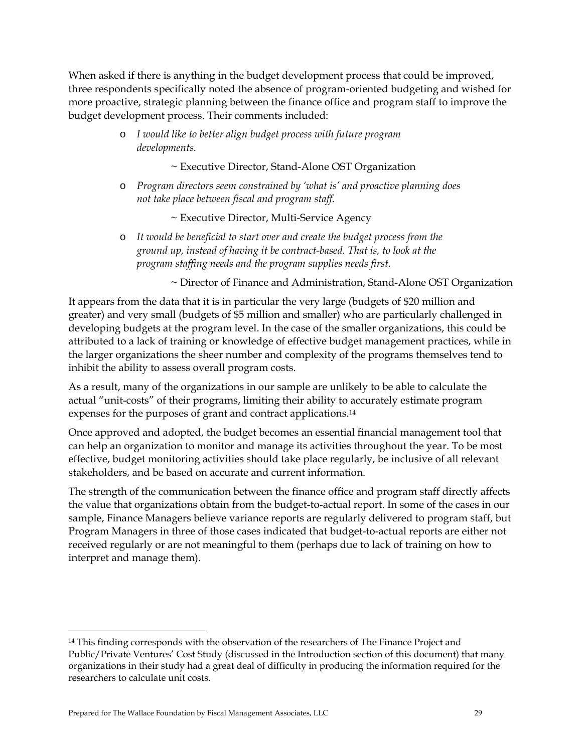When asked if there is anything in the budget development process that could be improved, three respondents specifically noted the absence of program-oriented budgeting and wished for more proactive, strategic planning between the finance office and program staff to improve the budget development process. Their comments included:

- *I would like to better align budget process with future program developments.*

  ~ Executive Director, Stand-Alone OST Organization

- *Program directors seem constrained by 'what is' and proactive planning does not take place between fiscal and program staff.*

  ~ Executive Director, Multi-Service Agency

- *It would be beneficial to start over and create the budget process from the ground up, instead of having it be contract-based. That is, to look at the program staffing needs and the program supplies needs first.*

  ~ Director of Finance and Administration, Stand-Alone OST Organization

It appears from the data that it is in particular the very large (budgets of $20 million and greater) and very small (budgets of $5 million and smaller) who are particularly challenged in developing budgets at the program level. In the case of the smaller organizations, this could be attributed to a lack of training or knowledge of effective budget management practices, while in the larger organizations the sheer number and complexity of the programs themselves tend to inhibit the ability to assess overall program costs.

As a result, many of the organizations in our sample are unlikely to be able to calculate the actual "unit-costs" of their programs, limiting their ability to accurately estimate program expenses for the purposes of grant and contract applications.[14]

Once approved and adopted, the budget becomes an essential financial management tool that can help an organization to monitor and manage its activities throughout the year. To be most effective, budget monitoring activities should take place regularly, be inclusive of all relevant stakeholders, and be based on accurate and current information.

The strength of the communication between the finance office and program staff directly affects the value that organizations obtain from the budget-to-actual report. In some of the cases in our sample, Finance Managers believe variance reports are regularly delivered to program staff, but Program Managers in three of those cases indicated that budget-to-actual reports are either not received regularly or are not meaningful to them (perhaps due to lack of training on how to interpret and manage them).

---

[14] This finding corresponds with the observation of the researchers of The Finance Project and Public/Private Ventures' Cost Study (discussed in the Introduction section of this document) that many organizations in their study had a great deal of difficulty in producing the information required for the researchers to calculate unit costs.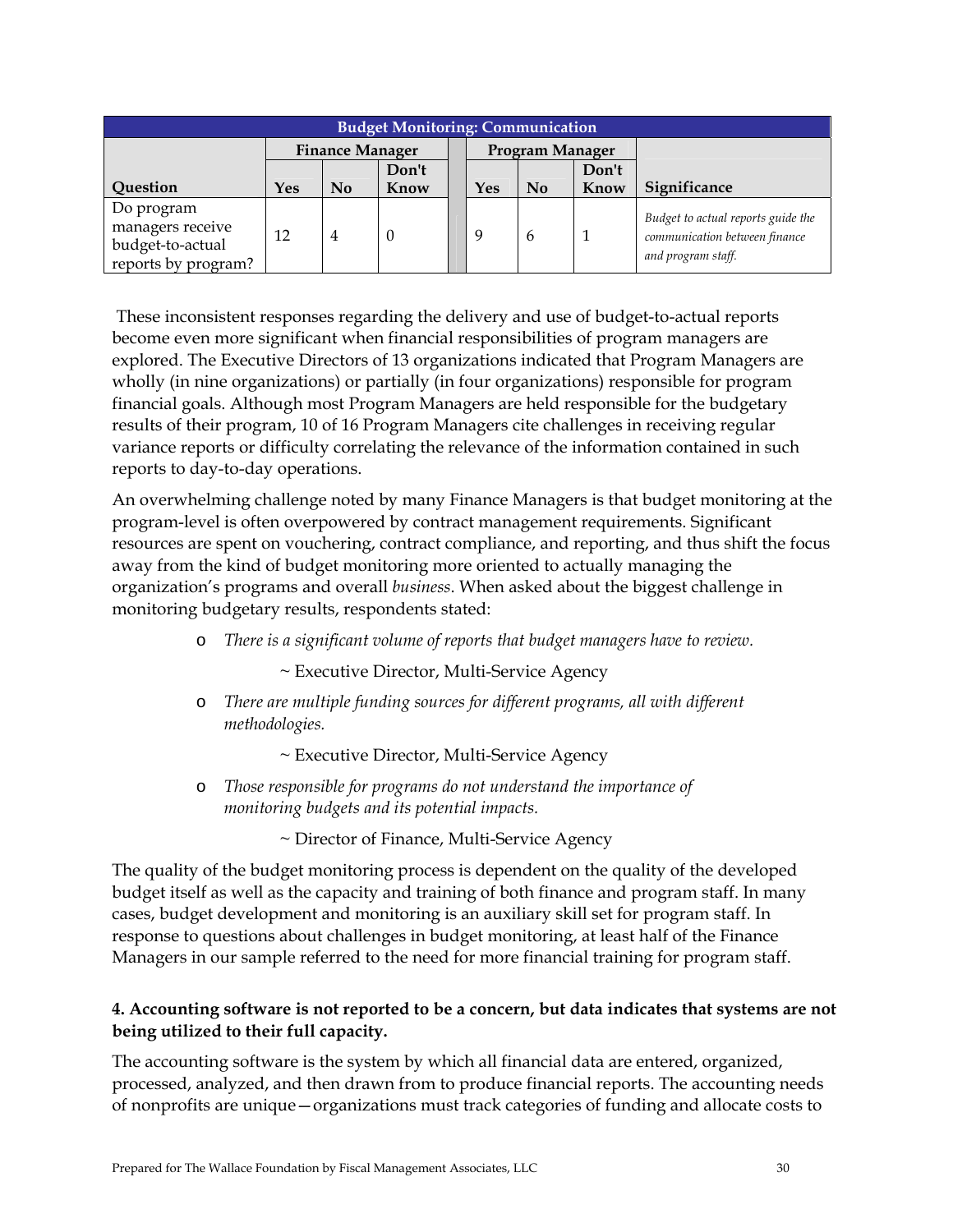| Budget Monitoring: Communication | | | | | | | |
|---|---|---|---|---|---|---|---|
| | Finance Manager | | | Program Manager | | | |
| Question | Yes | No | Don't Know | Yes | No | Don't Know | Significance |
| Do program managers receive budget-to-actual reports by program? | 12 | 4 | 0 | 9 | 6 | 1 | *Budget to actual reports guide the communication between finance and program staff.* |

These inconsistent responses regarding the delivery and use of budget-to-actual reports become even more significant when financial responsibilities of program managers are explored. The Executive Directors of 13 organizations indicated that Program Managers are wholly (in nine organizations) or partially (in four organizations) responsible for program financial goals. Although most Program Managers are held responsible for the budgetary results of their program, 10 of 16 Program Managers cite challenges in receiving regular variance reports or difficulty correlating the relevance of the information contained in such reports to day-to-day operations.

An overwhelming challenge noted by many Finance Managers is that budget monitoring at the program-level is often overpowered by contract management requirements. Significant resources are spent on vouchering, contract compliance, and reporting, and thus shift the focus away from the kind of budget monitoring more oriented to actually managing the organization's programs and overall *business*. When asked about the biggest challenge in monitoring budgetary results, respondents stated:

- *There is a significant volume of reports that budget managers have to review.*

  ~ Executive Director, Multi-Service Agency

- *There are multiple funding sources for different programs, all with different methodologies.*

  ~ Executive Director, Multi-Service Agency

- *Those responsible for programs do not understand the importance of monitoring budgets and its potential impacts.*

  ~ Director of Finance, Multi-Service Agency

The quality of the budget monitoring process is dependent on the quality of the developed budget itself as well as the capacity and training of both finance and program staff. In many cases, budget development and monitoring is an auxiliary skill set for program staff. In response to questions about challenges in budget monitoring, at least half of the Finance Managers in our sample referred to the need for more financial training for program staff.

**4. Accounting software is not reported to be a concern, but data indicates that systems are not being utilized to their full capacity.**

The accounting software is the system by which all financial data are entered, organized, processed, analyzed, and then drawn from to produce financial reports. The accounting needs of nonprofits are unique—organizations must track categories of funding and allocate costs to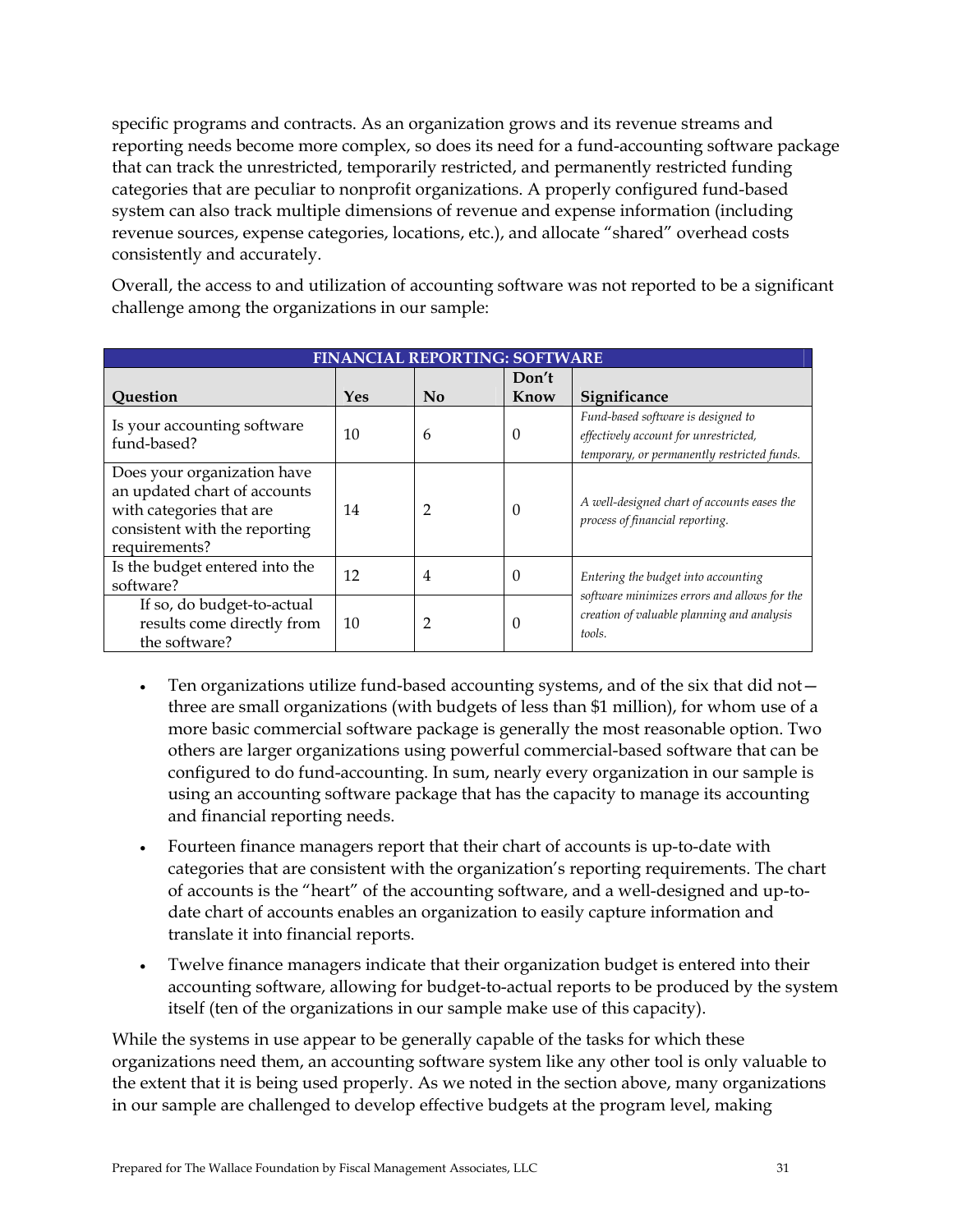specific programs and contracts. As an organization grows and its revenue streams and reporting needs become more complex, so does its need for a fund-accounting software package that can track the unrestricted, temporarily restricted, and permanently restricted funding categories that are peculiar to nonprofit organizations. A properly configured fund-based system can also track multiple dimensions of revenue and expense information (including revenue sources, expense categories, locations, etc.), and allocate "shared" overhead costs consistently and accurately.

Overall, the access to and utilization of accounting software was not reported to be a significant challenge among the organizations in our sample:

| FINANCIAL REPORTING: SOFTWARE | | | | |
|---|---|---|---|---|
| **Question** | **Yes** | **No** | **Don't Know** | **Significance** |
| Is your accounting software fund-based? | 10 | 6 | 0 | *Fund-based software is designed to effectively account for unrestricted, temporary, or permanently restricted funds.* |
| Does your organization have an updated chart of accounts with categories that are consistent with the reporting requirements? | 14 | 2 | 0 | *A well-designed chart of accounts eases the process of financial reporting.* |
| Is the budget entered into the software? | 12 | 4 | 0 | *Entering the budget into accounting software minimizes errors and allows for the creation of valuable planning and analysis tools.* |
| If so, do budget-to-actual results come directly from the software? | 10 | 2 | 0 | |

- Ten organizations utilize fund-based accounting systems, and of the six that did not—three are small organizations (with budgets of less than $1 million), for whom use of a more basic commercial software package is generally the most reasonable option. Two others are larger organizations using powerful commercial-based software that can be configured to do fund-accounting. In sum, nearly every organization in our sample is using an accounting software package that has the capacity to manage its accounting and financial reporting needs.
- Fourteen finance managers report that their chart of accounts is up-to-date with categories that are consistent with the organization's reporting requirements. The chart of accounts is the "heart" of the accounting software, and a well-designed and up-to-date chart of accounts enables an organization to easily capture information and translate it into financial reports.
- Twelve finance managers indicate that their organization budget is entered into their accounting software, allowing for budget-to-actual reports to be produced by the system itself (ten of the organizations in our sample make use of this capacity).

While the systems in use appear to be generally capable of the tasks for which these organizations need them, an accounting software system like any other tool is only valuable to the extent that it is being used properly. As we noted in the section above, many organizations in our sample are challenged to develop effective budgets at the program level, making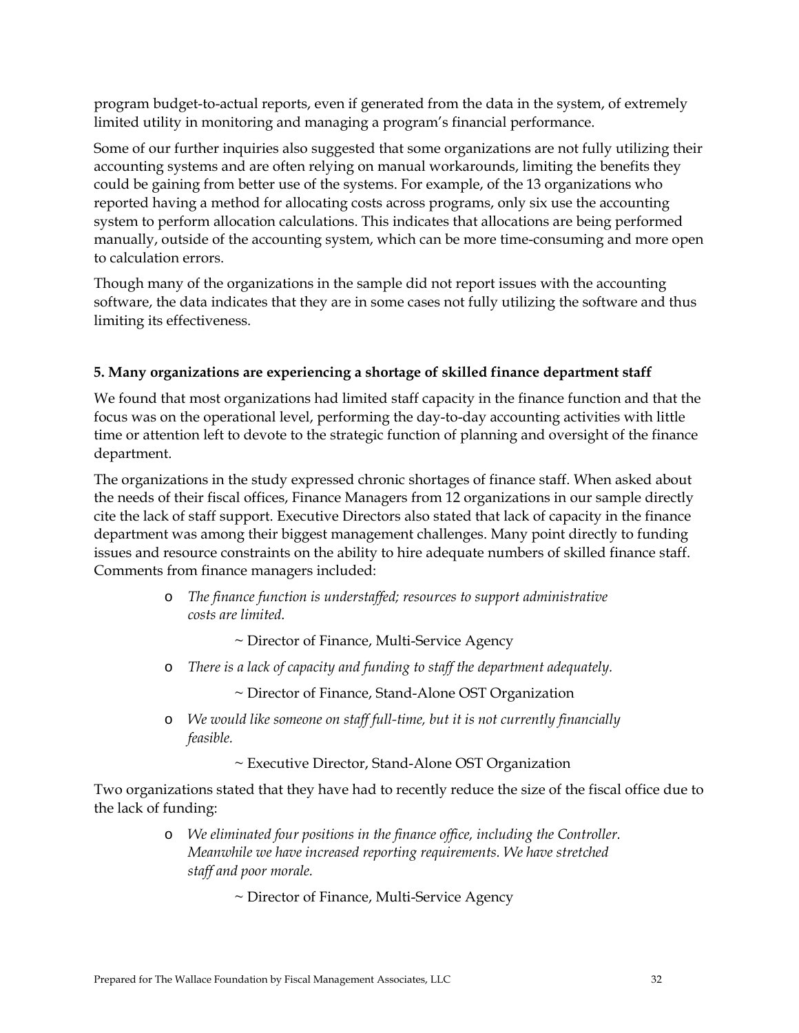program budget-to-actual reports, even if generated from the data in the system, of extremely limited utility in monitoring and managing a program's financial performance.

Some of our further inquiries also suggested that some organizations are not fully utilizing their accounting systems and are often relying on manual workarounds, limiting the benefits they could be gaining from better use of the systems. For example, of the 13 organizations who reported having a method for allocating costs across programs, only six use the accounting system to perform allocation calculations. This indicates that allocations are being performed manually, outside of the accounting system, which can be more time-consuming and more open to calculation errors.

Though many of the organizations in the sample did not report issues with the accounting software, the data indicates that they are in some cases not fully utilizing the software and thus limiting its effectiveness.

**5. Many organizations are experiencing a shortage of skilled finance department staff**

We found that most organizations had limited staff capacity in the finance function and that the focus was on the operational level, performing the day-to-day accounting activities with little time or attention left to devote to the strategic function of planning and oversight of the finance department.

The organizations in the study expressed chronic shortages of finance staff. When asked about the needs of their fiscal offices, Finance Managers from 12 organizations in our sample directly cite the lack of staff support. Executive Directors also stated that lack of capacity in the finance department was among their biggest management challenges. Many point directly to funding issues and resource constraints on the ability to hire adequate numbers of skilled finance staff. Comments from finance managers included:

- *The finance function is understaffed; resources to support administrative costs are limited.*

  ~ Director of Finance, Multi-Service Agency

- *There is a lack of capacity and funding to staff the department adequately.*

  ~ Director of Finance, Stand-Alone OST Organization

- *We would like someone on staff full-time, but it is not currently financially feasible.*

  ~ Executive Director, Stand-Alone OST Organization

Two organizations stated that they have had to recently reduce the size of the fiscal office due to the lack of funding:

- *We eliminated four positions in the finance office, including the Controller. Meanwhile we have increased reporting requirements. We have stretched staff and poor morale.*

  ~ Director of Finance, Multi-Service Agency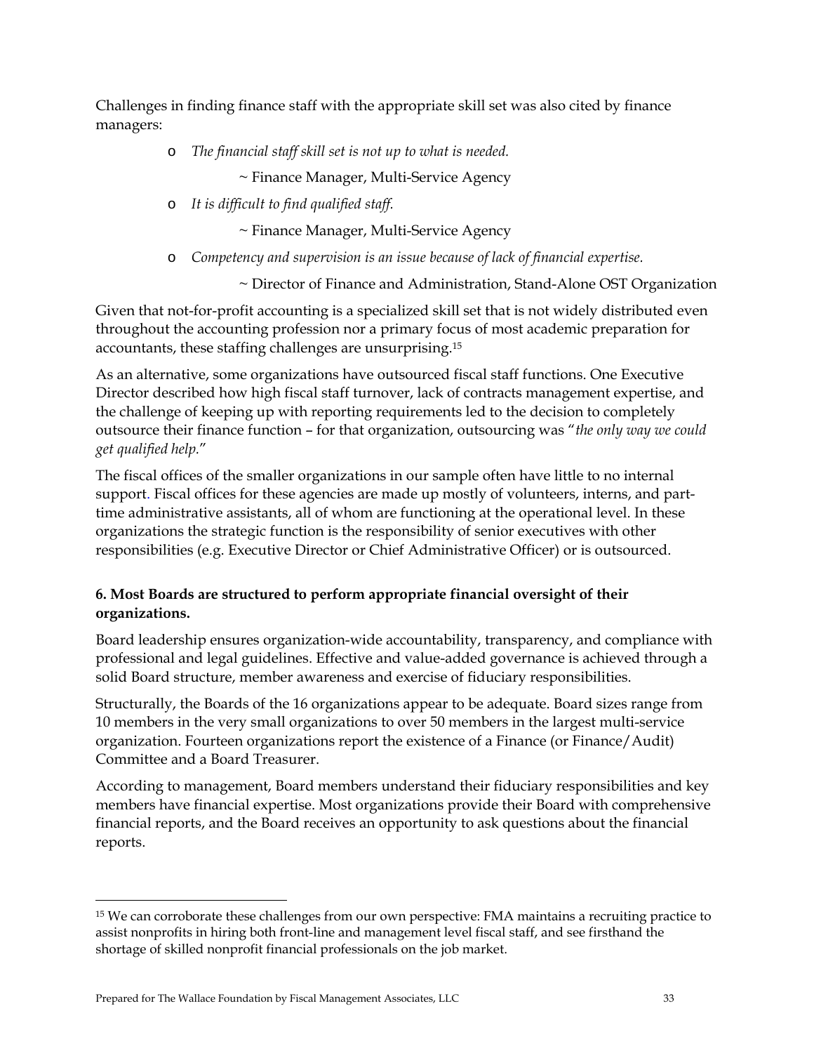Challenges in finding finance staff with the appropriate skill set was also cited by finance managers:

- *The financial staff skill set is not up to what is needed.*

  ~ Finance Manager, Multi-Service Agency

- *It is difficult to find qualified staff.*

  ~ Finance Manager, Multi-Service Agency

- *Competency and supervision is an issue because of lack of financial expertise.*

  ~ Director of Finance and Administration, Stand-Alone OST Organization

Given that not-for-profit accounting is a specialized skill set that is not widely distributed even throughout the accounting profession nor a primary focus of most academic preparation for accountants, these staffing challenges are unsurprising.[15]

As an alternative, some organizations have outsourced fiscal staff functions. One Executive Director described how high fiscal staff turnover, lack of contracts management expertise, and the challenge of keeping up with reporting requirements led to the decision to completely outsource their finance function – for that organization, outsourcing was "*the only way we could get qualified help*."

The fiscal offices of the smaller organizations in our sample often have little to no internal support. Fiscal offices for these agencies are made up mostly of volunteers, interns, and part-time administrative assistants, all of whom are functioning at the operational level. In these organizations the strategic function is the responsibility of senior executives with other responsibilities (e.g. Executive Director or Chief Administrative Officer) or is outsourced.

**6. Most Boards are structured to perform appropriate financial oversight of their organizations.**

Board leadership ensures organization-wide accountability, transparency, and compliance with professional and legal guidelines. Effective and value-added governance is achieved through a solid Board structure, member awareness and exercise of fiduciary responsibilities.

Structurally, the Boards of the 16 organizations appear to be adequate. Board sizes range from 10 members in the very small organizations to over 50 members in the largest multi-service organization. Fourteen organizations report the existence of a Finance (or Finance/Audit) Committee and a Board Treasurer.

According to management, Board members understand their fiduciary responsibilities and key members have financial expertise. Most organizations provide their Board with comprehensive financial reports, and the Board receives an opportunity to ask questions about the financial reports.

---

[15] We can corroborate these challenges from our own perspective: FMA maintains a recruiting practice to assist nonprofits in hiring both front-line and management level fiscal staff, and see firsthand the shortage of skilled nonprofit financial professionals on the job market.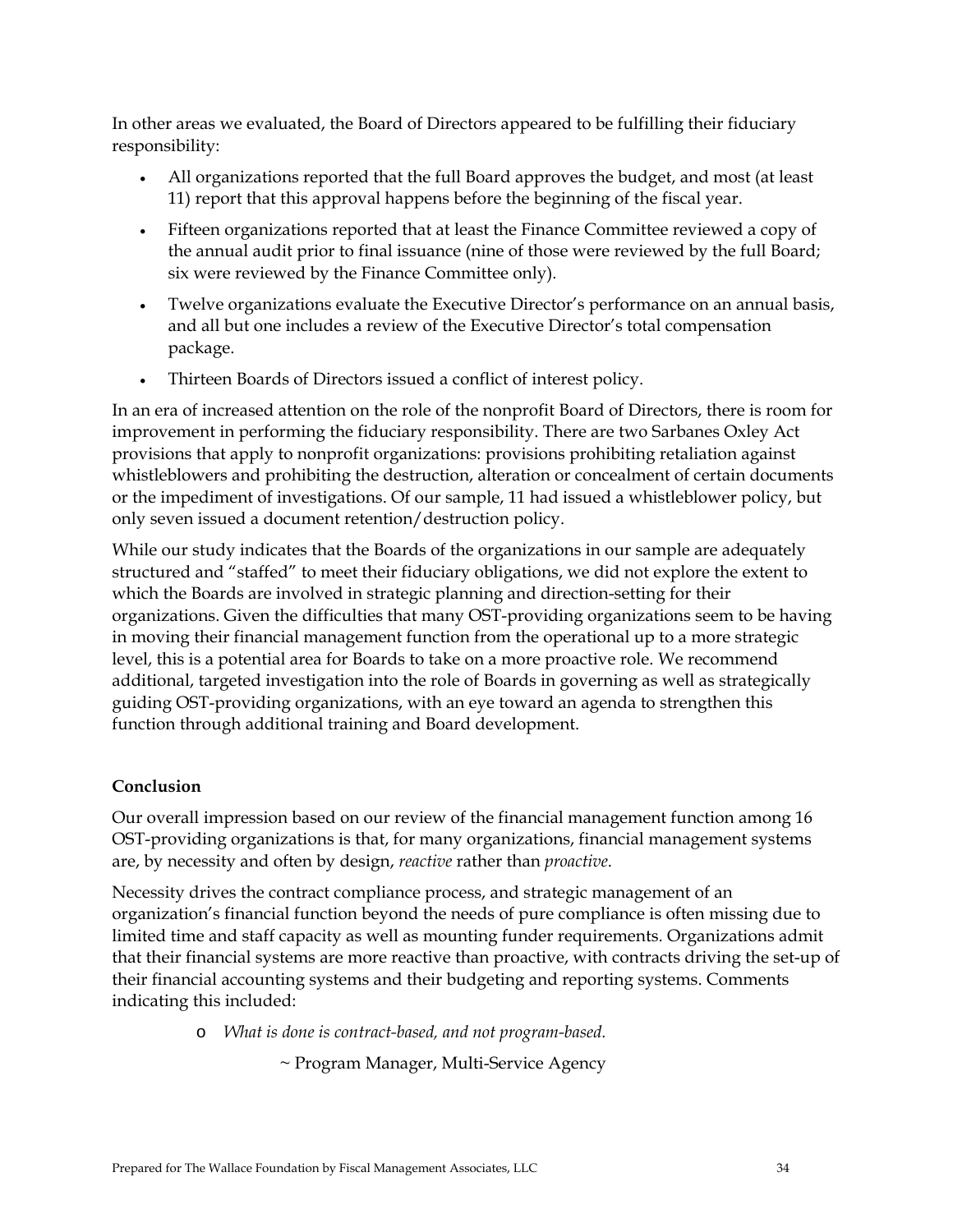In other areas we evaluated, the Board of Directors appeared to be fulfilling their fiduciary responsibility:

- All organizations reported that the full Board approves the budget, and most (at least 11) report that this approval happens before the beginning of the fiscal year.
- Fifteen organizations reported that at least the Finance Committee reviewed a copy of the annual audit prior to final issuance (nine of those were reviewed by the full Board; six were reviewed by the Finance Committee only).
- Twelve organizations evaluate the Executive Director's performance on an annual basis, and all but one includes a review of the Executive Director's total compensation package.
- Thirteen Boards of Directors issued a conflict of interest policy.

In an era of increased attention on the role of the nonprofit Board of Directors, there is room for improvement in performing the fiduciary responsibility. There are two Sarbanes Oxley Act provisions that apply to nonprofit organizations: provisions prohibiting retaliation against whistleblowers and prohibiting the destruction, alteration or concealment of certain documents or the impediment of investigations. Of our sample, 11 had issued a whistleblower policy, but only seven issued a document retention/destruction policy.

While our study indicates that the Boards of the organizations in our sample are adequately structured and "staffed" to meet their fiduciary obligations, we did not explore the extent to which the Boards are involved in strategic planning and direction-setting for their organizations. Given the difficulties that many OST-providing organizations seem to be having in moving their financial management function from the operational up to a more strategic level, this is a potential area for Boards to take on a more proactive role. We recommend additional, targeted investigation into the role of Boards in governing as well as strategically guiding OST-providing organizations, with an eye toward an agenda to strengthen this function through additional training and Board development.

**Conclusion**

Our overall impression based on our review of the financial management function among 16 OST-providing organizations is that, for many organizations, financial management systems are, by necessity and often by design, *reactive* rather than *proactive*.

Necessity drives the contract compliance process, and strategic management of an organization's financial function beyond the needs of pure compliance is often missing due to limited time and staff capacity as well as mounting funder requirements. Organizations admit that their financial systems are more reactive than proactive, with contracts driving the set-up of their financial accounting systems and their budgeting and reporting systems. Comments indicating this included:

- *What is done is contract-based, and not program-based.*

  ~ Program Manager, Multi-Service Agency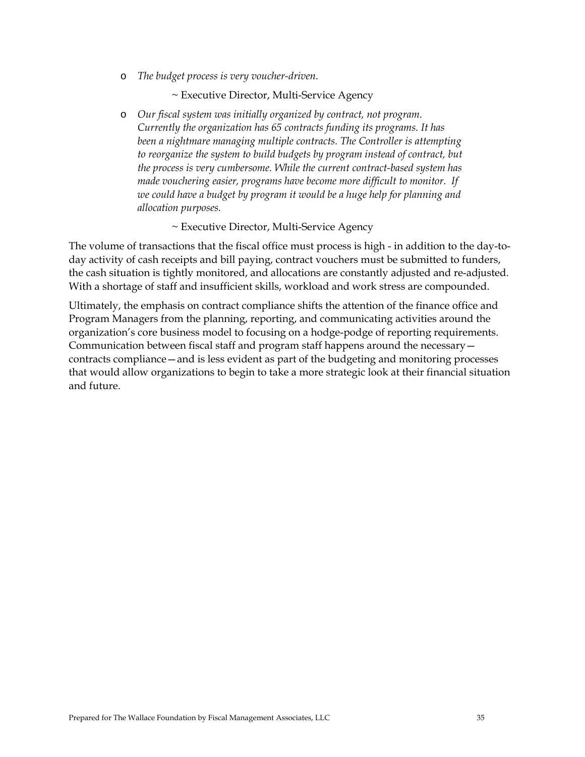- *The budget process is very voucher-driven.*

  ~ Executive Director, Multi-Service Agency

- *Our fiscal system was initially organized by contract, not program. Currently the organization has 65 contracts funding its programs. It has been a nightmare managing multiple contracts. The Controller is attempting to reorganize the system to build budgets by program instead of contract, but the process is very cumbersome. While the current contract-based system has made vouchering easier, programs have become more difficult to monitor. If we could have a budget by program it would be a huge help for planning and allocation purposes.*

  ~ Executive Director, Multi-Service Agency

The volume of transactions that the fiscal office must process is high - in addition to the day-to-day activity of cash receipts and bill paying, contract vouchers must be submitted to funders, the cash situation is tightly monitored, and allocations are constantly adjusted and re-adjusted. With a shortage of staff and insufficient skills, workload and work stress are compounded.

Ultimately, the emphasis on contract compliance shifts the attention of the finance office and Program Managers from the planning, reporting, and communicating activities around the organization's core business model to focusing on a hodge-podge of reporting requirements. Communication between fiscal staff and program staff happens around the necessary—contracts compliance—and is less evident as part of the budgeting and monitoring processes that would allow organizations to begin to take a more strategic look at their financial situation and future.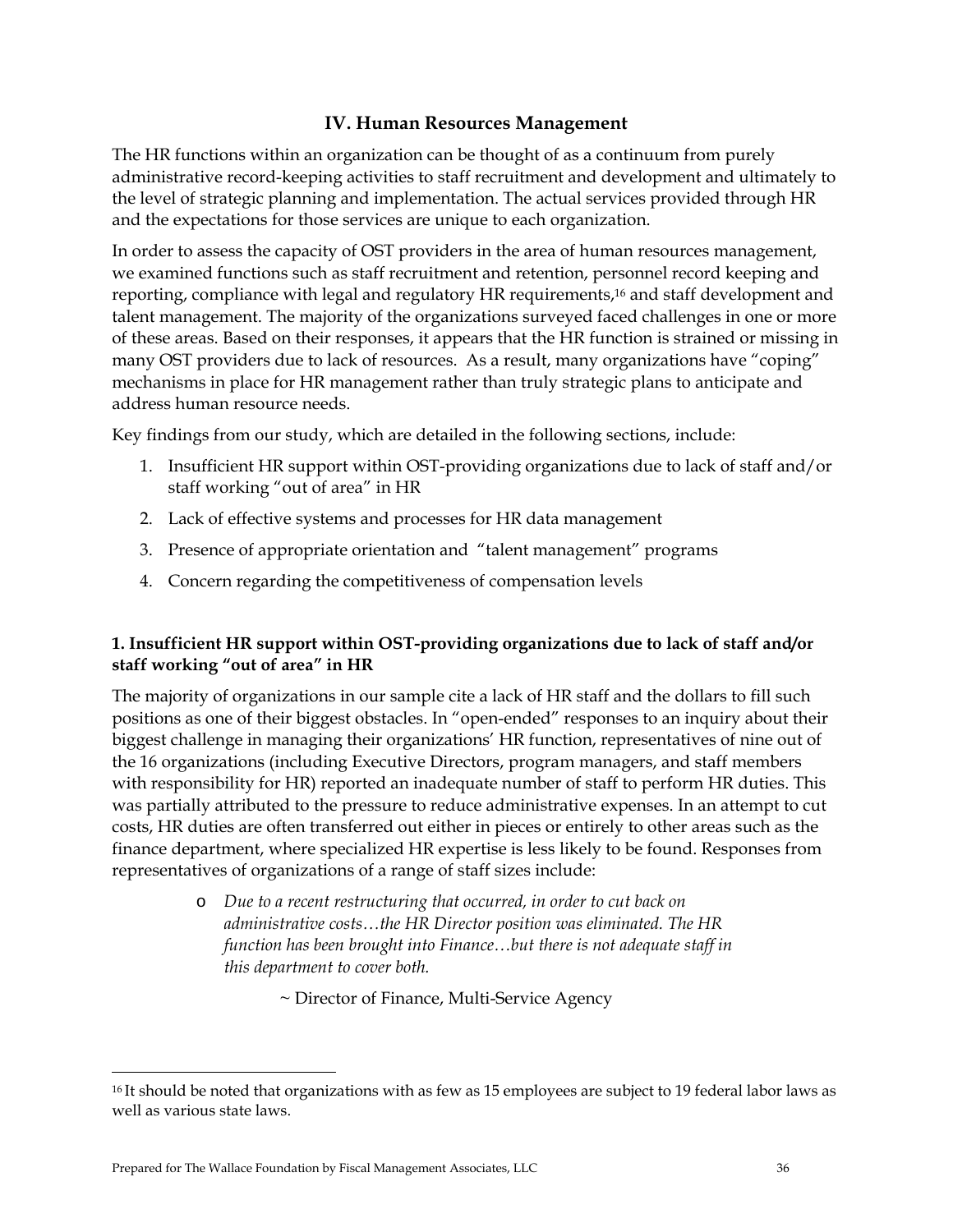## IV. Human Resources Management

The HR functions within an organization can be thought of as a continuum from purely administrative record-keeping activities to staff recruitment and development and ultimately to the level of strategic planning and implementation. The actual services provided through HR and the expectations for those services are unique to each organization.

In order to assess the capacity of OST providers in the area of human resources management, we examined functions such as staff recruitment and retention, personnel record keeping and reporting, compliance with legal and regulatory HR requirements,[16] and staff development and talent management. The majority of the organizations surveyed faced challenges in one or more of these areas. Based on their responses, it appears that the HR function is strained or missing in many OST providers due to lack of resources. As a result, many organizations have "coping" mechanisms in place for HR management rather than truly strategic plans to anticipate and address human resource needs.

Key findings from our study, which are detailed in the following sections, include:

1. Insufficient HR support within OST-providing organizations due to lack of staff and/or staff working "out of area" in HR
2. Lack of effective systems and processes for HR data management
3. Presence of appropriate orientation and "talent management" programs
4. Concern regarding the competitiveness of compensation levels

### 1. Insufficient HR support within OST-providing organizations due to lack of staff and/or staff working "out of area" in HR

The majority of organizations in our sample cite a lack of HR staff and the dollars to fill such positions as one of their biggest obstacles. In "open-ended" responses to an inquiry about their biggest challenge in managing their organizations' HR function, representatives of nine out of the 16 organizations (including Executive Directors, program managers, and staff members with responsibility for HR) reported an inadequate number of staff to perform HR duties. This was partially attributed to the pressure to reduce administrative expenses. In an attempt to cut costs, HR duties are often transferred out either in pieces or entirely to other areas such as the finance department, where specialized HR expertise is less likely to be found. Responses from representatives of organizations of a range of staff sizes include:

- *Due to a recent restructuring that occurred, in order to cut back on administrative costs…the HR Director position was eliminated. The HR function has been brought into Finance…but there is not adequate staff in this department to cover both.*

  ~ Director of Finance, Multi-Service Agency

[16] It should be noted that organizations with as few as 15 employees are subject to 19 federal labor laws as well as various state laws.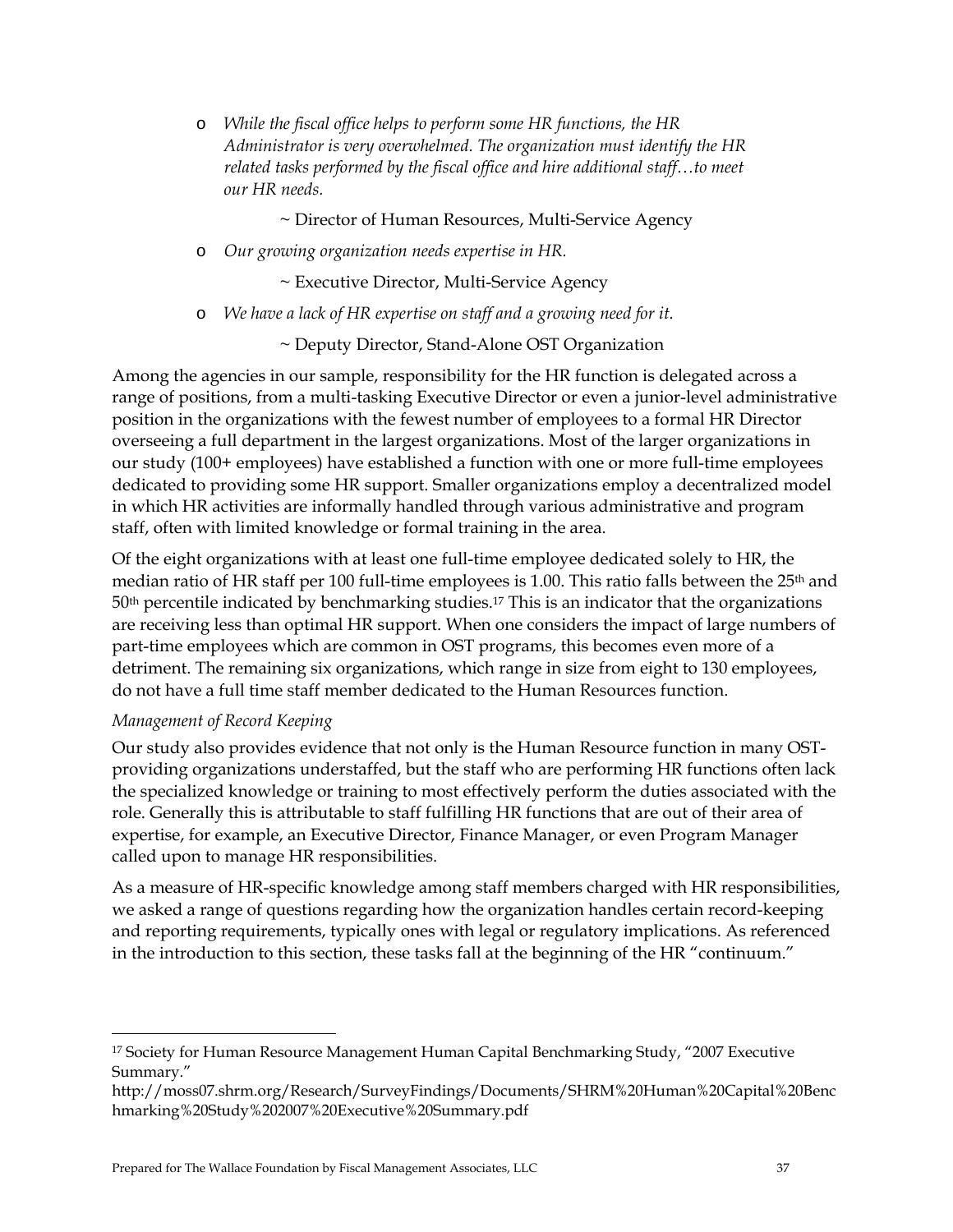- *While the fiscal office helps to perform some HR functions, the HR Administrator is very overwhelmed. The organization must identify the HR related tasks performed by the fiscal office and hire additional staff…to meet our HR needs.*

  ~ Director of Human Resources, Multi-Service Agency

- *Our growing organization needs expertise in HR.*

  ~ Executive Director, Multi-Service Agency

- *We have a lack of HR expertise on staff and a growing need for it.*

  ~ Deputy Director, Stand-Alone OST Organization

Among the agencies in our sample, responsibility for the HR function is delegated across a range of positions, from a multi-tasking Executive Director or even a junior-level administrative position in the organizations with the fewest number of employees to a formal HR Director overseeing a full department in the largest organizations. Most of the larger organizations in our study (100+ employees) have established a function with one or more full-time employees dedicated to providing some HR support. Smaller organizations employ a decentralized model in which HR activities are informally handled through various administrative and program staff, often with limited knowledge or formal training in the area.

Of the eight organizations with at least one full-time employee dedicated solely to HR, the median ratio of HR staff per 100 full-time employees is 1.00. This ratio falls between the 25th and 50th percentile indicated by benchmarking studies.[17] This is an indicator that the organizations are receiving less than optimal HR support. When one considers the impact of large numbers of part-time employees which are common in OST programs, this becomes even more of a detriment. The remaining six organizations, which range in size from eight to 130 employees, do not have a full time staff member dedicated to the Human Resources function.

*Management of Record Keeping*

Our study also provides evidence that not only is the Human Resource function in many OST-providing organizations understaffed, but the staff who are performing HR functions often lack the specialized knowledge or training to most effectively perform the duties associated with the role. Generally this is attributable to staff fulfilling HR functions that are out of their area of expertise, for example, an Executive Director, Finance Manager, or even Program Manager called upon to manage HR responsibilities.

As a measure of HR-specific knowledge among staff members charged with HR responsibilities, we asked a range of questions regarding how the organization handles certain record-keeping and reporting requirements, typically ones with legal or regulatory implications. As referenced in the introduction to this section, these tasks fall at the beginning of the HR "continuum."

---

[17] Society for Human Resource Management Human Capital Benchmarking Study, "2007 Executive Summary."
http://moss07.shrm.org/Research/SurveyFindings/Documents/SHRM%20Human%20Capital%20Benchmarking%20Study%202007%20Executive%20Summary.pdf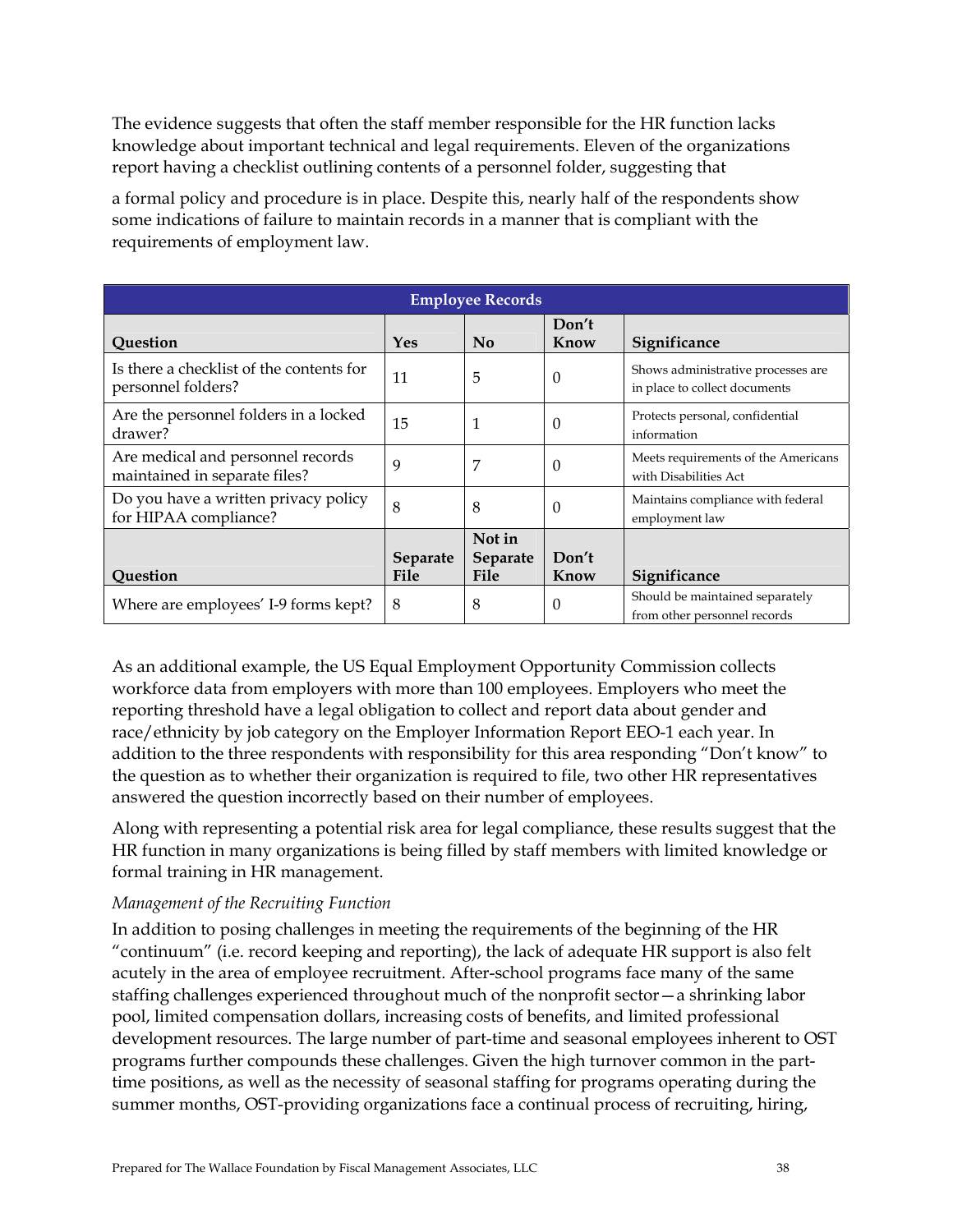The evidence suggests that often the staff member responsible for the HR function lacks knowledge about important technical and legal requirements. Eleven of the organizations report having a checklist outlining contents of a personnel folder, suggesting that

a formal policy and procedure is in place. Despite this, nearly half of the respondents show some indications of failure to maintain records in a manner that is compliant with the requirements of employment law.

| Employee Records | | | | |
|---|---|---|---|---|
| **Question** | **Yes** | **No** | **Don't Know** | **Significance** |
| Is there a checklist of the contents for personnel folders? | 11 | 5 | 0 | Shows administrative processes are in place to collect documents |
| Are the personnel folders in a locked drawer? | 15 | 1 | 0 | Protects personal, confidential information |
| Are medical and personnel records maintained in separate files? | 9 | 7 | 0 | Meets requirements of the Americans with Disabilities Act |
| Do you have a written privacy policy for HIPAA compliance? | 8 | 8 | 0 | Maintains compliance with federal employment law |
| **Question** | **Separate File** | **Not in Separate File** | **Don't Know** | **Significance** |
| Where are employees' I-9 forms kept? | 8 | 8 | 0 | Should be maintained separately from other personnel records |

As an additional example, the US Equal Employment Opportunity Commission collects workforce data from employers with more than 100 employees. Employers who meet the reporting threshold have a legal obligation to collect and report data about gender and race/ethnicity by job category on the Employer Information Report EEO-1 each year. In addition to the three respondents with responsibility for this area responding "Don't know" to the question as to whether their organization is required to file, two other HR representatives answered the question incorrectly based on their number of employees.

Along with representing a potential risk area for legal compliance, these results suggest that the HR function in many organizations is being filled by staff members with limited knowledge or formal training in HR management.

*Management of the Recruiting Function*

In addition to posing challenges in meeting the requirements of the beginning of the HR "continuum" (i.e. record keeping and reporting), the lack of adequate HR support is also felt acutely in the area of employee recruitment. After-school programs face many of the same staffing challenges experienced throughout much of the nonprofit sector—a shrinking labor pool, limited compensation dollars, increasing costs of benefits, and limited professional development resources. The large number of part-time and seasonal employees inherent to OST programs further compounds these challenges. Given the high turnover common in the part-time positions, as well as the necessity of seasonal staffing for programs operating during the summer months, OST-providing organizations face a continual process of recruiting, hiring,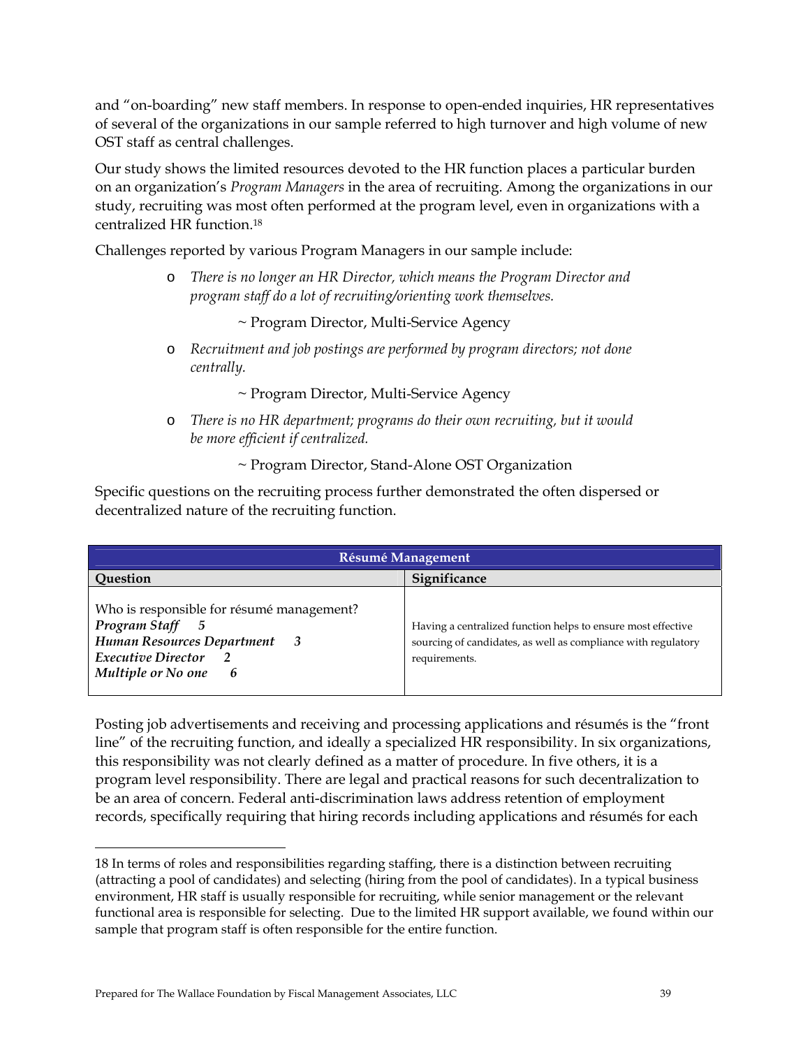and "on-boarding" new staff members. In response to open-ended inquiries, HR representatives of several of the organizations in our sample referred to high turnover and high volume of new OST staff as central challenges.

Our study shows the limited resources devoted to the HR function places a particular burden on an organization's *Program Managers* in the area of recruiting. Among the organizations in our study, recruiting was most often performed at the program level, even in organizations with a centralized HR function.[18]

Challenges reported by various Program Managers in our sample include:

- *There is no longer an HR Director, which means the Program Director and program staff do a lot of recruiting/orienting work themselves.*

  ~ Program Director, Multi-Service Agency

- *Recruitment and job postings are performed by program directors; not done centrally.*

  ~ Program Director, Multi-Service Agency

- *There is no HR department; programs do their own recruiting, but it would be more efficient if centralized.*

  ~ Program Director, Stand-Alone OST Organization

Specific questions on the recruiting process further demonstrated the often dispersed or decentralized nature of the recruiting function.

| Résumé Management | |
|---|---|
| **Question** | **Significance** |
| Who is responsible for résumé management?<br>***Program Staff 5***<br>***Human Resources Department 3***<br>***Executive Director 2***<br>***Multiple or No one 6*** | Having a centralized function helps to ensure most effective sourcing of candidates, as well as compliance with regulatory requirements. |

Posting job advertisements and receiving and processing applications and résumés is the "front line" of the recruiting function, and ideally a specialized HR responsibility. In six organizations, this responsibility was not clearly defined as a matter of procedure. In five others, it is a program level responsibility. There are legal and practical reasons for such decentralization to be an area of concern. Federal anti-discrimination laws address retention of employment records, specifically requiring that hiring records including applications and résumés for each

18 In terms of roles and responsibilities regarding staffing, there is a distinction between recruiting (attracting a pool of candidates) and selecting (hiring from the pool of candidates). In a typical business environment, HR staff is usually responsible for recruiting, while senior management or the relevant functional area is responsible for selecting. Due to the limited HR support available, we found within our sample that program staff is often responsible for the entire function.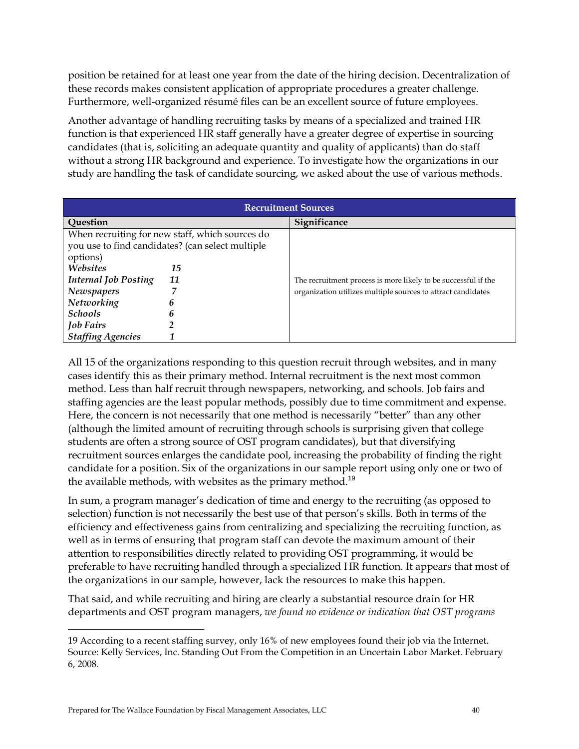position be retained for at least one year from the date of the hiring decision. Decentralization of these records makes consistent application of appropriate procedures a greater challenge. Furthermore, well-organized résumé files can be an excellent source of future employees.

Another advantage of handling recruiting tasks by means of a specialized and trained HR function is that experienced HR staff generally have a greater degree of expertise in sourcing candidates (that is, soliciting an adequate quantity and quality of applicants) than do staff without a strong HR background and experience. To investigate how the organizations in our study are handling the task of candidate sourcing, we asked about the use of various methods.

| Recruitment Sources | | |
|---|---|---|
| **Question** | | **Significance** |
| When recruiting for new staff, which sources do you use to find candidates? (can select multiple options) | | |
| ***Websites*** | ***15*** | The recruitment process is more likely to be successful if the organization utilizes multiple sources to attract candidates |
| ***Internal Job Posting*** | ***11*** | |
| ***Newspapers*** | ***7*** | |
| ***Networking*** | ***6*** | |
| ***Schools*** | ***6*** | |
| ***Job Fairs*** | ***2*** | |
| ***Staffing Agencies*** | ***1*** | |

All 15 of the organizations responding to this question recruit through websites, and in many cases identify this as their primary method. Internal recruitment is the next most common method. Less than half recruit through newspapers, networking, and schools. Job fairs and staffing agencies are the least popular methods, possibly due to time commitment and expense. Here, the concern is not necessarily that one method is necessarily "better" than any other (although the limited amount of recruiting through schools is surprising given that college students are often a strong source of OST program candidates), but that diversifying recruitment sources enlarges the candidate pool, increasing the probability of finding the right candidate for a position. Six of the organizations in our sample report using only one or two of the available methods, with websites as the primary method.[19]

In sum, a program manager's dedication of time and energy to the recruiting (as opposed to selection) function is not necessarily the best use of that person's skills. Both in terms of the efficiency and effectiveness gains from centralizing and specializing the recruiting function, as well as in terms of ensuring that program staff can devote the maximum amount of their attention to responsibilities directly related to providing OST programming, it would be preferable to have recruiting handled through a specialized HR function. It appears that most of the organizations in our sample, however, lack the resources to make this happen.

That said, and while recruiting and hiring are clearly a substantial resource drain for HR departments and OST program managers, *we found no evidence or indication that OST programs*

---

19 According to a recent staffing survey, only 16% of new employees found their job via the Internet. Source: Kelly Services, Inc. Standing Out From the Competition in an Uncertain Labor Market. February 6, 2008.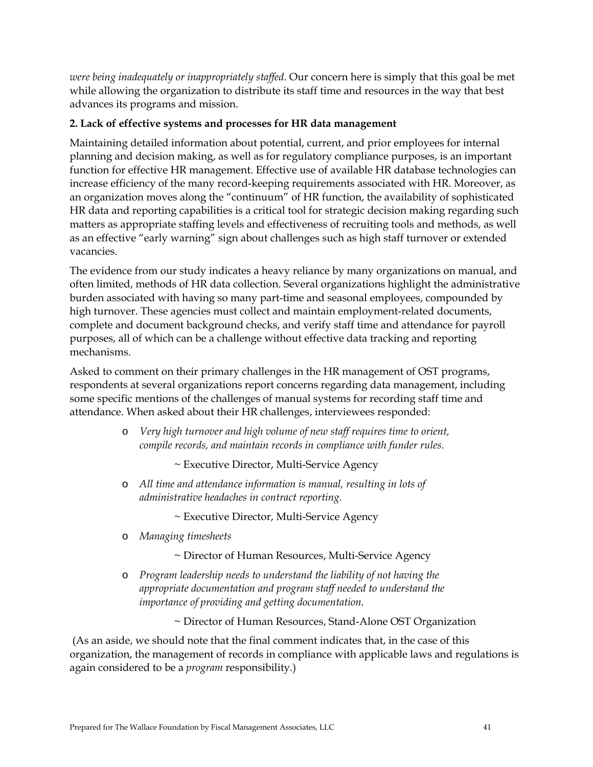*were being inadequately or inappropriately staffed*. Our concern here is simply that this goal be met while allowing the organization to distribute its staff time and resources in the way that best advances its programs and mission.

**2. Lack of effective systems and processes for HR data management**

Maintaining detailed information about potential, current, and prior employees for internal planning and decision making, as well as for regulatory compliance purposes, is an important function for effective HR management. Effective use of available HR database technologies can increase efficiency of the many record-keeping requirements associated with HR. Moreover, as an organization moves along the "continuum" of HR function, the availability of sophisticated HR data and reporting capabilities is a critical tool for strategic decision making regarding such matters as appropriate staffing levels and effectiveness of recruiting tools and methods, as well as an effective "early warning" sign about challenges such as high staff turnover or extended vacancies.

The evidence from our study indicates a heavy reliance by many organizations on manual, and often limited, methods of HR data collection. Several organizations highlight the administrative burden associated with having so many part-time and seasonal employees, compounded by high turnover. These agencies must collect and maintain employment-related documents, complete and document background checks, and verify staff time and attendance for payroll purposes, all of which can be a challenge without effective data tracking and reporting mechanisms.

Asked to comment on their primary challenges in the HR management of OST programs, respondents at several organizations report concerns regarding data management, including some specific mentions of the challenges of manual systems for recording staff time and attendance. When asked about their HR challenges, interviewees responded:

- *Very high turnover and high volume of new staff requires time to orient, compile records, and maintain records in compliance with funder rules.*

  ~ Executive Director, Multi-Service Agency

- *All time and attendance information is manual, resulting in lots of administrative headaches in contract reporting.*

  ~ Executive Director, Multi-Service Agency

- *Managing timesheets*

  ~ Director of Human Resources, Multi-Service Agency

- *Program leadership needs to understand the liability of not having the appropriate documentation and program staff needed to understand the importance of providing and getting documentation.*

  ~ Director of Human Resources, Stand-Alone OST Organization

(As an aside, we should note that the final comment indicates that, in the case of this organization, the management of records in compliance with applicable laws and regulations is again considered to be a *program* responsibility.)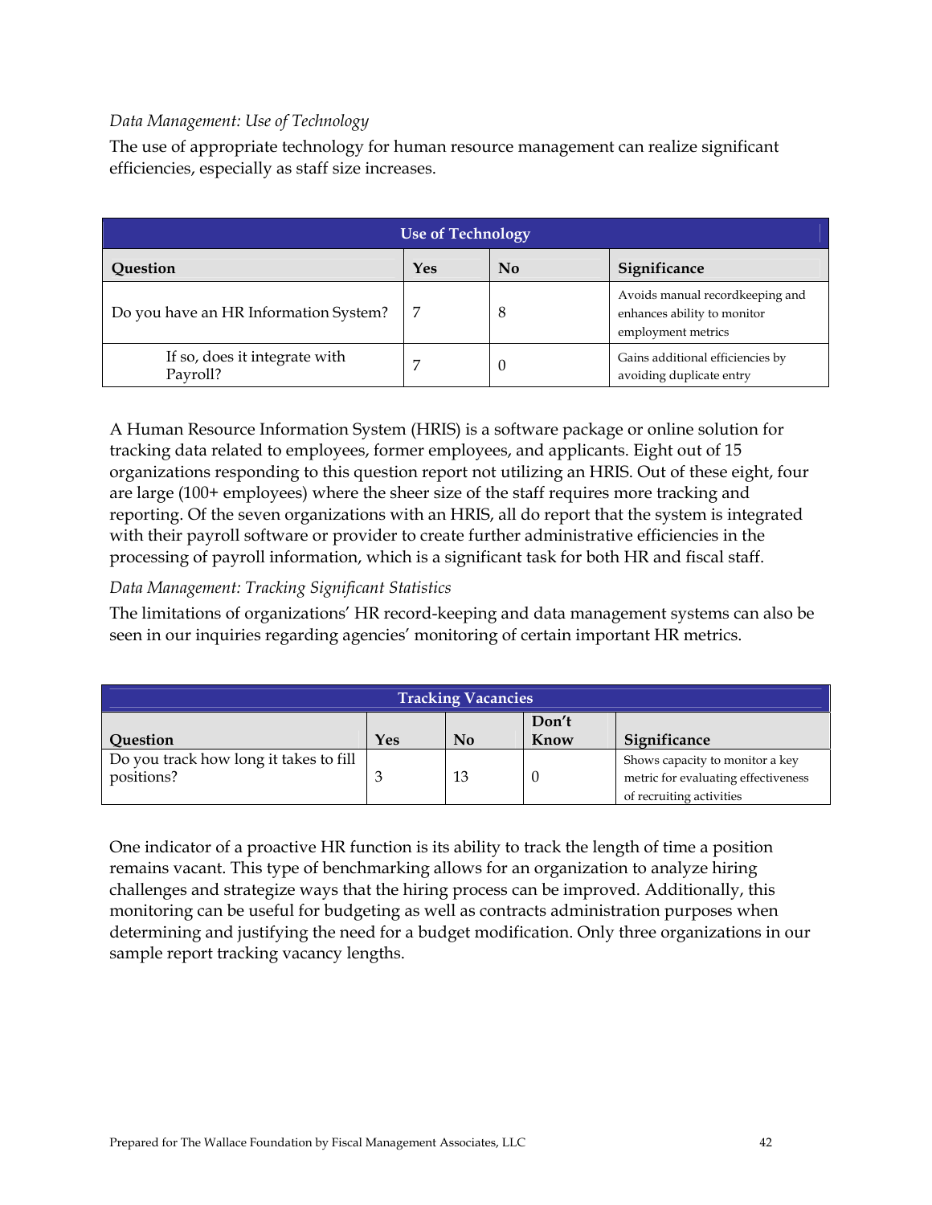*Data Management: Use of Technology*

The use of appropriate technology for human resource management can realize significant efficiencies, especially as staff size increases.

| Use of Technology | | | |
|---|---|---|---|
| **Question** | **Yes** | **No** | **Significance** |
| Do you have an HR Information System? | 7 | 8 | Avoids manual recordkeeping and enhances ability to monitor employment metrics |
| If so, does it integrate with Payroll? | 7 | 0 | Gains additional efficiencies by avoiding duplicate entry |

A Human Resource Information System (HRIS) is a software package or online solution for tracking data related to employees, former employees, and applicants. Eight out of 15 organizations responding to this question report not utilizing an HRIS. Out of these eight, four are large (100+ employees) where the sheer size of the staff requires more tracking and reporting. Of the seven organizations with an HRIS, all do report that the system is integrated with their payroll software or provider to create further administrative efficiencies in the processing of payroll information, which is a significant task for both HR and fiscal staff.

*Data Management: Tracking Significant Statistics*

The limitations of organizations' HR record-keeping and data management systems can also be seen in our inquiries regarding agencies' monitoring of certain important HR metrics.

| Tracking Vacancies | | | | |
|---|---|---|---|---|
| **Question** | **Yes** | **No** | **Don't Know** | **Significance** |
| Do you track how long it takes to fill positions? | 3 | 13 | 0 | Shows capacity to monitor a key metric for evaluating effectiveness of recruiting activities |

One indicator of a proactive HR function is its ability to track the length of time a position remains vacant. This type of benchmarking allows for an organization to analyze hiring challenges and strategize ways that the hiring process can be improved. Additionally, this monitoring can be useful for budgeting as well as contracts administration purposes when determining and justifying the need for a budget modification. Only three organizations in our sample report tracking vacancy lengths.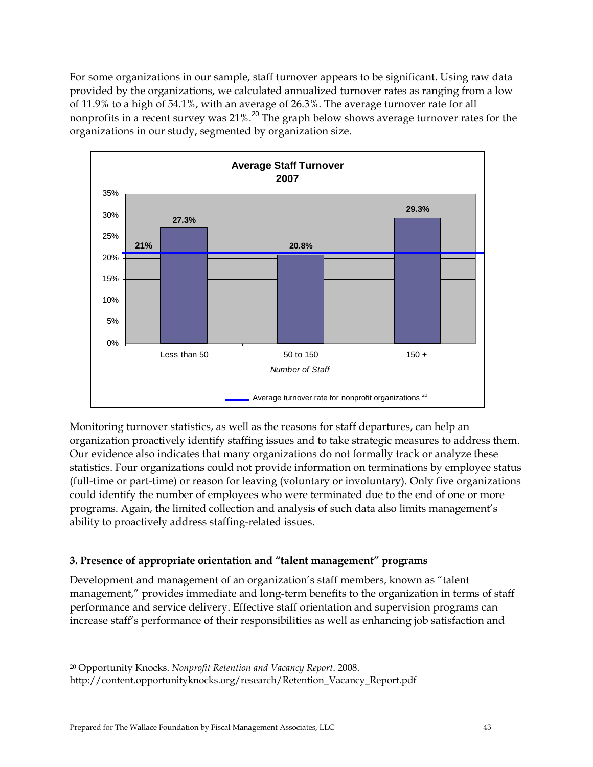For some organizations in our sample, staff turnover appears to be significant. Using raw data provided by the organizations, we calculated annualized turnover rates as ranging from a low of 11.9% to a high of 54.1%, with an average of 26.3%. The average turnover rate for all nonprofits in a recent survey was 21%.[20] The graph below shows average turnover rates for the organizations in our study, segmented by organization size.

**Average Staff Turnover 2007**

| Number of Staff | Average Staff Turnover |
|---|---|
| Less than 50 | 27.3% |
| 50 to 150 | 20.8% |
| 150 + | 29.3% |

Average turnover rate for nonprofit organizations[20]: 21%

Monitoring turnover statistics, as well as the reasons for staff departures, can help an organization proactively identify staffing issues and to take strategic measures to address them. Our evidence also indicates that many organizations do not formally track or analyze these statistics. Four organizations could not provide information on terminations by employee status (full-time or part-time) or reason for leaving (voluntary or involuntary). Only five organizations could identify the number of employees who were terminated due to the end of one or more programs. Again, the limited collection and analysis of such data also limits management's ability to proactively address staffing-related issues.

**3. Presence of appropriate orientation and "talent management" programs**

Development and management of an organization's staff members, known as "talent management," provides immediate and long-term benefits to the organization in terms of staff performance and service delivery. Effective staff orientation and supervision programs can increase staff's performance of their responsibilities as well as enhancing job satisfaction and

---

[20] Opportunity Knocks. *Nonprofit Retention and Vacancy Report*. 2008. http://content.opportunityknocks.org/research/Retention_Vacancy_Report.pdf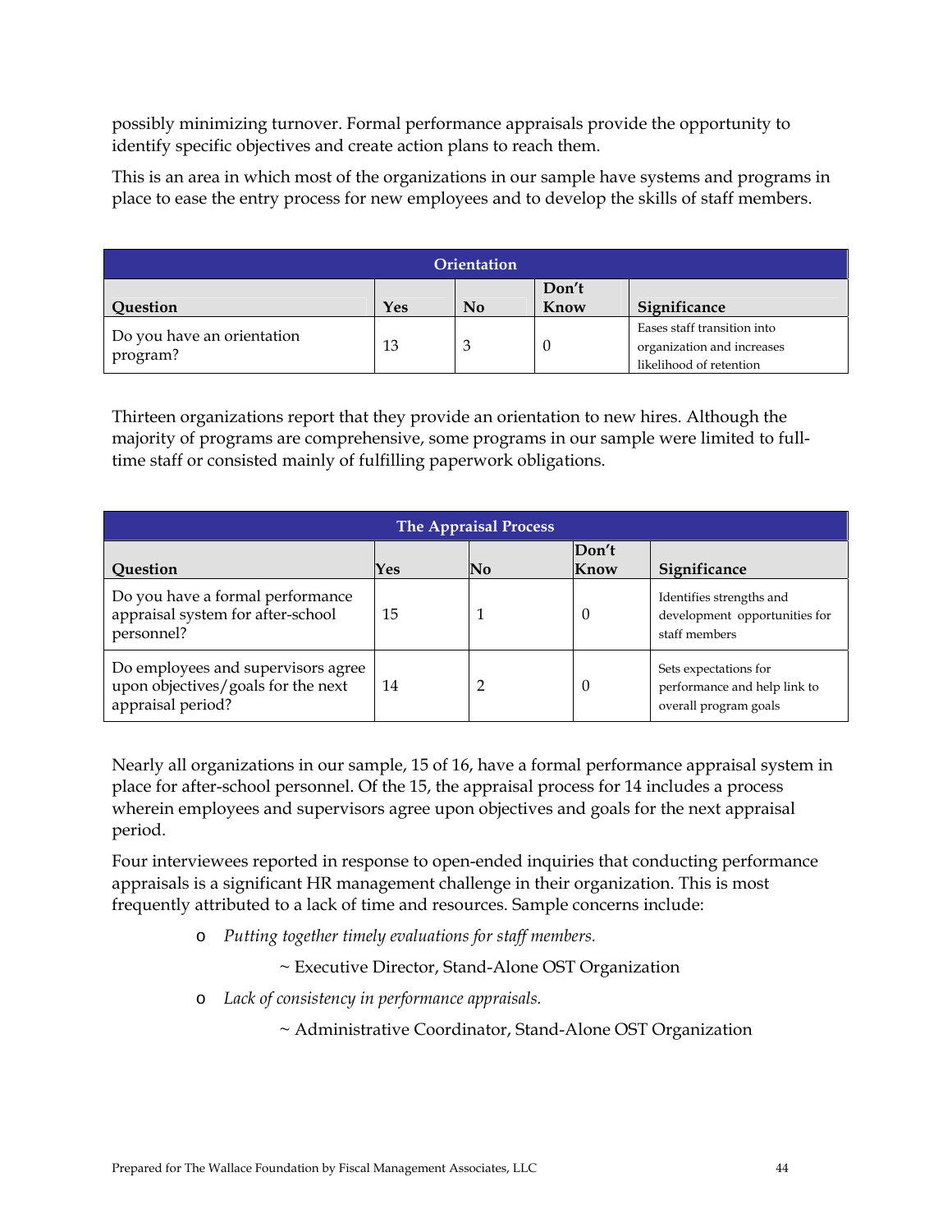possibly minimizing turnover. Formal performance appraisals provide the opportunity to identify specific objectives and create action plans to reach them.

This is an area in which most of the organizations in our sample have systems and programs in place to ease the entry process for new employees and to develop the skills of staff members.

| Orientation | | | | |
|---|---|---|---|---|
| **Question** | **Yes** | **No** | **Don't Know** | **Significance** |
| Do you have an orientation program? | 13 | 3 | 0 | Eases staff transition into organization and increases likelihood of retention |

Thirteen organizations report that they provide an orientation to new hires. Although the majority of programs are comprehensive, some programs in our sample were limited to full-time staff or consisted mainly of fulfilling paperwork obligations.

| The Appraisal Process | | | | |
|---|---|---|---|---|
| **Question** | **Yes** | **No** | **Don't Know** | **Significance** |
| Do you have a formal performance appraisal system for after-school personnel? | 15 | 1 | 0 | Identifies strengths and development opportunities for staff members |
| Do employees and supervisors agree upon objectives/goals for the next appraisal period? | 14 | 2 | 0 | Sets expectations for performance and help link to overall program goals |

Nearly all organizations in our sample, 15 of 16, have a formal performance appraisal system in place for after-school personnel. Of the 15, the appraisal process for 14 includes a process wherein employees and supervisors agree upon objectives and goals for the next appraisal period.

Four interviewees reported in response to open-ended inquiries that conducting performance appraisals is a significant HR management challenge in their organization. This is most frequently attributed to a lack of time and resources. Sample concerns include:

- *Putting together timely evaluations for staff members.*

  ~ Executive Director, Stand-Alone OST Organization

- *Lack of consistency in performance appraisals.*

  ~ Administrative Coordinator, Stand-Alone OST Organization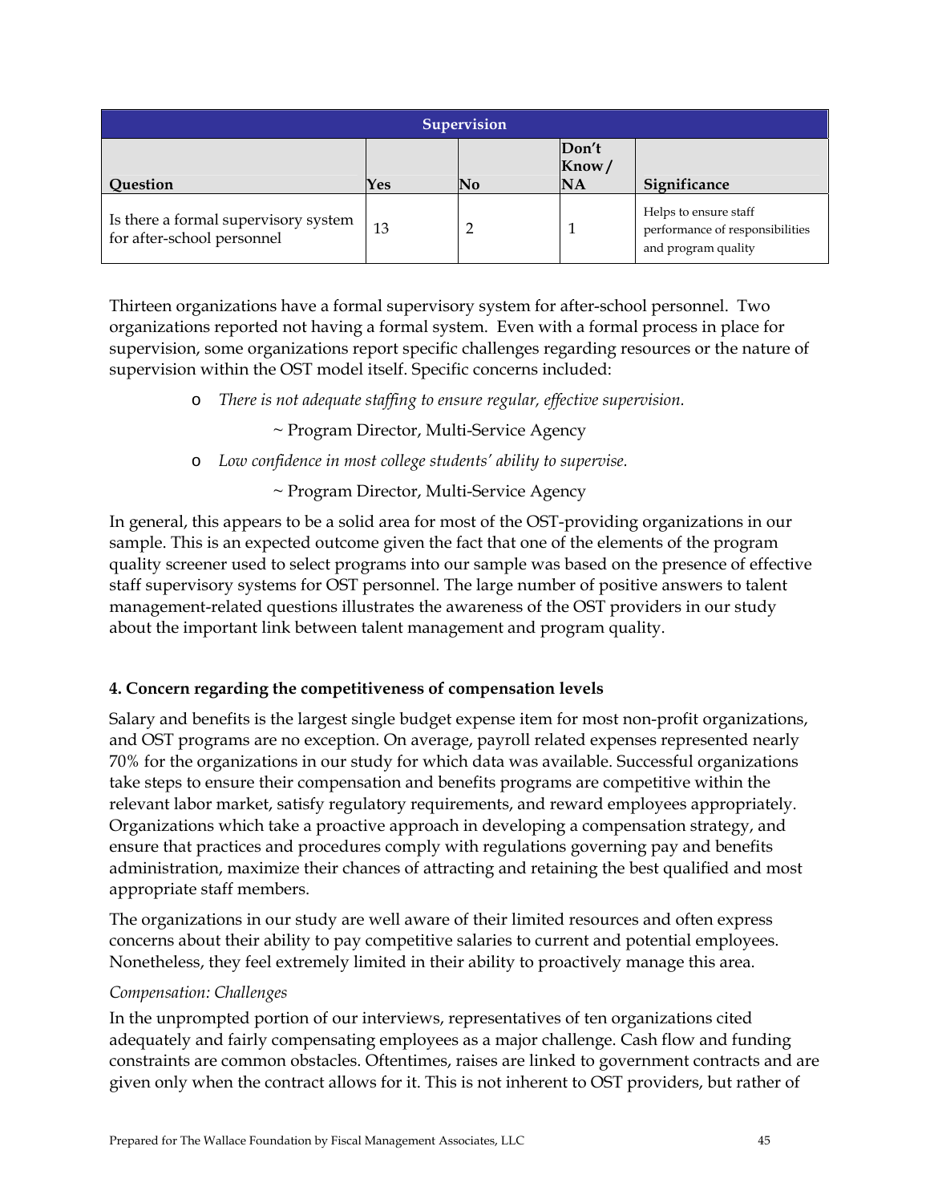| Supervision | | | | |
|---|---|---|---|---|
| **Question** | **Yes** | **No** | **Don't Know / NA** | **Significance** |
| Is there a formal supervisory system for after-school personnel | 13 | 2 | 1 | Helps to ensure staff performance of responsibilities and program quality |

Thirteen organizations have a formal supervisory system for after-school personnel. Two organizations reported not having a formal system. Even with a formal process in place for supervision, some organizations report specific challenges regarding resources or the nature of supervision within the OST model itself. Specific concerns included:

- *There is not adequate staffing to ensure regular, effective supervision.*

  ~ Program Director, Multi-Service Agency

- *Low confidence in most college students' ability to supervise.*

  ~ Program Director, Multi-Service Agency

In general, this appears to be a solid area for most of the OST-providing organizations in our sample. This is an expected outcome given the fact that one of the elements of the program quality screener used to select programs into our sample was based on the presence of effective staff supervisory systems for OST personnel. The large number of positive answers to talent management-related questions illustrates the awareness of the OST providers in our study about the important link between talent management and program quality.

**4. Concern regarding the competitiveness of compensation levels**

Salary and benefits is the largest single budget expense item for most non-profit organizations, and OST programs are no exception. On average, payroll related expenses represented nearly 70% for the organizations in our study for which data was available. Successful organizations take steps to ensure their compensation and benefits programs are competitive within the relevant labor market, satisfy regulatory requirements, and reward employees appropriately. Organizations which take a proactive approach in developing a compensation strategy, and ensure that practices and procedures comply with regulations governing pay and benefits administration, maximize their chances of attracting and retaining the best qualified and most appropriate staff members.

The organizations in our study are well aware of their limited resources and often express concerns about their ability to pay competitive salaries to current and potential employees. Nonetheless, they feel extremely limited in their ability to proactively manage this area.

*Compensation: Challenges*

In the unprompted portion of our interviews, representatives of ten organizations cited adequately and fairly compensating employees as a major challenge. Cash flow and funding constraints are common obstacles. Oftentimes, raises are linked to government contracts and are given only when the contract allows for it. This is not inherent to OST providers, but rather of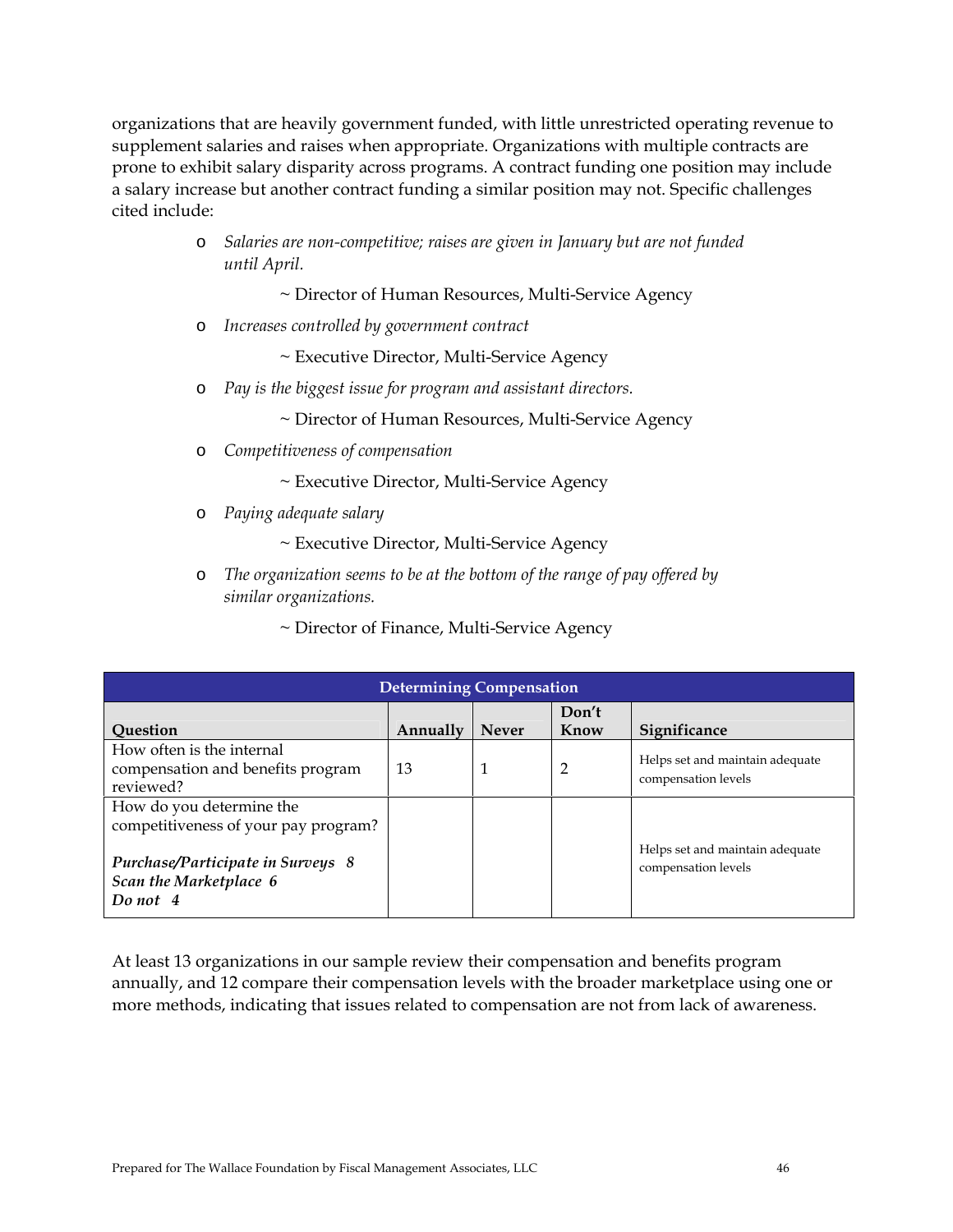organizations that are heavily government funded, with little unrestricted operating revenue to supplement salaries and raises when appropriate. Organizations with multiple contracts are prone to exhibit salary disparity across programs. A contract funding one position may include a salary increase but another contract funding a similar position may not. Specific challenges cited include:

- *Salaries are non-competitive; raises are given in January but are not funded until April.*

  ~ Director of Human Resources, Multi-Service Agency

- *Increases controlled by government contract*

  ~ Executive Director, Multi-Service Agency

- *Pay is the biggest issue for program and assistant directors.*

  ~ Director of Human Resources, Multi-Service Agency

- *Competitiveness of compensation*

  ~ Executive Director, Multi-Service Agency

- *Paying adequate salary*

  ~ Executive Director, Multi-Service Agency

- *The organization seems to be at the bottom of the range of pay offered by similar organizations.*

  ~ Director of Finance, Multi-Service Agency

| Determining Compensation | | | | |
|---|---|---|---|---|
| **Question** | **Annually** | **Never** | **Don't Know** | **Significance** |
| How often is the internal compensation and benefits program reviewed? | 13 | 1 | 2 | Helps set and maintain adequate compensation levels |
| How do you determine the competitiveness of your pay program?<br><br>***Purchase/Participate in Surveys 8***<br>***Scan the Marketplace 6***<br>***Do not 4*** | | | | Helps set and maintain adequate compensation levels |

At least 13 organizations in our sample review their compensation and benefits program annually, and 12 compare their compensation levels with the broader marketplace using one or more methods, indicating that issues related to compensation are not from lack of awareness.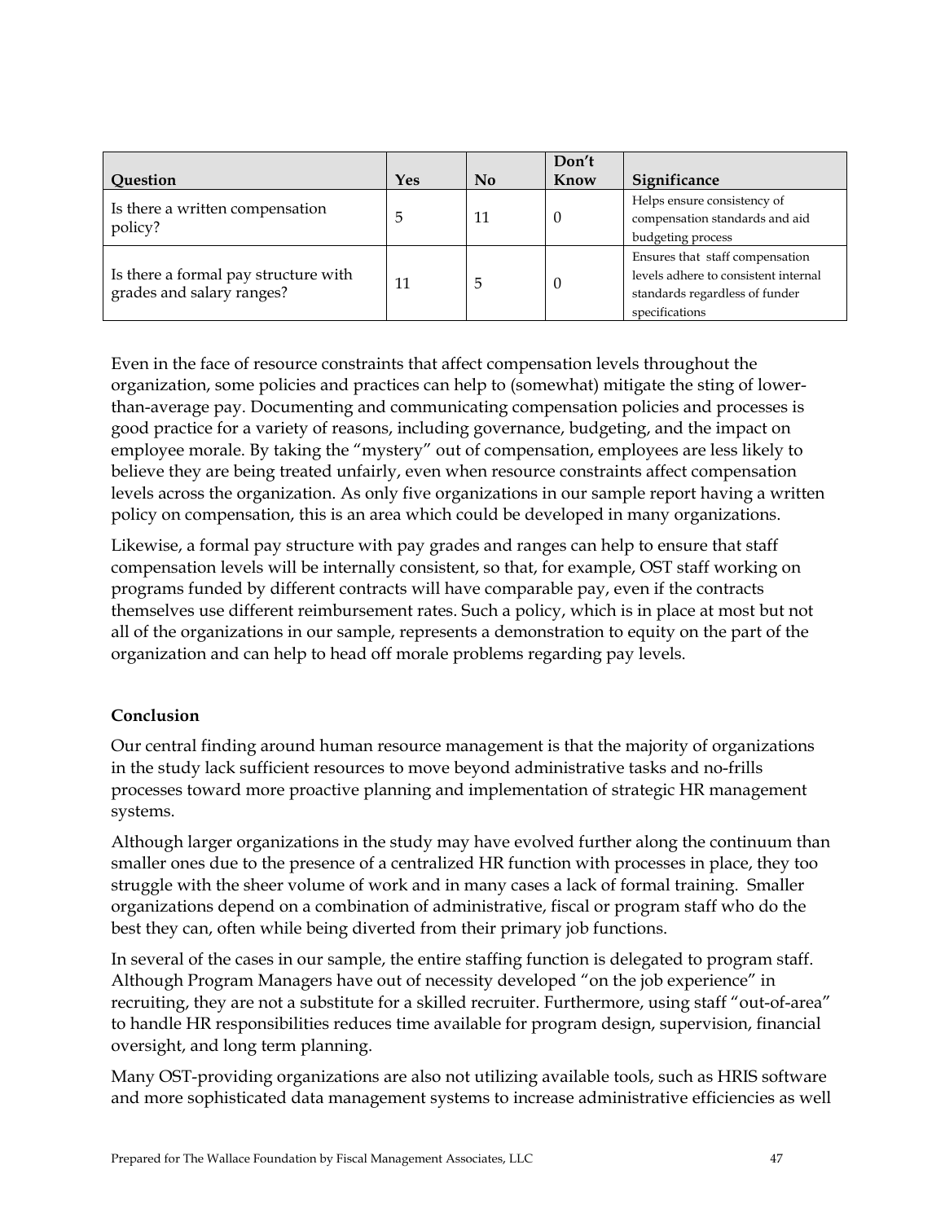| Question | Yes | No | Don't Know | Significance |
|---|---|---|---|---|
| Is there a written compensation policy? | 5 | 11 | 0 | Helps ensure consistency of compensation standards and aid budgeting process |
| Is there a formal pay structure with grades and salary ranges? | 11 | 5 | 0 | Ensures that staff compensation levels adhere to consistent internal standards regardless of funder specifications |

Even in the face of resource constraints that affect compensation levels throughout the organization, some policies and practices can help to (somewhat) mitigate the sting of lower-than-average pay. Documenting and communicating compensation policies and processes is good practice for a variety of reasons, including governance, budgeting, and the impact on employee morale. By taking the "mystery" out of compensation, employees are less likely to believe they are being treated unfairly, even when resource constraints affect compensation levels across the organization. As only five organizations in our sample report having a written policy on compensation, this is an area which could be developed in many organizations.

Likewise, a formal pay structure with pay grades and ranges can help to ensure that staff compensation levels will be internally consistent, so that, for example, OST staff working on programs funded by different contracts will have comparable pay, even if the contracts themselves use different reimbursement rates. Such a policy, which is in place at most but not all of the organizations in our sample, represents a demonstration to equity on the part of the organization and can help to head off morale problems regarding pay levels.

**Conclusion**

Our central finding around human resource management is that the majority of organizations in the study lack sufficient resources to move beyond administrative tasks and no-frills processes toward more proactive planning and implementation of strategic HR management systems.

Although larger organizations in the study may have evolved further along the continuum than smaller ones due to the presence of a centralized HR function with processes in place, they too struggle with the sheer volume of work and in many cases a lack of formal training. Smaller organizations depend on a combination of administrative, fiscal or program staff who do the best they can, often while being diverted from their primary job functions.

In several of the cases in our sample, the entire staffing function is delegated to program staff. Although Program Managers have out of necessity developed "on the job experience" in recruiting, they are not a substitute for a skilled recruiter. Furthermore, using staff "out-of-area" to handle HR responsibilities reduces time available for program design, supervision, financial oversight, and long term planning.

Many OST-providing organizations are also not utilizing available tools, such as HRIS software and more sophisticated data management systems to increase administrative efficiencies as well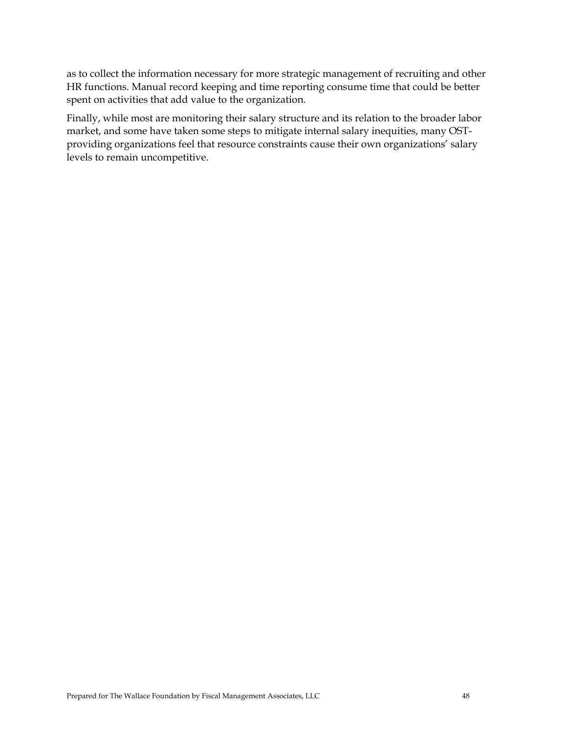as to collect the information necessary for more strategic management of recruiting and other HR functions. Manual record keeping and time reporting consume time that could be better spent on activities that add value to the organization.

Finally, while most are monitoring their salary structure and its relation to the broader labor market, and some have taken some steps to mitigate internal salary inequities, many OST-providing organizations feel that resource constraints cause their own organizations' salary levels to remain uncompetitive.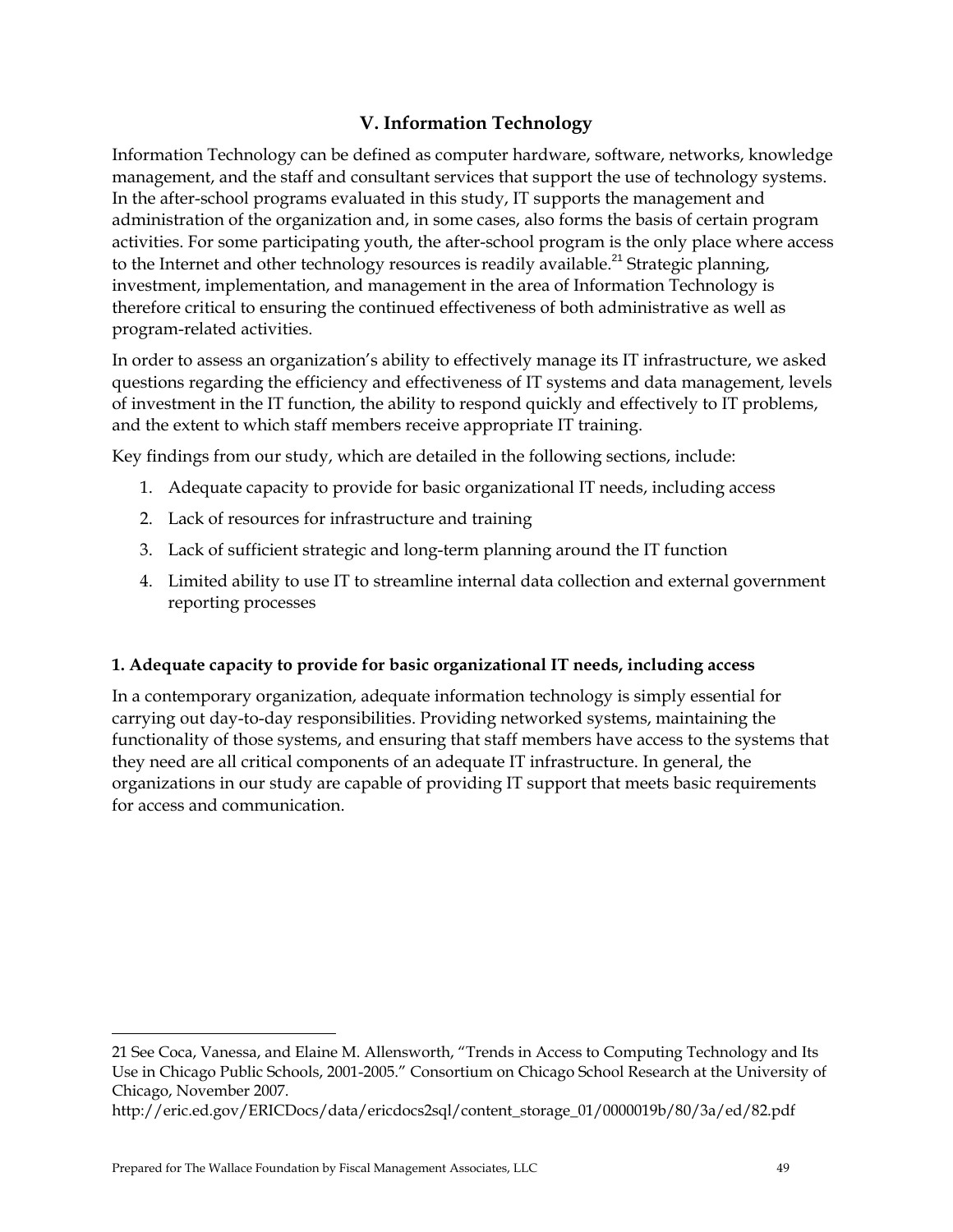## V. Information Technology

Information Technology can be defined as computer hardware, software, networks, knowledge management, and the staff and consultant services that support the use of technology systems. In the after-school programs evaluated in this study, IT supports the management and administration of the organization and, in some cases, also forms the basis of certain program activities. For some participating youth, the after-school program is the only place where access to the Internet and other technology resources is readily available.[21] Strategic planning, investment, implementation, and management in the area of Information Technology is therefore critical to ensuring the continued effectiveness of both administrative as well as program-related activities.

In order to assess an organization's ability to effectively manage its IT infrastructure, we asked questions regarding the efficiency and effectiveness of IT systems and data management, levels of investment in the IT function, the ability to respond quickly and effectively to IT problems, and the extent to which staff members receive appropriate IT training.

Key findings from our study, which are detailed in the following sections, include:

1. Adequate capacity to provide for basic organizational IT needs, including access
2. Lack of resources for infrastructure and training
3. Lack of sufficient strategic and long-term planning around the IT function
4. Limited ability to use IT to streamline internal data collection and external government reporting processes

### 1. Adequate capacity to provide for basic organizational IT needs, including access

In a contemporary organization, adequate information technology is simply essential for carrying out day-to-day responsibilities. Providing networked systems, maintaining the functionality of those systems, and ensuring that staff members have access to the systems that they need are all critical components of an adequate IT infrastructure. In general, the organizations in our study are capable of providing IT support that meets basic requirements for access and communication.

---

21 See Coca, Vanessa, and Elaine M. Allensworth, "Trends in Access to Computing Technology and Its Use in Chicago Public Schools, 2001-2005." Consortium on Chicago School Research at the University of Chicago, November 2007.
http://eric.ed.gov/ERICDocs/data/ericdocs2sql/content_storage_01/0000019b/80/3a/ed/82.pdf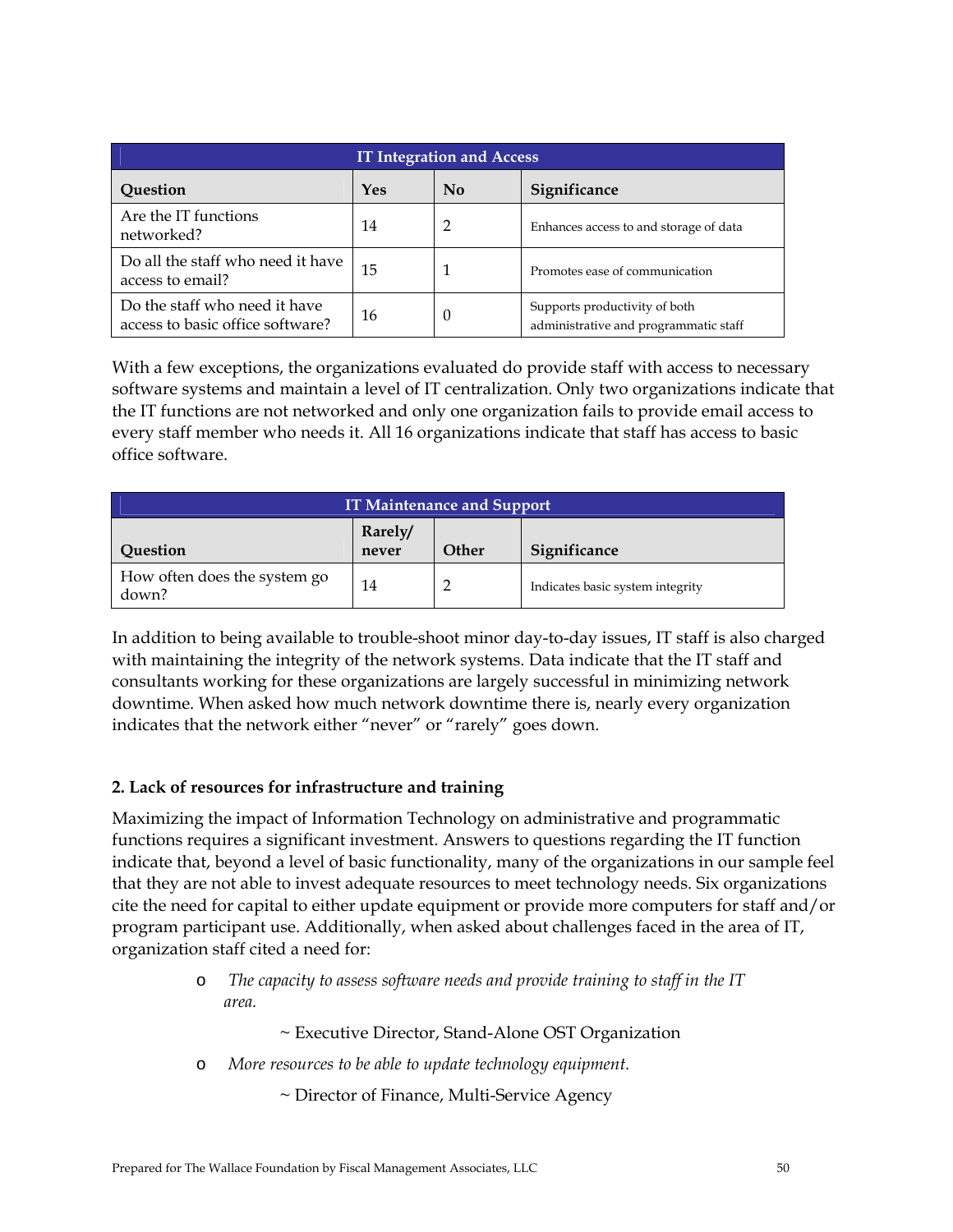| IT Integration and Access | | | |
|---|---|---|---|
| **Question** | **Yes** | **No** | **Significance** |
| Are the IT functions networked? | 14 | 2 | Enhances access to and storage of data |
| Do all the staff who need it have access to email? | 15 | 1 | Promotes ease of communication |
| Do the staff who need it have access to basic office software? | 16 | 0 | Supports productivity of both administrative and programmatic staff |

With a few exceptions, the organizations evaluated do provide staff with access to necessary software systems and maintain a level of IT centralization. Only two organizations indicate that the IT functions are not networked and only one organization fails to provide email access to every staff member who needs it. All 16 organizations indicate that staff has access to basic office software.

| IT Maintenance and Support | | | |
|---|---|---|---|
| **Question** | **Rarely/ never** | **Other** | **Significance** |
| How often does the system go down? | 14 | 2 | Indicates basic system integrity |

In addition to being available to trouble-shoot minor day-to-day issues, IT staff is also charged with maintaining the integrity of the network systems. Data indicate that the IT staff and consultants working for these organizations are largely successful in minimizing network downtime. When asked how much network downtime there is, nearly every organization indicates that the network either "never" or "rarely" goes down.

**2. Lack of resources for infrastructure and training**

Maximizing the impact of Information Technology on administrative and programmatic functions requires a significant investment. Answers to questions regarding the IT function indicate that, beyond a level of basic functionality, many of the organizations in our sample feel that they are not able to invest adequate resources to meet technology needs. Six organizations cite the need for capital to either update equipment or provide more computers for staff and/or program participant use. Additionally, when asked about challenges faced in the area of IT, organization staff cited a need for:

- *The capacity to assess software needs and provide training to staff in the IT area.*

  ~ Executive Director, Stand-Alone OST Organization

- *More resources to be able to update technology equipment.*

  ~ Director of Finance, Multi-Service Agency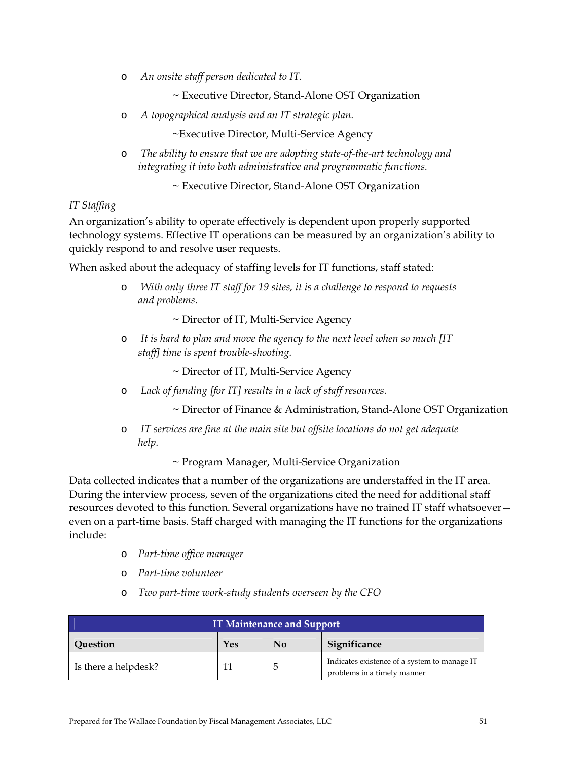- *An onsite staff person dedicated to IT.*

  ~ Executive Director, Stand-Alone OST Organization

- *A topographical analysis and an IT strategic plan.*

  ~Executive Director, Multi-Service Agency

- *The ability to ensure that we are adopting state-of-the-art technology and integrating it into both administrative and programmatic functions.*

  ~ Executive Director, Stand-Alone OST Organization

*IT Staffing*

An organization's ability to operate effectively is dependent upon properly supported technology systems. Effective IT operations can be measured by an organization's ability to quickly respond to and resolve user requests.

When asked about the adequacy of staffing levels for IT functions, staff stated:

- *With only three IT staff for 19 sites, it is a challenge to respond to requests and problems.*

  ~ Director of IT, Multi-Service Agency

- *It is hard to plan and move the agency to the next level when so much [IT staff] time is spent trouble-shooting.*

  ~ Director of IT, Multi-Service Agency

- *Lack of funding [for IT] results in a lack of staff resources.*

  ~ Director of Finance & Administration, Stand-Alone OST Organization

- *IT services are fine at the main site but offsite locations do not get adequate help.*

  ~ Program Manager, Multi-Service Organization

Data collected indicates that a number of the organizations are understaffed in the IT area. During the interview process, seven of the organizations cited the need for additional staff resources devoted to this function. Several organizations have no trained IT staff whatsoever—even on a part-time basis. Staff charged with managing the IT functions for the organizations include:

- *Part-time office manager*
- *Part-time volunteer*
- *Two part-time work-study students overseen by the CFO*

| IT Maintenance and Support | | | |
|---|---|---|---|
| **Question** | **Yes** | **No** | **Significance** |
| Is there a helpdesk? | 11 | 5 | Indicates existence of a system to manage IT problems in a timely manner |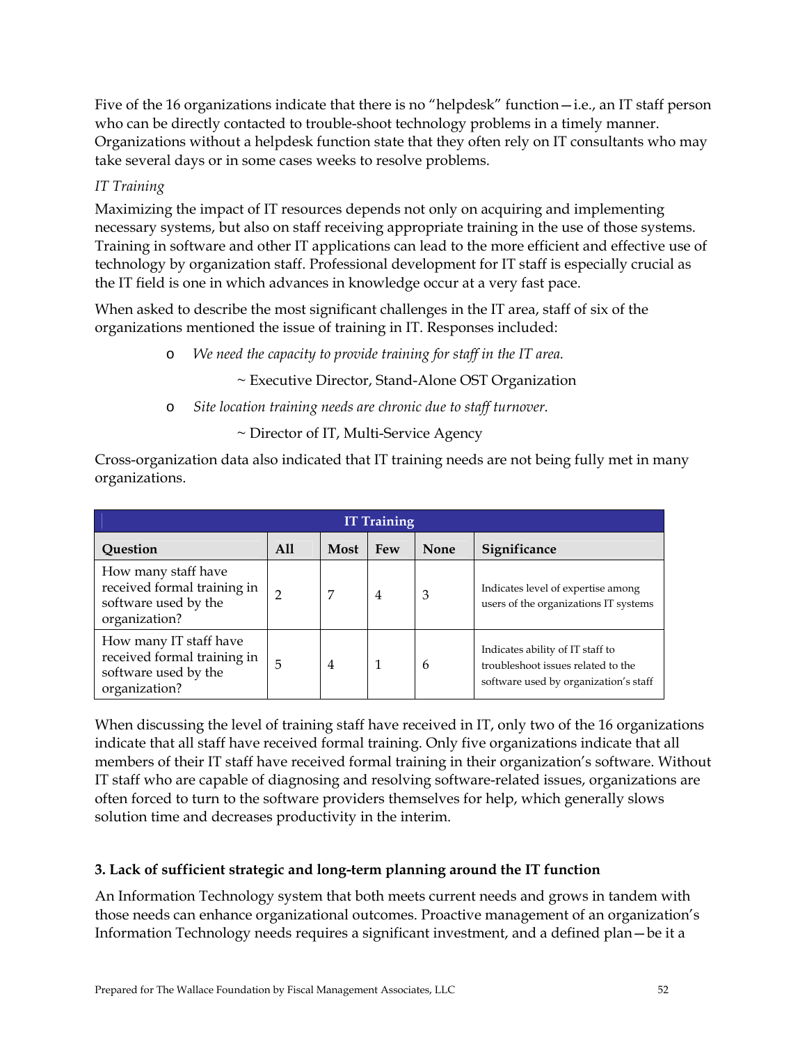Five of the 16 organizations indicate that there is no "helpdesk" function—i.e., an IT staff person who can be directly contacted to trouble-shoot technology problems in a timely manner. Organizations without a helpdesk function state that they often rely on IT consultants who may take several days or in some cases weeks to resolve problems.

*IT Training*

Maximizing the impact of IT resources depends not only on acquiring and implementing necessary systems, but also on staff receiving appropriate training in the use of those systems. Training in software and other IT applications can lead to the more efficient and effective use of technology by organization staff. Professional development for IT staff is especially crucial as the IT field is one in which advances in knowledge occur at a very fast pace.

When asked to describe the most significant challenges in the IT area, staff of six of the organizations mentioned the issue of training in IT. Responses included:

- *We need the capacity to provide training for staff in the IT area.*

  ~ Executive Director, Stand-Alone OST Organization

- *Site location training needs are chronic due to staff turnover.*

  ~ Director of IT, Multi-Service Agency

Cross-organization data also indicated that IT training needs are not being fully met in many organizations.

| IT Training | | | | | |
|---|---|---|---|---|---|
| **Question** | **All** | **Most** | **Few** | **None** | **Significance** |
| How many staff have received formal training in software used by the organization? | 2 | 7 | 4 | 3 | Indicates level of expertise among users of the organizations IT systems |
| How many IT staff have received formal training in software used by the organization? | 5 | 4 | 1 | 6 | Indicates ability of IT staff to troubleshoot issues related to the software used by organization's staff |

When discussing the level of training staff have received in IT, only two of the 16 organizations indicate that all staff have received formal training. Only five organizations indicate that all members of their IT staff have received formal training in their organization's software. Without IT staff who are capable of diagnosing and resolving software-related issues, organizations are often forced to turn to the software providers themselves for help, which generally slows solution time and decreases productivity in the interim.

### 3. Lack of sufficient strategic and long-term planning around the IT function

An Information Technology system that both meets current needs and grows in tandem with those needs can enhance organizational outcomes. Proactive management of an organization's Information Technology needs requires a significant investment, and a defined plan—be it a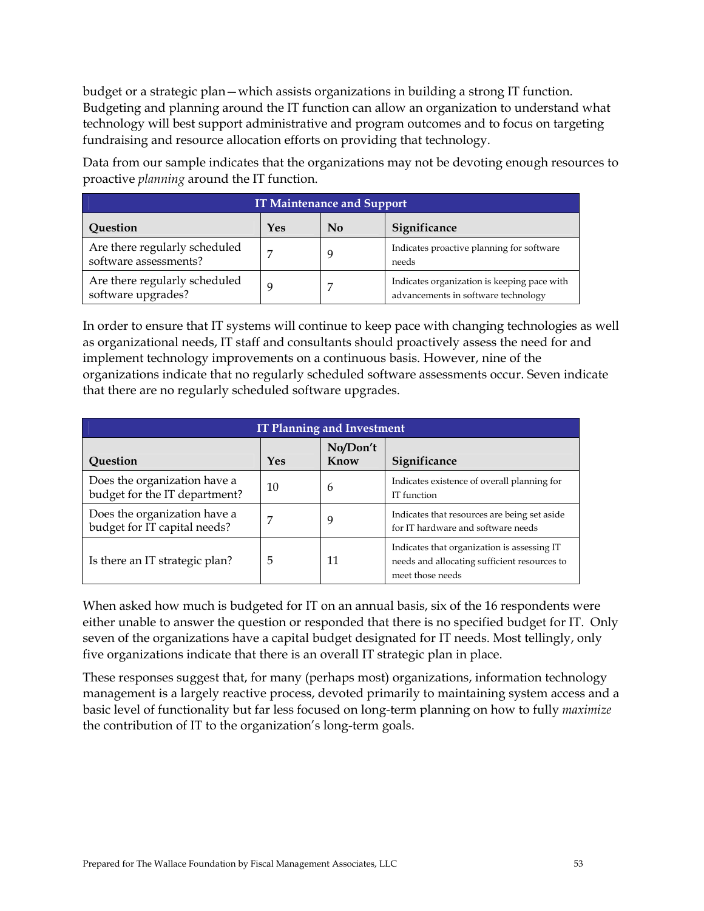budget or a strategic plan—which assists organizations in building a strong IT function. Budgeting and planning around the IT function can allow an organization to understand what technology will best support administrative and program outcomes and to focus on targeting fundraising and resource allocation efforts on providing that technology.

Data from our sample indicates that the organizations may not be devoting enough resources to proactive *planning* around the IT function.

| IT Maintenance and Support | | | |
|---|---|---|---|
| **Question** | **Yes** | **No** | **Significance** |
| Are there regularly scheduled software assessments? | 7 | 9 | Indicates proactive planning for software needs |
| Are there regularly scheduled software upgrades? | 9 | 7 | Indicates organization is keeping pace with advancements in software technology |

In order to ensure that IT systems will continue to keep pace with changing technologies as well as organizational needs, IT staff and consultants should proactively assess the need for and implement technology improvements on a continuous basis. However, nine of the organizations indicate that no regularly scheduled software assessments occur. Seven indicate that there are no regularly scheduled software upgrades.

| IT Planning and Investment | | | |
|---|---|---|---|
| **Question** | **Yes** | **No/Don't Know** | **Significance** |
| Does the organization have a budget for the IT department? | 10 | 6 | Indicates existence of overall planning for IT function |
| Does the organization have a budget for IT capital needs? | 7 | 9 | Indicates that resources are being set aside for IT hardware and software needs |
| Is there an IT strategic plan? | 5 | 11 | Indicates that organization is assessing IT needs and allocating sufficient resources to meet those needs |

When asked how much is budgeted for IT on an annual basis, six of the 16 respondents were either unable to answer the question or responded that there is no specified budget for IT. Only seven of the organizations have a capital budget designated for IT needs. Most tellingly, only five organizations indicate that there is an overall IT strategic plan in place.

These responses suggest that, for many (perhaps most) organizations, information technology management is a largely reactive process, devoted primarily to maintaining system access and a basic level of functionality but far less focused on long-term planning on how to fully *maximize* the contribution of IT to the organization's long-term goals.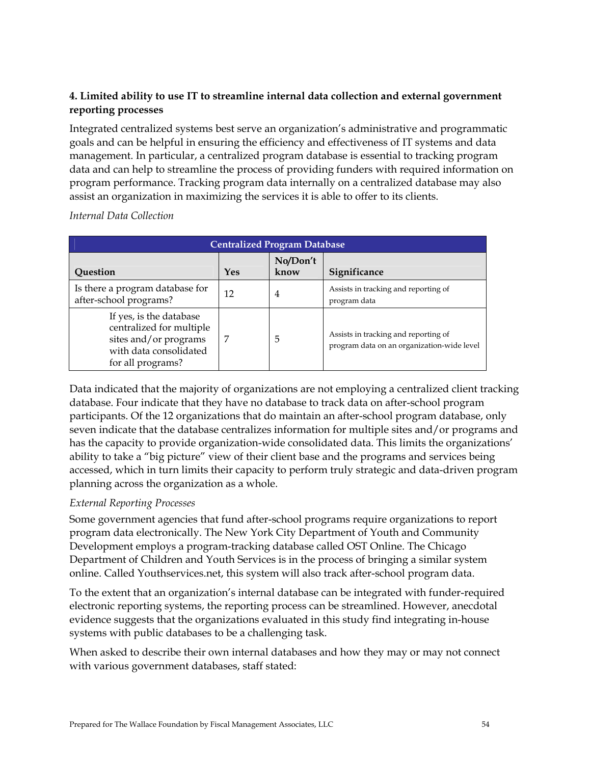**4. Limited ability to use IT to streamline internal data collection and external government reporting processes**

Integrated centralized systems best serve an organization's administrative and programmatic goals and can be helpful in ensuring the efficiency and effectiveness of IT systems and data management. In particular, a centralized program database is essential to tracking program data and can help to streamline the process of providing funders with required information on program performance. Tracking program data internally on a centralized database may also assist an organization in maximizing the services it is able to offer to its clients.

*Internal Data Collection*

| Centralized Program Database | | | |
|---|---|---|---|
| **Question** | **Yes** | **No/Don't know** | **Significance** |
| Is there a program database for after-school programs? | 12 | 4 | Assists in tracking and reporting of program data |
| If yes, is the database centralized for multiple sites and/or programs with data consolidated for all programs? | 7 | 5 | Assists in tracking and reporting of program data on an organization-wide level |

Data indicated that the majority of organizations are not employing a centralized client tracking database. Four indicate that they have no database to track data on after-school program participants. Of the 12 organizations that do maintain an after-school program database, only seven indicate that the database centralizes information for multiple sites and/or programs and has the capacity to provide organization-wide consolidated data. This limits the organizations' ability to take a "big picture" view of their client base and the programs and services being accessed, which in turn limits their capacity to perform truly strategic and data-driven program planning across the organization as a whole.

*External Reporting Processes*

Some government agencies that fund after-school programs require organizations to report program data electronically. The New York City Department of Youth and Community Development employs a program-tracking database called OST Online. The Chicago Department of Children and Youth Services is in the process of bringing a similar system online. Called Youthservices.net, this system will also track after-school program data.

To the extent that an organization's internal database can be integrated with funder-required electronic reporting systems, the reporting process can be streamlined. However, anecdotal evidence suggests that the organizations evaluated in this study find integrating in-house systems with public databases to be a challenging task.

When asked to describe their own internal databases and how they may or may not connect with various government databases, staff stated: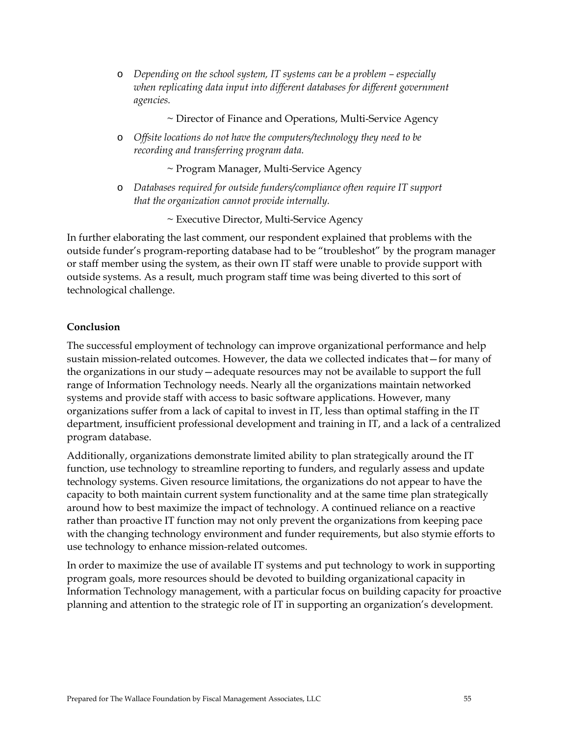- *Depending on the school system, IT systems can be a problem – especially when replicating data input into different databases for different government agencies.*

  ~ Director of Finance and Operations, Multi-Service Agency

- *Offsite locations do not have the computers/technology they need to be recording and transferring program data.*

  ~ Program Manager, Multi-Service Agency

- *Databases required for outside funders/compliance often require IT support that the organization cannot provide internally.*

  ~ Executive Director, Multi-Service Agency

In further elaborating the last comment, our respondent explained that problems with the outside funder's program-reporting database had to be "troubleshot" by the program manager or staff member using the system, as their own IT staff were unable to provide support with outside systems. As a result, much program staff time was being diverted to this sort of technological challenge.

**Conclusion**

The successful employment of technology can improve organizational performance and help sustain mission-related outcomes. However, the data we collected indicates that—for many of the organizations in our study—adequate resources may not be available to support the full range of Information Technology needs. Nearly all the organizations maintain networked systems and provide staff with access to basic software applications. However, many organizations suffer from a lack of capital to invest in IT, less than optimal staffing in the IT department, insufficient professional development and training in IT, and a lack of a centralized program database.

Additionally, organizations demonstrate limited ability to plan strategically around the IT function, use technology to streamline reporting to funders, and regularly assess and update technology systems. Given resource limitations, the organizations do not appear to have the capacity to both maintain current system functionality and at the same time plan strategically around how to best maximize the impact of technology. A continued reliance on a reactive rather than proactive IT function may not only prevent the organizations from keeping pace with the changing technology environment and funder requirements, but also stymie efforts to use technology to enhance mission-related outcomes.

In order to maximize the use of available IT systems and put technology to work in supporting program goals, more resources should be devoted to building organizational capacity in Information Technology management, with a particular focus on building capacity for proactive planning and attention to the strategic role of IT in supporting an organization's development.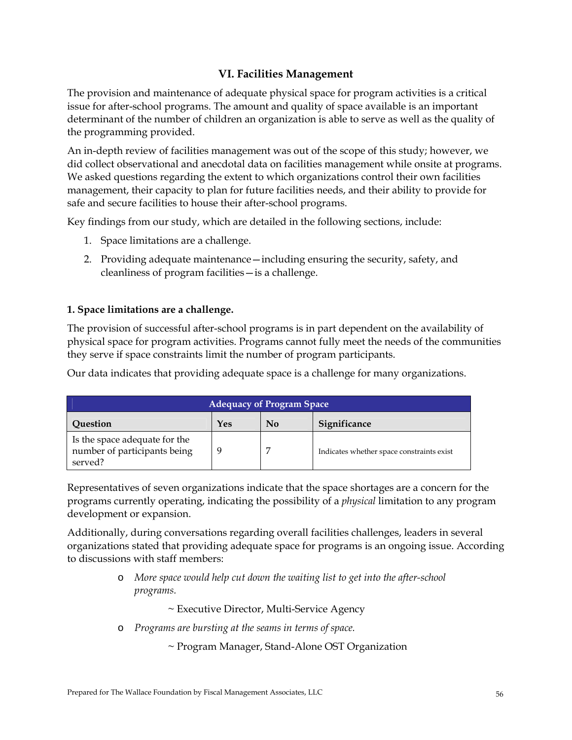## VI. Facilities Management

The provision and maintenance of adequate physical space for program activities is a critical issue for after-school programs. The amount and quality of space available is an important determinant of the number of children an organization is able to serve as well as the quality of the programming provided.

An in-depth review of facilities management was out of the scope of this study; however, we did collect observational and anecdotal data on facilities management while onsite at programs. We asked questions regarding the extent to which organizations control their own facilities management, their capacity to plan for future facilities needs, and their ability to provide for safe and secure facilities to house their after-school programs.

Key findings from our study, which are detailed in the following sections, include:

1. Space limitations are a challenge.
2. Providing adequate maintenance—including ensuring the security, safety, and cleanliness of program facilities—is a challenge.

### 1. Space limitations are a challenge.

The provision of successful after-school programs is in part dependent on the availability of physical space for program activities. Programs cannot fully meet the needs of the communities they serve if space constraints limit the number of program participants.

Our data indicates that providing adequate space is a challenge for many organizations.

| Adequacy of Program Space | | | |
|---|---|---|---|
| **Question** | **Yes** | **No** | **Significance** |
| Is the space adequate for the number of participants being served? | 9 | 7 | Indicates whether space constraints exist |

Representatives of seven organizations indicate that the space shortages are a concern for the programs currently operating, indicating the possibility of a *physical* limitation to any program development or expansion.

Additionally, during conversations regarding overall facilities challenges, leaders in several organizations stated that providing adequate space for programs is an ongoing issue. According to discussions with staff members:

- *More space would help cut down the waiting list to get into the after-school programs.*

  ~ Executive Director, Multi-Service Agency

- *Programs are bursting at the seams in terms of space.*

  ~ Program Manager, Stand-Alone OST Organization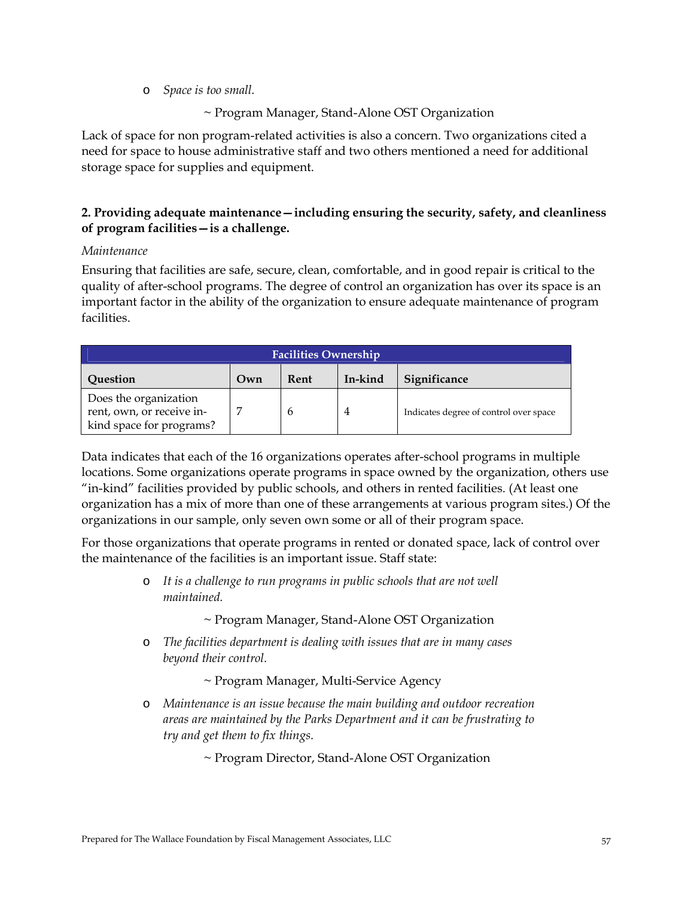- *Space is too small.*

  ~ Program Manager, Stand-Alone OST Organization

Lack of space for non program-related activities is also a concern. Two organizations cited a need for space to house administrative staff and two others mentioned a need for additional storage space for supplies and equipment.

**2. Providing adequate maintenance—including ensuring the security, safety, and cleanliness of program facilities—is a challenge.**

*Maintenance*

Ensuring that facilities are safe, secure, clean, comfortable, and in good repair is critical to the quality of after-school programs. The degree of control an organization has over its space is an important factor in the ability of the organization to ensure adequate maintenance of program facilities.

| Facilities Ownership | | | | |
|---|---|---|---|---|
| **Question** | **Own** | **Rent** | **In-kind** | **Significance** |
| Does the organization rent, own, or receive in-kind space for programs? | 7 | 6 | 4 | Indicates degree of control over space |

Data indicates that each of the 16 organizations operates after-school programs in multiple locations. Some organizations operate programs in space owned by the organization, others use "in-kind" facilities provided by public schools, and others in rented facilities. (At least one organization has a mix of more than one of these arrangements at various program sites.) Of the organizations in our sample, only seven own some or all of their program space.

For those organizations that operate programs in rented or donated space, lack of control over the maintenance of the facilities is an important issue. Staff state:

- *It is a challenge to run programs in public schools that are not well maintained.*

  ~ Program Manager, Stand-Alone OST Organization

- *The facilities department is dealing with issues that are in many cases beyond their control.*

  ~ Program Manager, Multi-Service Agency

- *Maintenance is an issue because the main building and outdoor recreation areas are maintained by the Parks Department and it can be frustrating to try and get them to fix things.*

  ~ Program Director, Stand-Alone OST Organization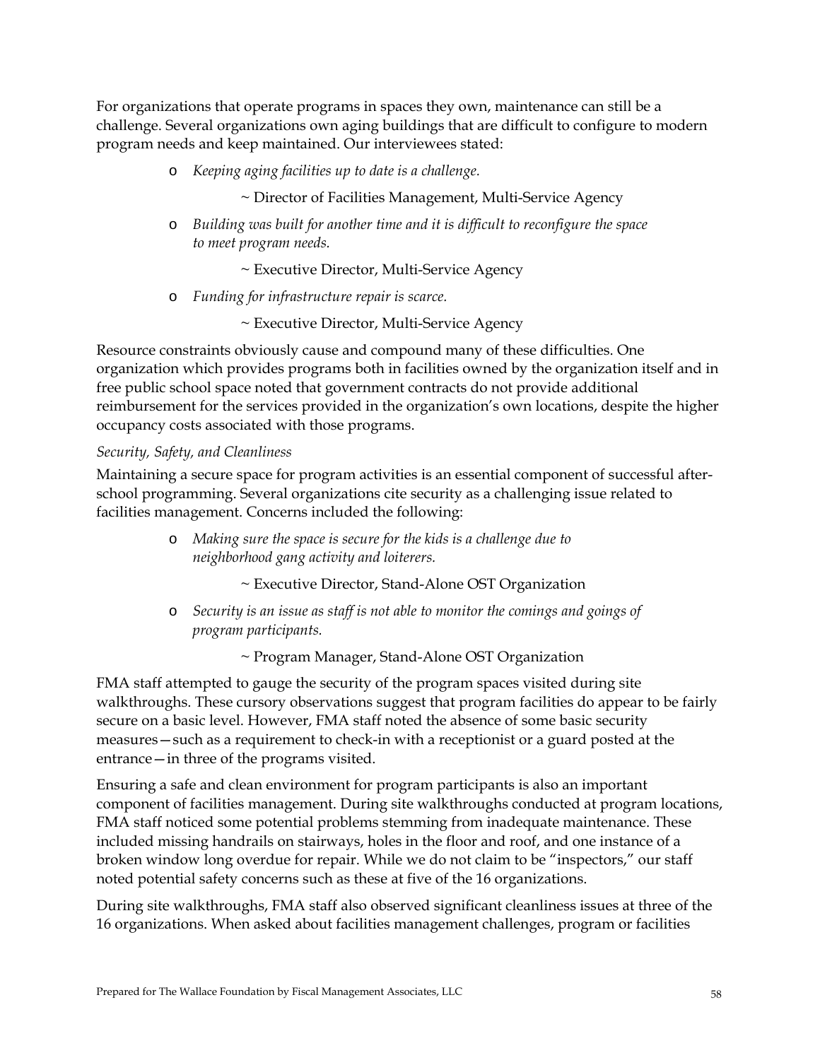For organizations that operate programs in spaces they own, maintenance can still be a challenge. Several organizations own aging buildings that are difficult to configure to modern program needs and keep maintained. Our interviewees stated:

- *Keeping aging facilities up to date is a challenge.*

  ~ Director of Facilities Management, Multi-Service Agency

- *Building was built for another time and it is difficult to reconfigure the space to meet program needs.*

  ~ Executive Director, Multi-Service Agency

- *Funding for infrastructure repair is scarce.*

  ~ Executive Director, Multi-Service Agency

Resource constraints obviously cause and compound many of these difficulties. One organization which provides programs both in facilities owned by the organization itself and in free public school space noted that government contracts do not provide additional reimbursement for the services provided in the organization's own locations, despite the higher occupancy costs associated with those programs.

*Security, Safety, and Cleanliness*

Maintaining a secure space for program activities is an essential component of successful after-school programming. Several organizations cite security as a challenging issue related to facilities management. Concerns included the following:

- *Making sure the space is secure for the kids is a challenge due to neighborhood gang activity and loiterers.*

  ~ Executive Director, Stand-Alone OST Organization

- *Security is an issue as staff is not able to monitor the comings and goings of program participants.*

  ~ Program Manager, Stand-Alone OST Organization

FMA staff attempted to gauge the security of the program spaces visited during site walkthroughs. These cursory observations suggest that program facilities do appear to be fairly secure on a basic level. However, FMA staff noted the absence of some basic security measures—such as a requirement to check-in with a receptionist or a guard posted at the entrance—in three of the programs visited.

Ensuring a safe and clean environment for program participants is also an important component of facilities management. During site walkthroughs conducted at program locations, FMA staff noticed some potential problems stemming from inadequate maintenance. These included missing handrails on stairways, holes in the floor and roof, and one instance of a broken window long overdue for repair. While we do not claim to be "inspectors," our staff noted potential safety concerns such as these at five of the 16 organizations.

During site walkthroughs, FMA staff also observed significant cleanliness issues at three of the 16 organizations. When asked about facilities management challenges, program or facilities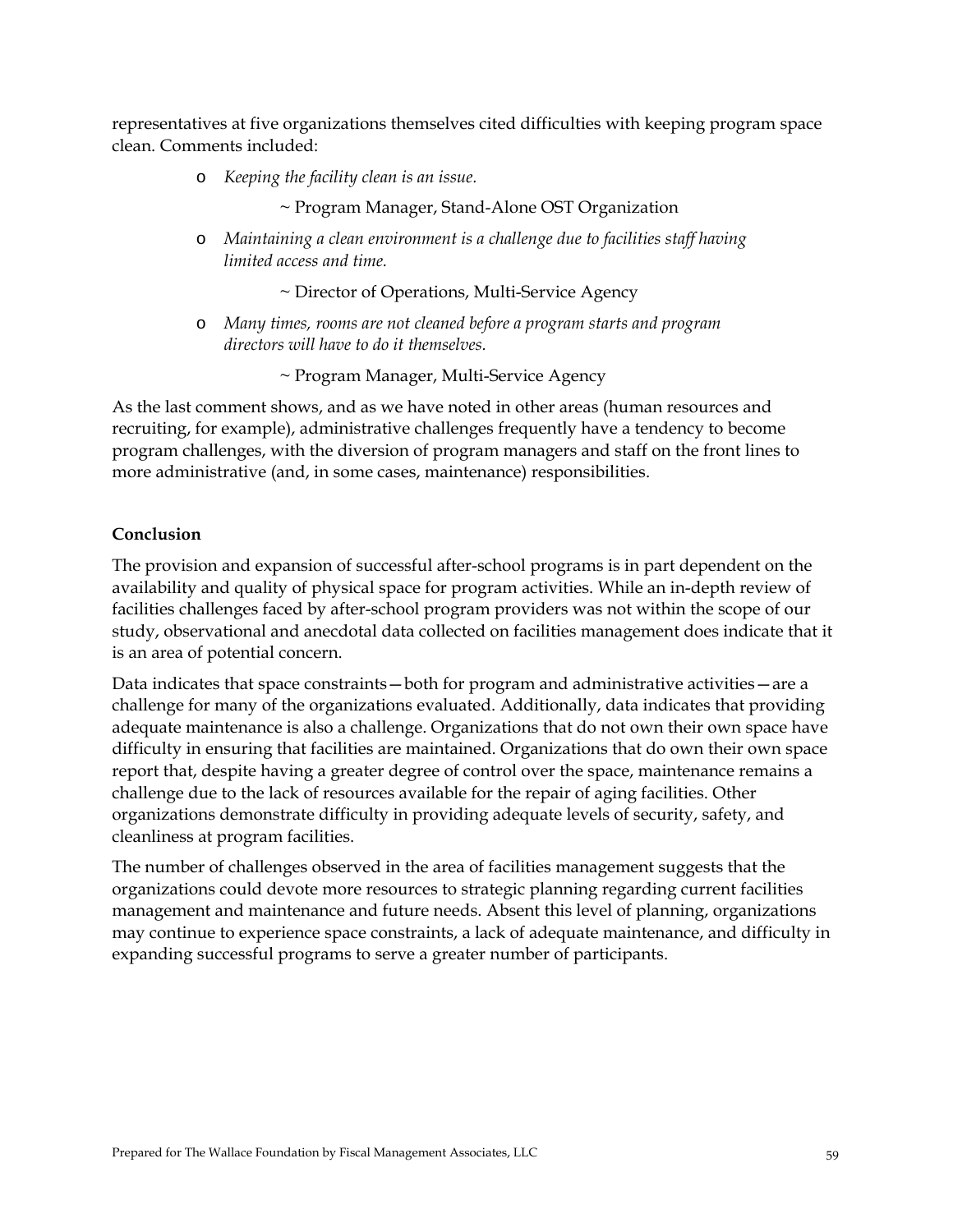representatives at five organizations themselves cited difficulties with keeping program space clean. Comments included:

- *Keeping the facility clean is an issue.*

  ~ Program Manager, Stand-Alone OST Organization

- *Maintaining a clean environment is a challenge due to facilities staff having limited access and time.*

  ~ Director of Operations, Multi-Service Agency

- *Many times, rooms are not cleaned before a program starts and program directors will have to do it themselves.*

  ~ Program Manager, Multi-Service Agency

As the last comment shows, and as we have noted in other areas (human resources and recruiting, for example), administrative challenges frequently have a tendency to become program challenges, with the diversion of program managers and staff on the front lines to more administrative (and, in some cases, maintenance) responsibilities.

**Conclusion**

The provision and expansion of successful after-school programs is in part dependent on the availability and quality of physical space for program activities. While an in-depth review of facilities challenges faced by after-school program providers was not within the scope of our study, observational and anecdotal data collected on facilities management does indicate that it is an area of potential concern.

Data indicates that space constraints—both for program and administrative activities—are a challenge for many of the organizations evaluated. Additionally, data indicates that providing adequate maintenance is also a challenge. Organizations that do not own their own space have difficulty in ensuring that facilities are maintained. Organizations that do own their own space report that, despite having a greater degree of control over the space, maintenance remains a challenge due to the lack of resources available for the repair of aging facilities. Other organizations demonstrate difficulty in providing adequate levels of security, safety, and cleanliness at program facilities.

The number of challenges observed in the area of facilities management suggests that the organizations could devote more resources to strategic planning regarding current facilities management and maintenance and future needs. Absent this level of planning, organizations may continue to experience space constraints, a lack of adequate maintenance, and difficulty in expanding successful programs to serve a greater number of participants.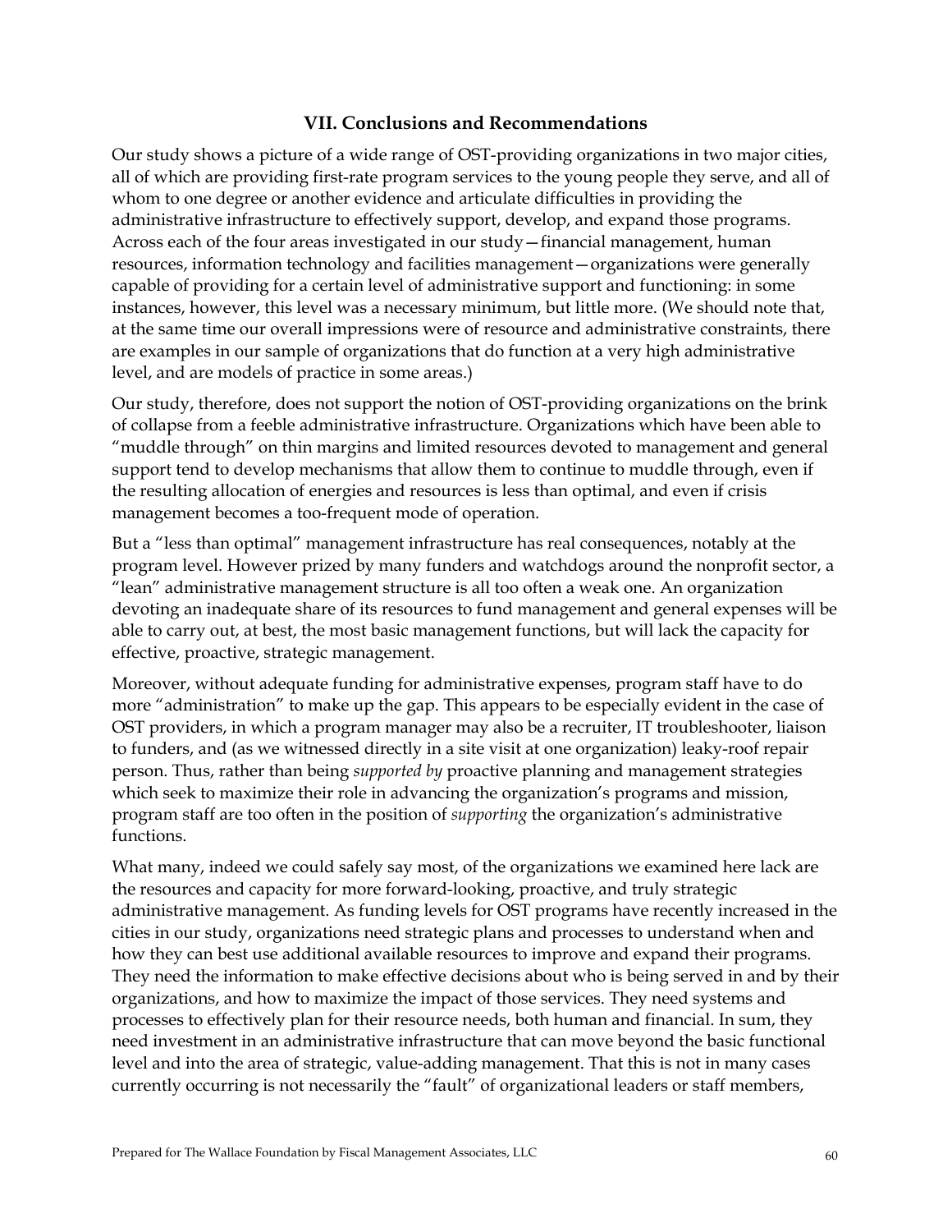## VII. Conclusions and Recommendations

Our study shows a picture of a wide range of OST-providing organizations in two major cities, all of which are providing first-rate program services to the young people they serve, and all of whom to one degree or another evidence and articulate difficulties in providing the administrative infrastructure to effectively support, develop, and expand those programs. Across each of the four areas investigated in our study—financial management, human resources, information technology and facilities management—organizations were generally capable of providing for a certain level of administrative support and functioning: in some instances, however, this level was a necessary minimum, but little more. (We should note that, at the same time our overall impressions were of resource and administrative constraints, there are examples in our sample of organizations that do function at a very high administrative level, and are models of practice in some areas.)

Our study, therefore, does not support the notion of OST-providing organizations on the brink of collapse from a feeble administrative infrastructure. Organizations which have been able to "muddle through" on thin margins and limited resources devoted to management and general support tend to develop mechanisms that allow them to continue to muddle through, even if the resulting allocation of energies and resources is less than optimal, and even if crisis management becomes a too-frequent mode of operation.

But a "less than optimal" management infrastructure has real consequences, notably at the program level. However prized by many funders and watchdogs around the nonprofit sector, a "lean" administrative management structure is all too often a weak one. An organization devoting an inadequate share of its resources to fund management and general expenses will be able to carry out, at best, the most basic management functions, but will lack the capacity for effective, proactive, strategic management.

Moreover, without adequate funding for administrative expenses, program staff have to do more "administration" to make up the gap. This appears to be especially evident in the case of OST providers, in which a program manager may also be a recruiter, IT troubleshooter, liaison to funders, and (as we witnessed directly in a site visit at one organization) leaky-roof repair person. Thus, rather than being *supported by* proactive planning and management strategies which seek to maximize their role in advancing the organization's programs and mission, program staff are too often in the position of *supporting* the organization's administrative functions.

What many, indeed we could safely say most, of the organizations we examined here lack are the resources and capacity for more forward-looking, proactive, and truly strategic administrative management. As funding levels for OST programs have recently increased in the cities in our study, organizations need strategic plans and processes to understand when and how they can best use additional available resources to improve and expand their programs. They need the information to make effective decisions about who is being served in and by their organizations, and how to maximize the impact of those services. They need systems and processes to effectively plan for their resource needs, both human and financial. In sum, they need investment in an administrative infrastructure that can move beyond the basic functional level and into the area of strategic, value-adding management. That this is not in many cases currently occurring is not necessarily the "fault" of organizational leaders or staff members,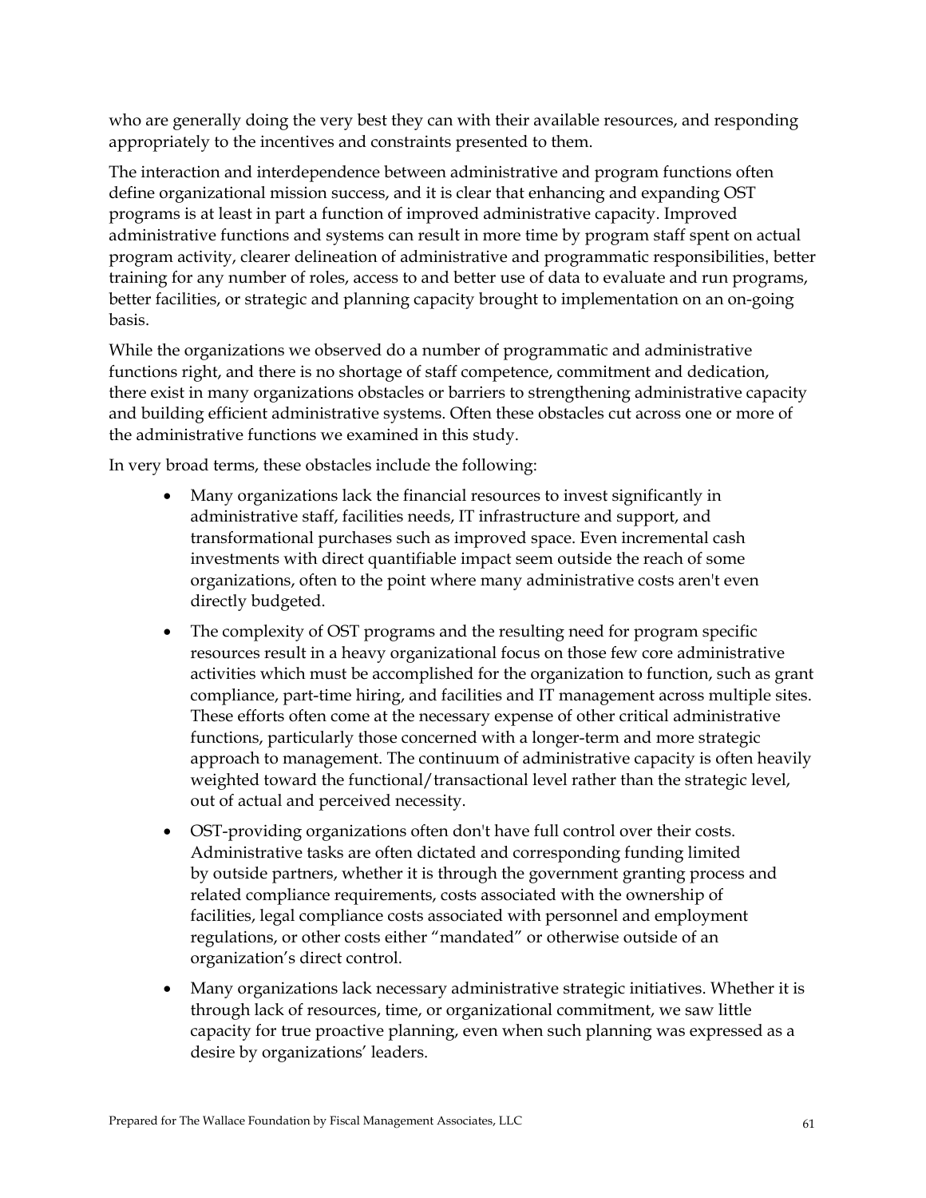who are generally doing the very best they can with their available resources, and responding appropriately to the incentives and constraints presented to them.

The interaction and interdependence between administrative and program functions often define organizational mission success, and it is clear that enhancing and expanding OST programs is at least in part a function of improved administrative capacity. Improved administrative functions and systems can result in more time by program staff spent on actual program activity, clearer delineation of administrative and programmatic responsibilities, better training for any number of roles, access to and better use of data to evaluate and run programs, better facilities, or strategic and planning capacity brought to implementation on an on-going basis.

While the organizations we observed do a number of programmatic and administrative functions right, and there is no shortage of staff competence, commitment and dedication, there exist in many organizations obstacles or barriers to strengthening administrative capacity and building efficient administrative systems. Often these obstacles cut across one or more of the administrative functions we examined in this study.

In very broad terms, these obstacles include the following:

- Many organizations lack the financial resources to invest significantly in administrative staff, facilities needs, IT infrastructure and support, and transformational purchases such as improved space. Even incremental cash investments with direct quantifiable impact seem outside the reach of some organizations, often to the point where many administrative costs aren't even directly budgeted.
- The complexity of OST programs and the resulting need for program specific resources result in a heavy organizational focus on those few core administrative activities which must be accomplished for the organization to function, such as grant compliance, part-time hiring, and facilities and IT management across multiple sites. These efforts often come at the necessary expense of other critical administrative functions, particularly those concerned with a longer-term and more strategic approach to management. The continuum of administrative capacity is often heavily weighted toward the functional/transactional level rather than the strategic level, out of actual and perceived necessity.
- OST-providing organizations often don't have full control over their costs. Administrative tasks are often dictated and corresponding funding limited by outside partners, whether it is through the government granting process and related compliance requirements, costs associated with the ownership of facilities, legal compliance costs associated with personnel and employment regulations, or other costs either "mandated" or otherwise outside of an organization's direct control.
- Many organizations lack necessary administrative strategic initiatives. Whether it is through lack of resources, time, or organizational commitment, we saw little capacity for true proactive planning, even when such planning was expressed as a desire by organizations' leaders.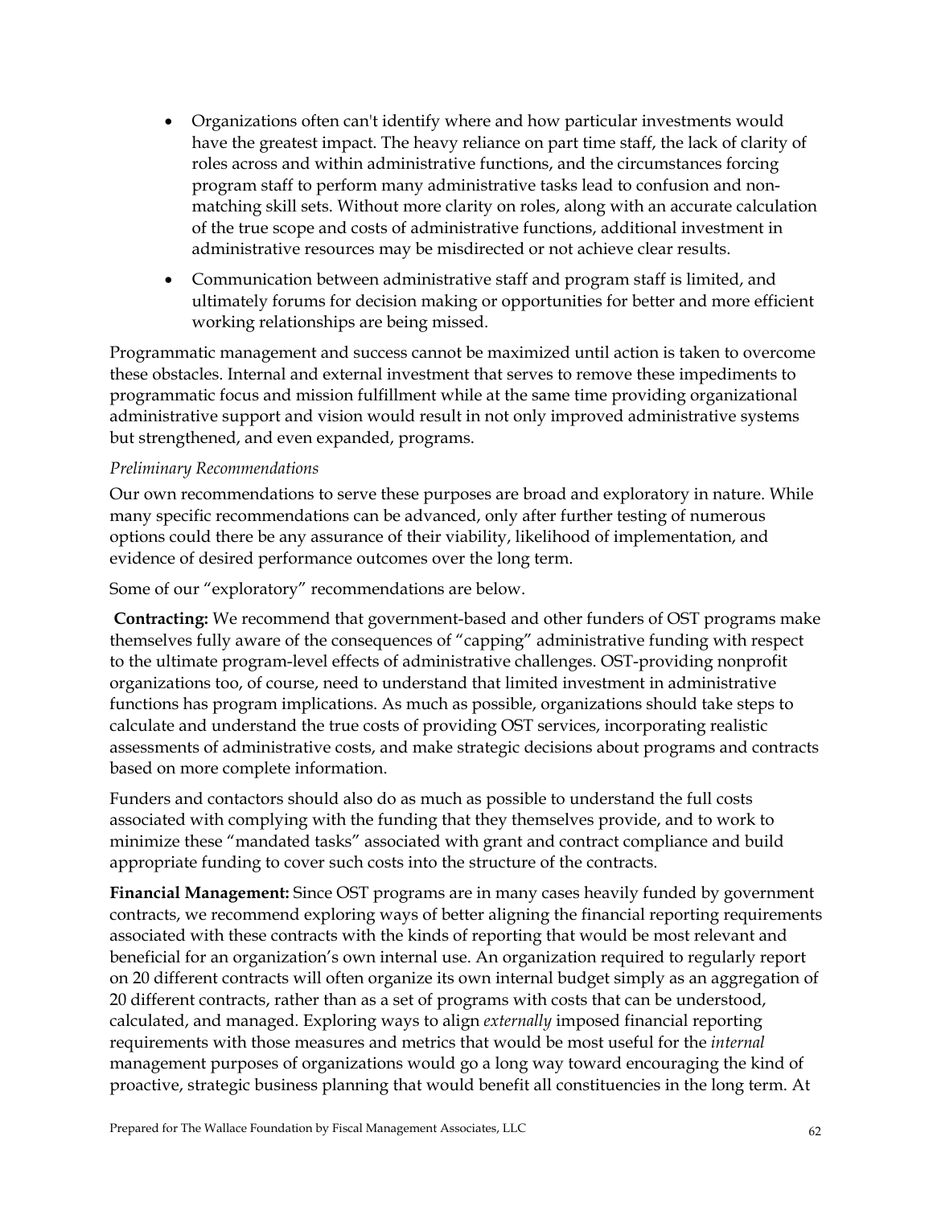- Organizations often can't identify where and how particular investments would have the greatest impact. The heavy reliance on part time staff, the lack of clarity of roles across and within administrative functions, and the circumstances forcing program staff to perform many administrative tasks lead to confusion and non-matching skill sets. Without more clarity on roles, along with an accurate calculation of the true scope and costs of administrative functions, additional investment in administrative resources may be misdirected or not achieve clear results.
- Communication between administrative staff and program staff is limited, and ultimately forums for decision making or opportunities for better and more efficient working relationships are being missed.

Programmatic management and success cannot be maximized until action is taken to overcome these obstacles. Internal and external investment that serves to remove these impediments to programmatic focus and mission fulfillment while at the same time providing organizational administrative support and vision would result in not only improved administrative systems but strengthened, and even expanded, programs.

*Preliminary Recommendations*

Our own recommendations to serve these purposes are broad and exploratory in nature. While many specific recommendations can be advanced, only after further testing of numerous options could there be any assurance of their viability, likelihood of implementation, and evidence of desired performance outcomes over the long term.

Some of our "exploratory" recommendations are below.

**Contracting:** We recommend that government-based and other funders of OST programs make themselves fully aware of the consequences of "capping" administrative funding with respect to the ultimate program-level effects of administrative challenges. OST-providing nonprofit organizations too, of course, need to understand that limited investment in administrative functions has program implications. As much as possible, organizations should take steps to calculate and understand the true costs of providing OST services, incorporating realistic assessments of administrative costs, and make strategic decisions about programs and contracts based on more complete information.

Funders and contactors should also do as much as possible to understand the full costs associated with complying with the funding that they themselves provide, and to work to minimize these "mandated tasks" associated with grant and contract compliance and build appropriate funding to cover such costs into the structure of the contracts.

**Financial Management:** Since OST programs are in many cases heavily funded by government contracts, we recommend exploring ways of better aligning the financial reporting requirements associated with these contracts with the kinds of reporting that would be most relevant and beneficial for an organization's own internal use. An organization required to regularly report on 20 different contracts will often organize its own internal budget simply as an aggregation of 20 different contracts, rather than as a set of programs with costs that can be understood, calculated, and managed. Exploring ways to align *externally* imposed financial reporting requirements with those measures and metrics that would be most useful for the *internal* management purposes of organizations would go a long way toward encouraging the kind of proactive, strategic business planning that would benefit all constituencies in the long term. At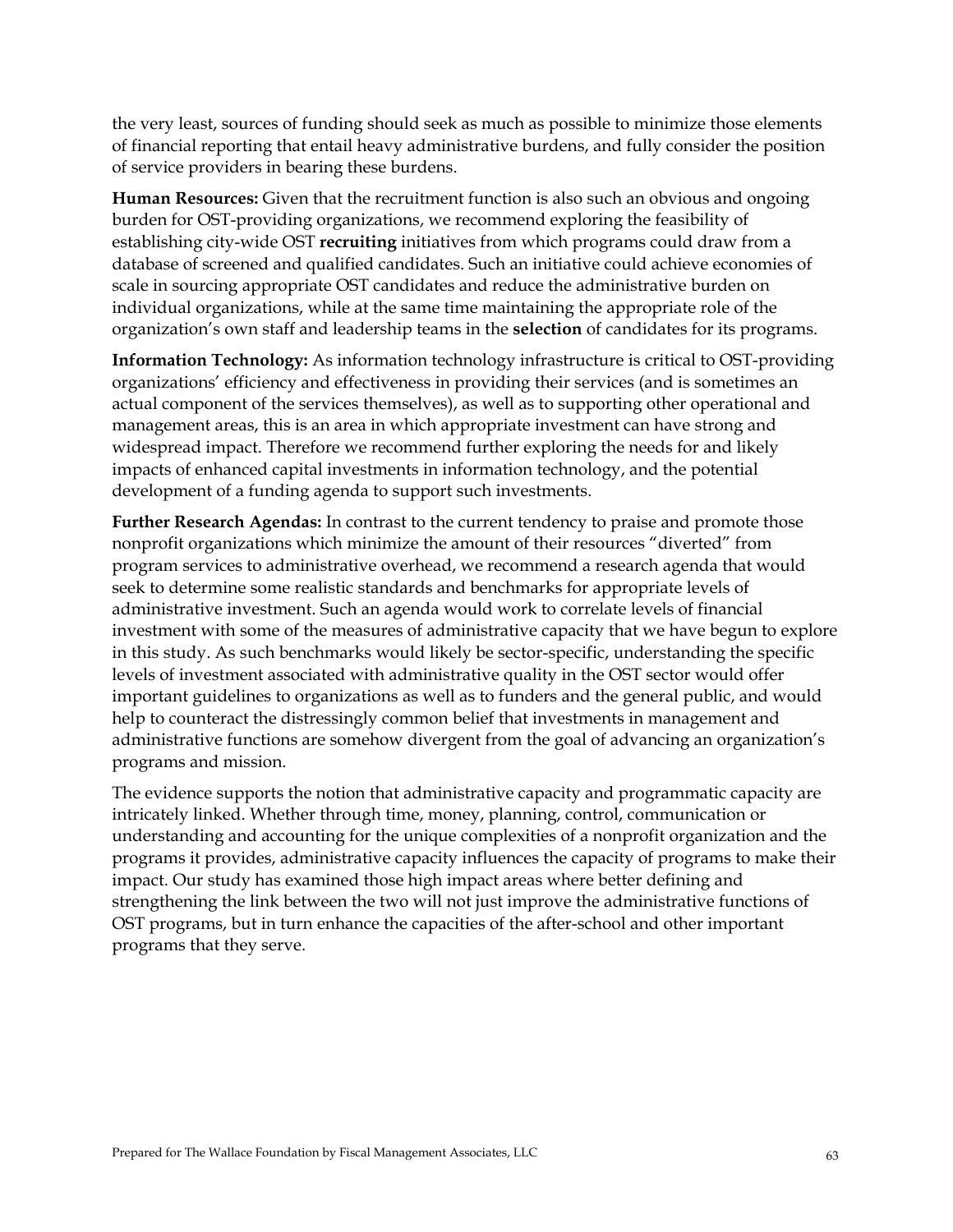the very least, sources of funding should seek as much as possible to minimize those elements of financial reporting that entail heavy administrative burdens, and fully consider the position of service providers in bearing these burdens.

**Human Resources:** Given that the recruitment function is also such an obvious and ongoing burden for OST-providing organizations, we recommend exploring the feasibility of establishing city-wide OST **recruiting** initiatives from which programs could draw from a database of screened and qualified candidates. Such an initiative could achieve economies of scale in sourcing appropriate OST candidates and reduce the administrative burden on individual organizations, while at the same time maintaining the appropriate role of the organization's own staff and leadership teams in the **selection** of candidates for its programs.

**Information Technology:** As information technology infrastructure is critical to OST-providing organizations' efficiency and effectiveness in providing their services (and is sometimes an actual component of the services themselves), as well as to supporting other operational and management areas, this is an area in which appropriate investment can have strong and widespread impact. Therefore we recommend further exploring the needs for and likely impacts of enhanced capital investments in information technology, and the potential development of a funding agenda to support such investments.

**Further Research Agendas:** In contrast to the current tendency to praise and promote those nonprofit organizations which minimize the amount of their resources "diverted" from program services to administrative overhead, we recommend a research agenda that would seek to determine some realistic standards and benchmarks for appropriate levels of administrative investment. Such an agenda would work to correlate levels of financial investment with some of the measures of administrative capacity that we have begun to explore in this study. As such benchmarks would likely be sector-specific, understanding the specific levels of investment associated with administrative quality in the OST sector would offer important guidelines to organizations as well as to funders and the general public, and would help to counteract the distressingly common belief that investments in management and administrative functions are somehow divergent from the goal of advancing an organization's programs and mission.

The evidence supports the notion that administrative capacity and programmatic capacity are intricately linked. Whether through time, money, planning, control, communication or understanding and accounting for the unique complexities of a nonprofit organization and the programs it provides, administrative capacity influences the capacity of programs to make their impact. Our study has examined those high impact areas where better defining and strengthening the link between the two will not just improve the administrative functions of OST programs, but in turn enhance the capacities of the after-school and other important programs that they serve.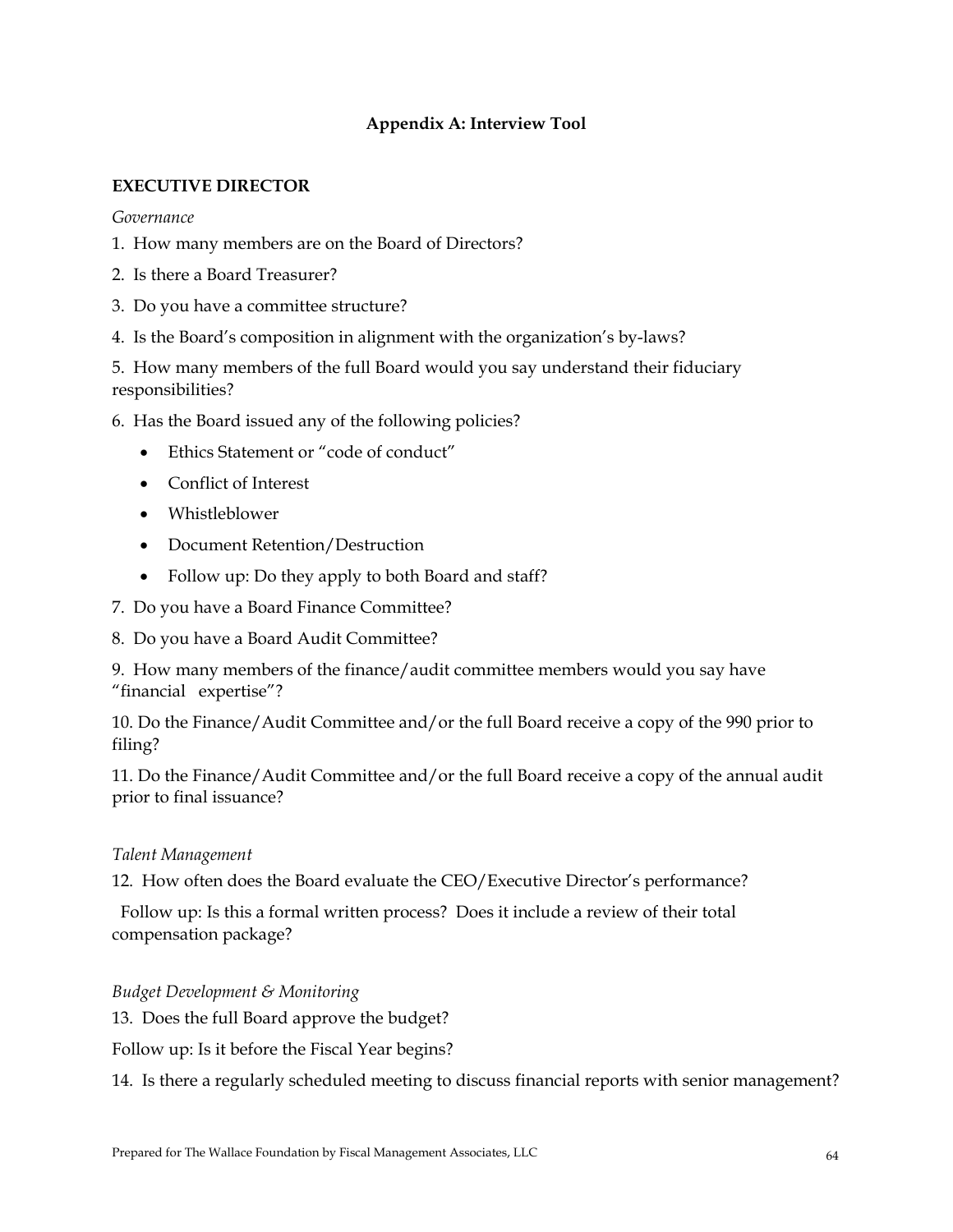## Appendix A: Interview Tool

### EXECUTIVE DIRECTOR

*Governance*

1. How many members are on the Board of Directors?
2. Is there a Board Treasurer?
3. Do you have a committee structure?
4. Is the Board's composition in alignment with the organization's by-laws?
5. How many members of the full Board would you say understand their fiduciary responsibilities?
6. Has the Board issued any of the following policies?
    - Ethics Statement or "code of conduct"
    - Conflict of Interest
    - Whistleblower
    - Document Retention/Destruction
    - Follow up: Do they apply to both Board and staff?
7. Do you have a Board Finance Committee?
8. Do you have a Board Audit Committee?
9. How many members of the finance/audit committee members would you say have "financial expertise"?
10. Do the Finance/Audit Committee and/or the full Board receive a copy of the 990 prior to filing?
11. Do the Finance/Audit Committee and/or the full Board receive a copy of the annual audit prior to final issuance?

*Talent Management*

12. How often does the Board evaluate the CEO/Executive Director's performance?

Follow up: Is this a formal written process? Does it include a review of their total compensation package?

*Budget Development & Monitoring*

13. Does the full Board approve the budget?

Follow up: Is it before the Fiscal Year begins?

14. Is there a regularly scheduled meeting to discuss financial reports with senior management?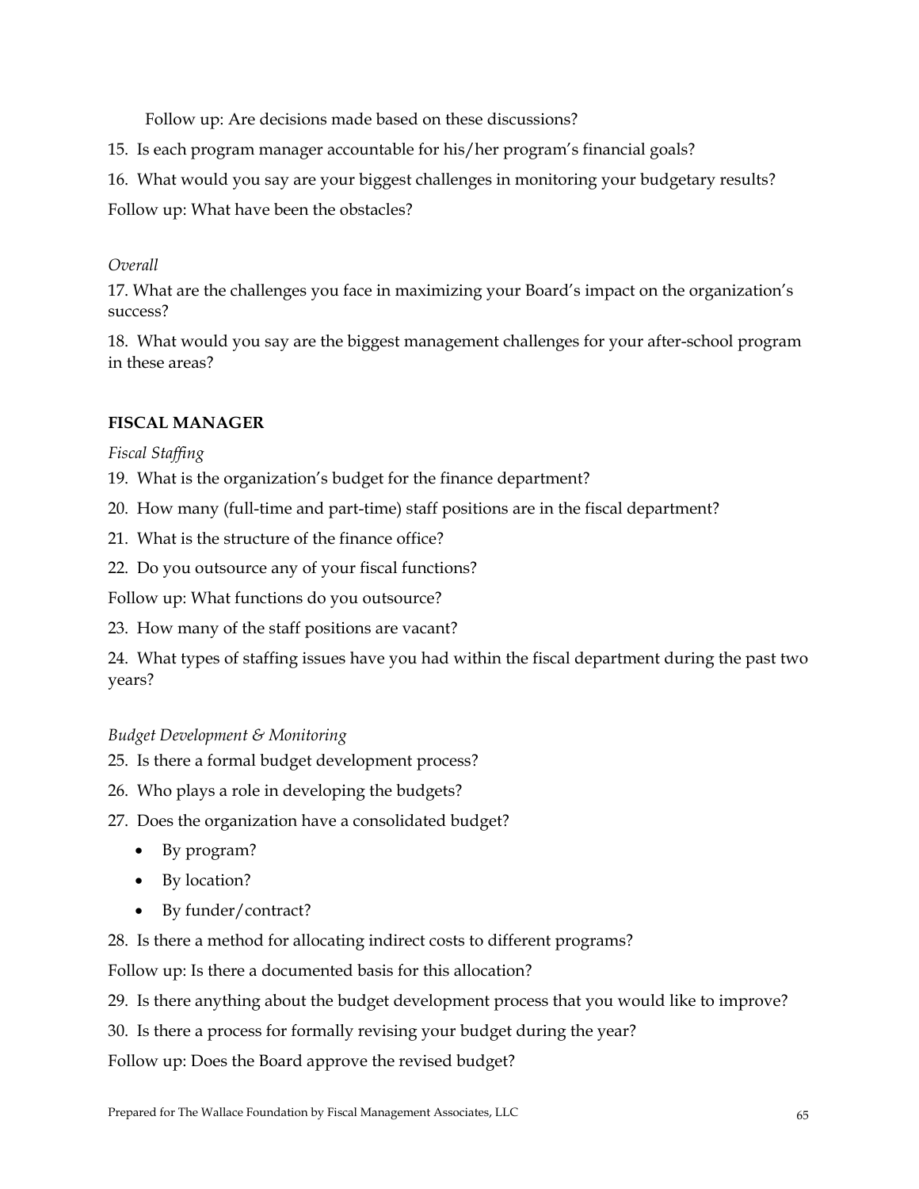Follow up: Are decisions made based on these discussions?

15. Is each program manager accountable for his/her program's financial goals?

16. What would you say are your biggest challenges in monitoring your budgetary results?

Follow up: What have been the obstacles?

*Overall*

17. What are the challenges you face in maximizing your Board's impact on the organization's success?

18. What would you say are the biggest management challenges for your after-school program in these areas?

**FISCAL MANAGER**

*Fiscal Staffing*

19. What is the organization's budget for the finance department?

20. How many (full-time and part-time) staff positions are in the fiscal department?

21. What is the structure of the finance office?

22. Do you outsource any of your fiscal functions?

Follow up: What functions do you outsource?

23. How many of the staff positions are vacant?

24. What types of staffing issues have you had within the fiscal department during the past two years?

*Budget Development & Monitoring*

25. Is there a formal budget development process?

26. Who plays a role in developing the budgets?

27. Does the organization have a consolidated budget?
    - By program?
    - By location?
    - By funder/contract?

28. Is there a method for allocating indirect costs to different programs?

Follow up: Is there a documented basis for this allocation?

29. Is there anything about the budget development process that you would like to improve?

30. Is there a process for formally revising your budget during the year?

Follow up: Does the Board approve the revised budget?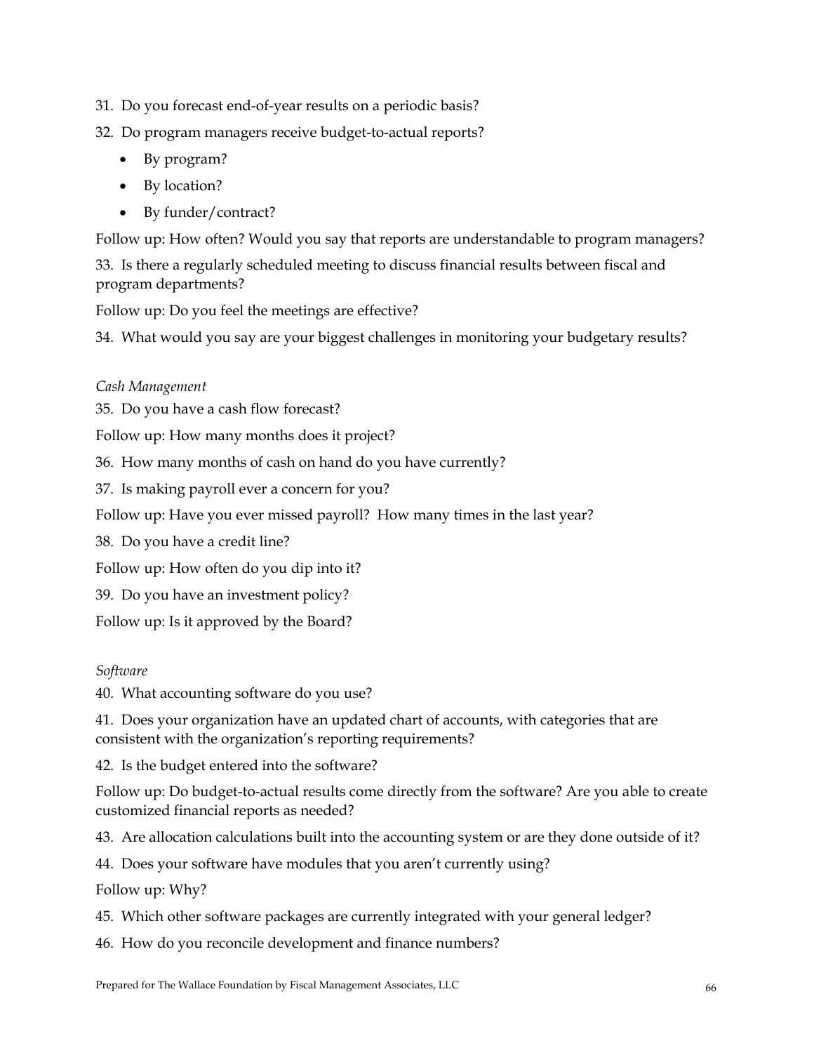31. Do you forecast end-of-year results on a periodic basis?

32. Do program managers receive budget-to-actual reports?

    - By program?
    - By location?
    - By funder/contract?

Follow up: How often? Would you say that reports are understandable to program managers?

33. Is there a regularly scheduled meeting to discuss financial results between fiscal and program departments?

Follow up: Do you feel the meetings are effective?

34. What would you say are your biggest challenges in monitoring your budgetary results?

*Cash Management*

35. Do you have a cash flow forecast?

Follow up: How many months does it project?

36. How many months of cash on hand do you have currently?

37. Is making payroll ever a concern for you?

Follow up: Have you ever missed payroll? How many times in the last year?

38. Do you have a credit line?

Follow up: How often do you dip into it?

39. Do you have an investment policy?

Follow up: Is it approved by the Board?

*Software*

40. What accounting software do you use?

41. Does your organization have an updated chart of accounts, with categories that are consistent with the organization's reporting requirements?

42. Is the budget entered into the software?

Follow up: Do budget-to-actual results come directly from the software? Are you able to create customized financial reports as needed?

43. Are allocation calculations built into the accounting system or are they done outside of it?

44. Does your software have modules that you aren't currently using?

Follow up: Why?

45. Which other software packages are currently integrated with your general ledger?

46. How do you reconcile development and finance numbers?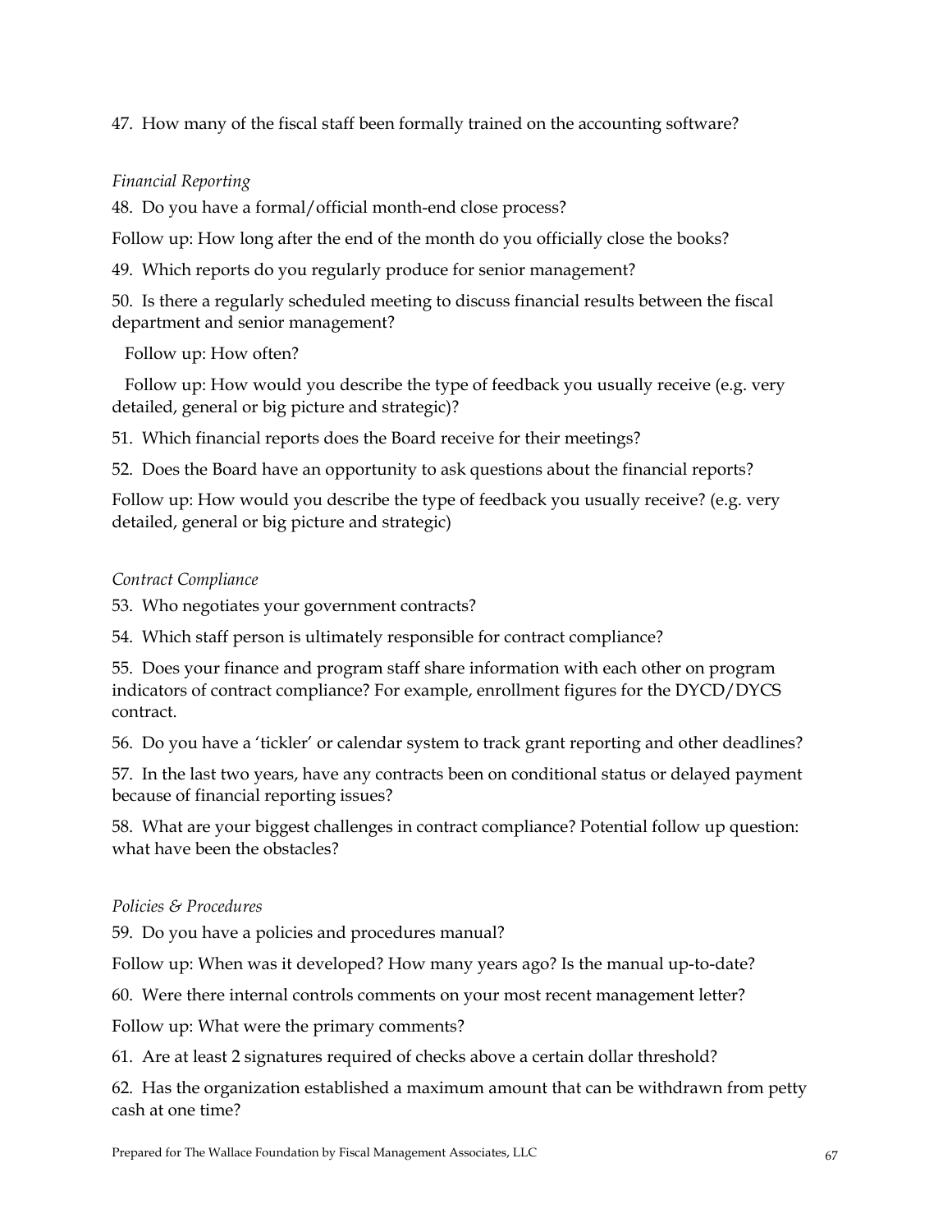47. How many of the fiscal staff been formally trained on the accounting software?

*Financial Reporting*

48. Do you have a formal/official month-end close process?

Follow up: How long after the end of the month do you officially close the books?

49. Which reports do you regularly produce for senior management?

50. Is there a regularly scheduled meeting to discuss financial results between the fiscal department and senior management?

Follow up: How often?

Follow up: How would you describe the type of feedback you usually receive (e.g. very detailed, general or big picture and strategic)?

51. Which financial reports does the Board receive for their meetings?

52. Does the Board have an opportunity to ask questions about the financial reports?

Follow up: How would you describe the type of feedback you usually receive? (e.g. very detailed, general or big picture and strategic)

*Contract Compliance*

53. Who negotiates your government contracts?

54. Which staff person is ultimately responsible for contract compliance?

55. Does your finance and program staff share information with each other on program indicators of contract compliance? For example, enrollment figures for the DYCD/DYCS contract.

56. Do you have a 'tickler' or calendar system to track grant reporting and other deadlines?

57. In the last two years, have any contracts been on conditional status or delayed payment because of financial reporting issues?

58. What are your biggest challenges in contract compliance? Potential follow up question: what have been the obstacles?

*Policies & Procedures*

59. Do you have a policies and procedures manual?

Follow up: When was it developed? How many years ago? Is the manual up-to-date?

60. Were there internal controls comments on your most recent management letter?

Follow up: What were the primary comments?

61. Are at least 2 signatures required of checks above a certain dollar threshold?

62. Has the organization established a maximum amount that can be withdrawn from petty cash at one time?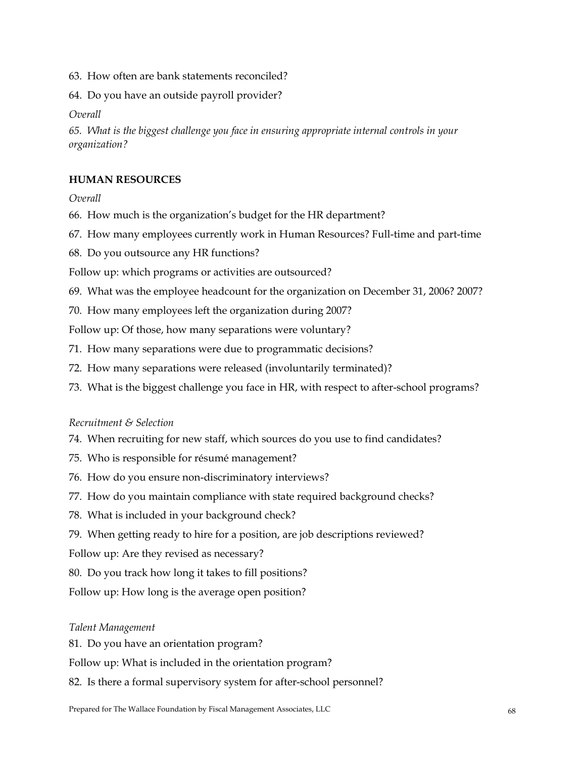63. How often are bank statements reconciled?

64. Do you have an outside payroll provider?

*Overall*

*65. What is the biggest challenge you face in ensuring appropriate internal controls in your organization?*

**HUMAN RESOURCES**

*Overall*

66. How much is the organization's budget for the HR department?

67. How many employees currently work in Human Resources? Full-time and part-time

68. Do you outsource any HR functions?

Follow up: which programs or activities are outsourced?

69. What was the employee headcount for the organization on December 31, 2006? 2007?

70. How many employees left the organization during 2007?

Follow up: Of those, how many separations were voluntary?

71. How many separations were due to programmatic decisions?

72. How many separations were released (involuntarily terminated)?

73. What is the biggest challenge you face in HR, with respect to after-school programs?

*Recruitment & Selection*

74. When recruiting for new staff, which sources do you use to find candidates?

75. Who is responsible for résumé management?

76. How do you ensure non-discriminatory interviews?

77. How do you maintain compliance with state required background checks?

78. What is included in your background check?

79. When getting ready to hire for a position, are job descriptions reviewed?

Follow up: Are they revised as necessary?

80. Do you track how long it takes to fill positions?

Follow up: How long is the average open position?

*Talent Management*

81. Do you have an orientation program?

Follow up: What is included in the orientation program?

82. Is there a formal supervisory system for after-school personnel?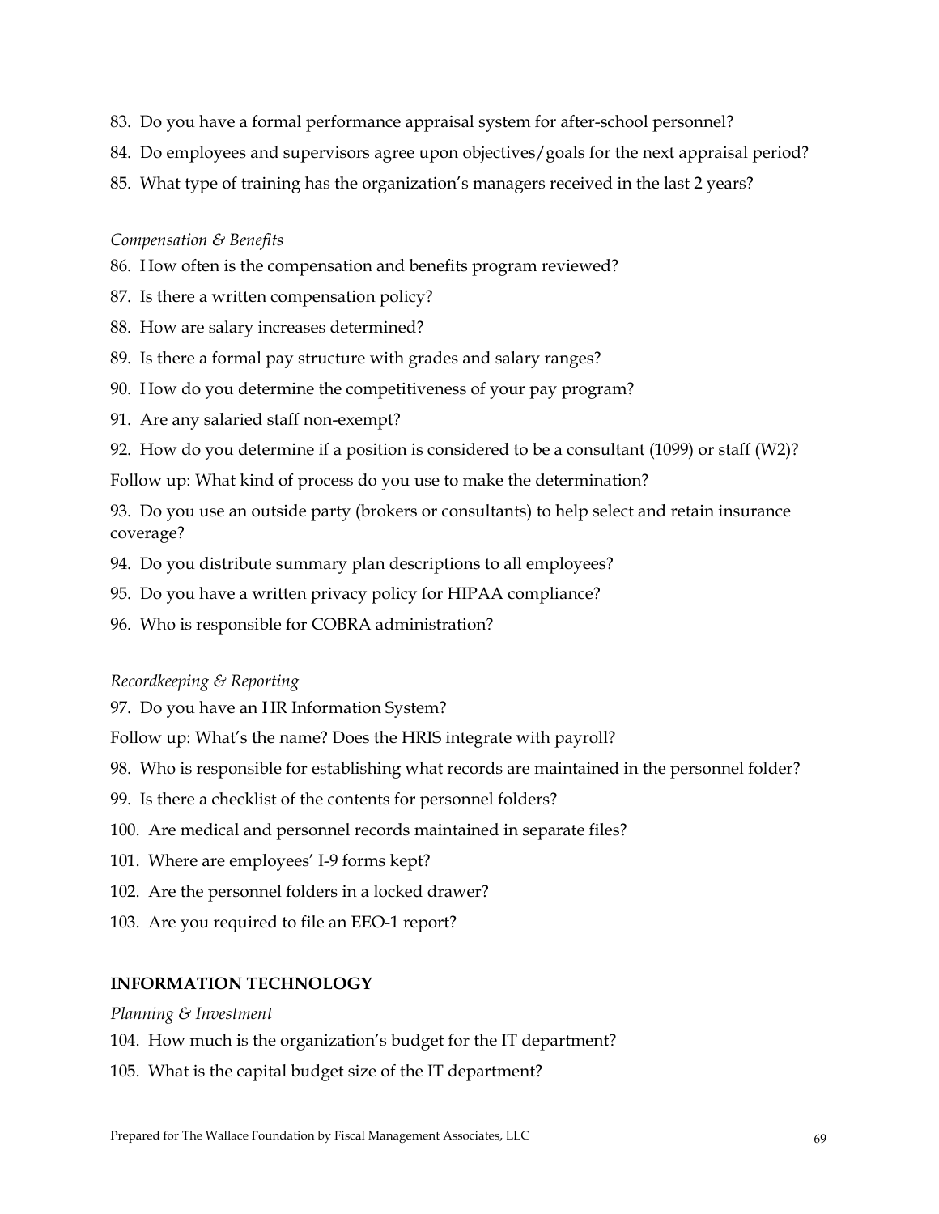83. Do you have a formal performance appraisal system for after-school personnel?
84. Do employees and supervisors agree upon objectives/goals for the next appraisal period?
85. What type of training has the organization's managers received in the last 2 years?

*Compensation & Benefits*

86. How often is the compensation and benefits program reviewed?
87. Is there a written compensation policy?
88. How are salary increases determined?
89. Is there a formal pay structure with grades and salary ranges?
90. How do you determine the competitiveness of your pay program?
91. Are any salaried staff non-exempt?
92. How do you determine if a position is considered to be a consultant (1099) or staff (W2)?

Follow up: What kind of process do you use to make the determination?

93. Do you use an outside party (brokers or consultants) to help select and retain insurance coverage?
94. Do you distribute summary plan descriptions to all employees?
95. Do you have a written privacy policy for HIPAA compliance?
96. Who is responsible for COBRA administration?

*Recordkeeping & Reporting*

97. Do you have an HR Information System?

Follow up: What's the name? Does the HRIS integrate with payroll?

98. Who is responsible for establishing what records are maintained in the personnel folder?
99. Is there a checklist of the contents for personnel folders?
100. Are medical and personnel records maintained in separate files?
101. Where are employees' I-9 forms kept?
102. Are the personnel folders in a locked drawer?
103. Are you required to file an EEO-1 report?

**INFORMATION TECHNOLOGY**

*Planning & Investment*

104. How much is the organization's budget for the IT department?
105. What is the capital budget size of the IT department?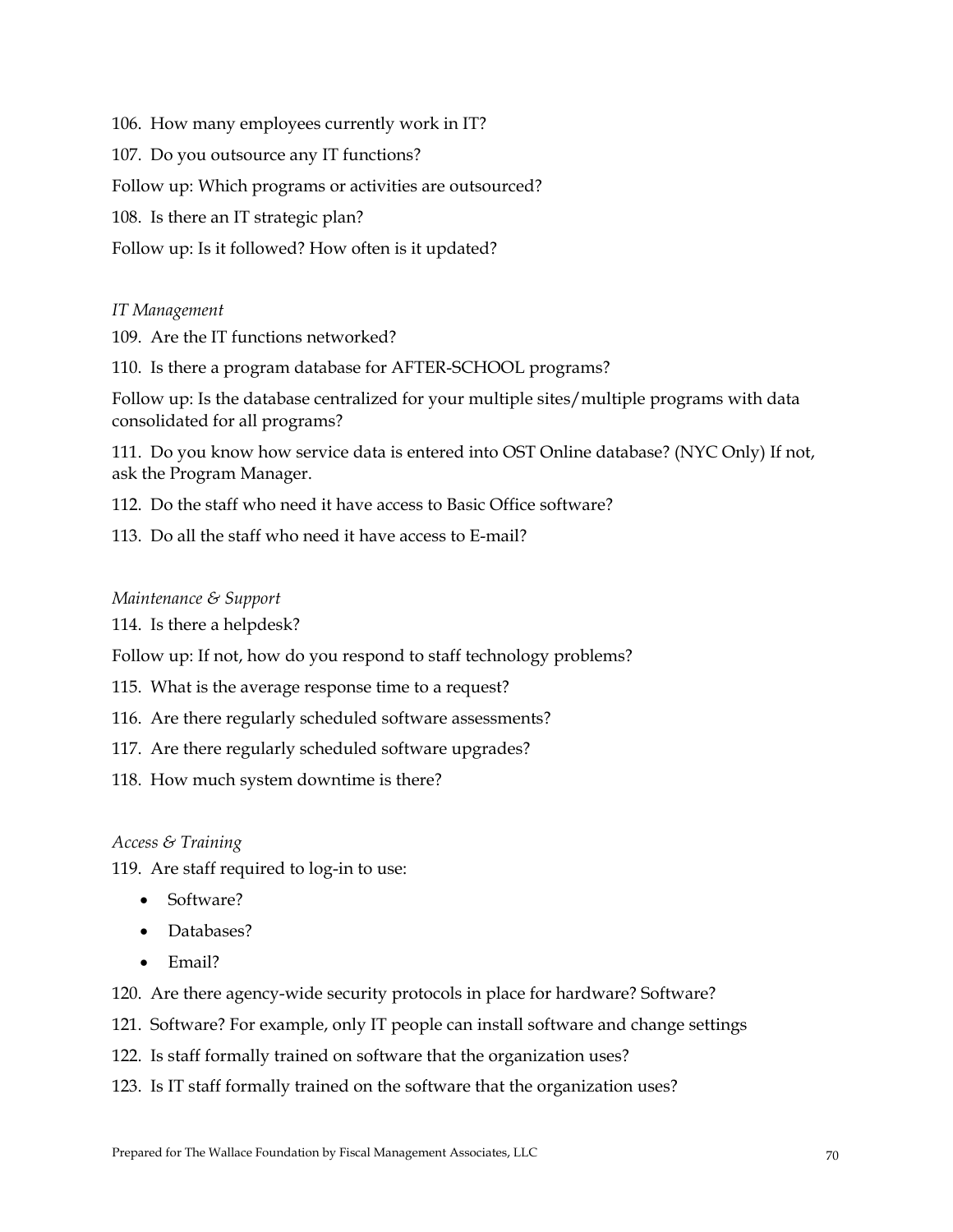106. How many employees currently work in IT?

107. Do you outsource any IT functions?

Follow up: Which programs or activities are outsourced?

108. Is there an IT strategic plan?

Follow up: Is it followed? How often is it updated?

*IT Management*

109. Are the IT functions networked?

110. Is there a program database for AFTER-SCHOOL programs?

Follow up: Is the database centralized for your multiple sites/multiple programs with data consolidated for all programs?

111. Do you know how service data is entered into OST Online database? (NYC Only) If not, ask the Program Manager.

112. Do the staff who need it have access to Basic Office software?

113. Do all the staff who need it have access to E-mail?

*Maintenance & Support*

114. Is there a helpdesk?

Follow up: If not, how do you respond to staff technology problems?

115. What is the average response time to a request?

116. Are there regularly scheduled software assessments?

117. Are there regularly scheduled software upgrades?

118. How much system downtime is there?

*Access & Training*

119. Are staff required to log-in to use:

- Software?
- Databases?
- Email?

120. Are there agency-wide security protocols in place for hardware? Software?

121. Software? For example, only IT people can install software and change settings

122. Is staff formally trained on software that the organization uses?

123. Is IT staff formally trained on the software that the organization uses?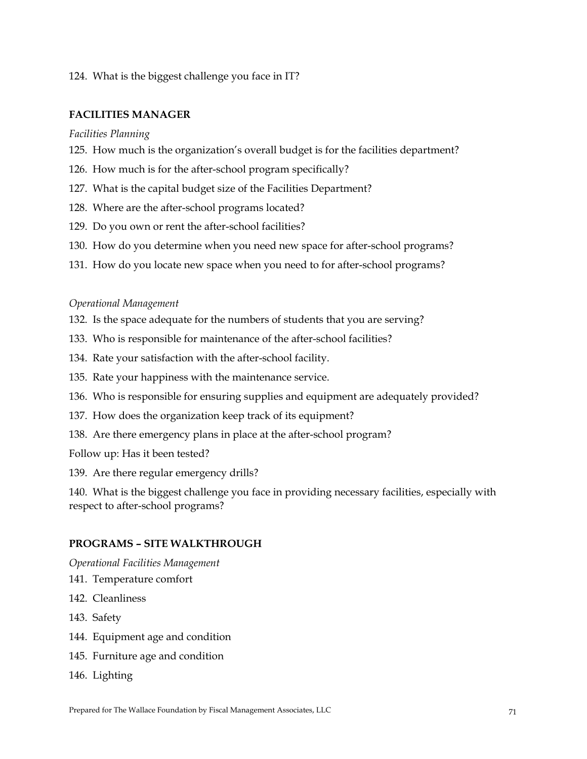124. What is the biggest challenge you face in IT?

**FACILITIES MANAGER**

*Facilities Planning*

125. How much is the organization's overall budget is for the facilities department?
126. How much is for the after-school program specifically?
127. What is the capital budget size of the Facilities Department?
128. Where are the after-school programs located?
129. Do you own or rent the after-school facilities?
130. How do you determine when you need new space for after-school programs?
131. How do you locate new space when you need to for after-school programs?

*Operational Management*

132. Is the space adequate for the numbers of students that you are serving?
133. Who is responsible for maintenance of the after-school facilities?
134. Rate your satisfaction with the after-school facility.
135. Rate your happiness with the maintenance service.
136. Who is responsible for ensuring supplies and equipment are adequately provided?
137. How does the organization keep track of its equipment?
138. Are there emergency plans in place at the after-school program?

Follow up: Has it been tested?

139. Are there regular emergency drills?
140. What is the biggest challenge you face in providing necessary facilities, especially with respect to after-school programs?

**PROGRAMS – SITE WALKTHROUGH**

*Operational Facilities Management*

141. Temperature comfort
142. Cleanliness
143. Safety
144. Equipment age and condition
145. Furniture age and condition
146. Lighting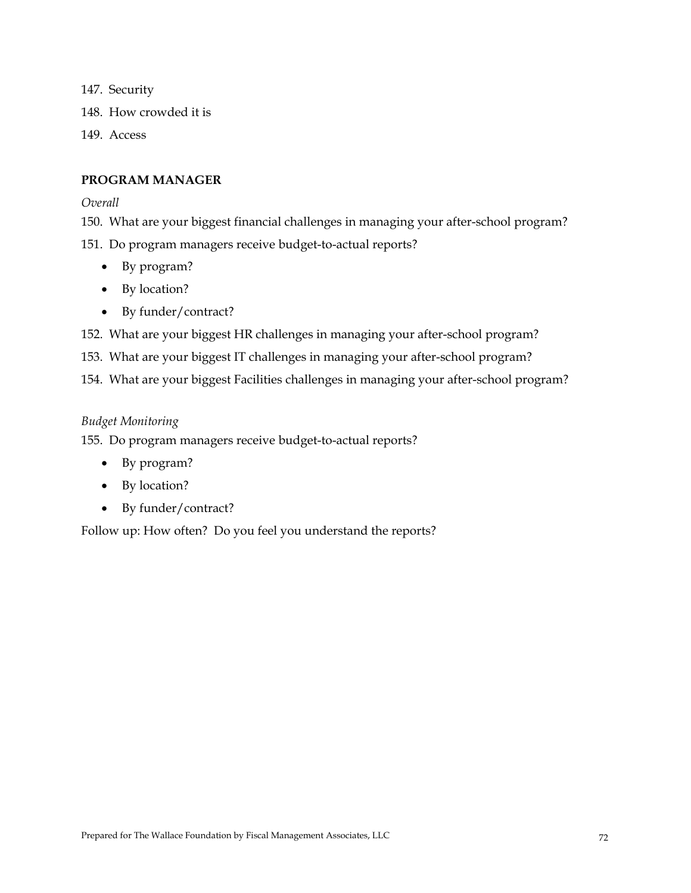147. Security
148. How crowded it is
149. Access

**PROGRAM MANAGER**

*Overall*

150. What are your biggest financial challenges in managing your after-school program?
151. Do program managers receive budget-to-actual reports?
    - By program?
    - By location?
    - By funder/contract?
152. What are your biggest HR challenges in managing your after-school program?
153. What are your biggest IT challenges in managing your after-school program?
154. What are your biggest Facilities challenges in managing your after-school program?

*Budget Monitoring*

155. Do program managers receive budget-to-actual reports?
    - By program?
    - By location?
    - By funder/contract?

Follow up: How often? Do you feel you understand the reports?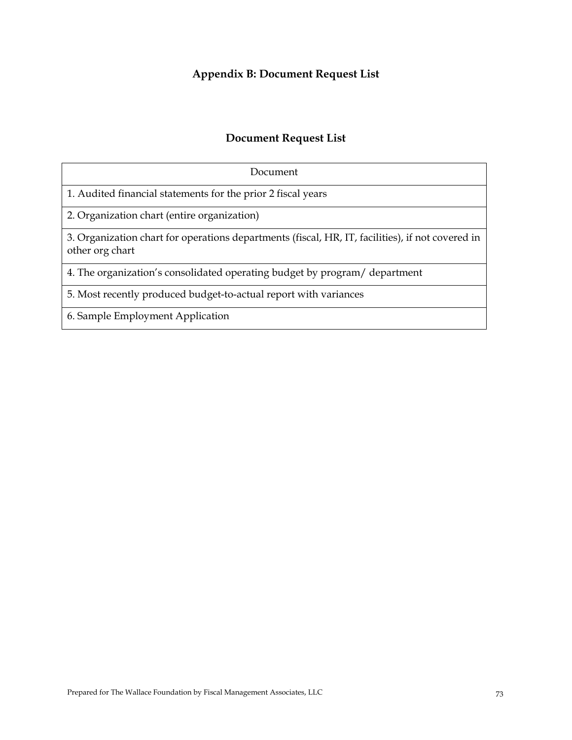## Appendix B: Document Request List

### Document Request List

| Document |
|---|
| 1. Audited financial statements for the prior 2 fiscal years |
| 2. Organization chart (entire organization) |
| 3. Organization chart for operations departments (fiscal, HR, IT, facilities), if not covered in other org chart |
| 4. The organization's consolidated operating budget by program/ department |
| 5. Most recently produced budget-to-actual report with variances |
| 6. Sample Employment Application |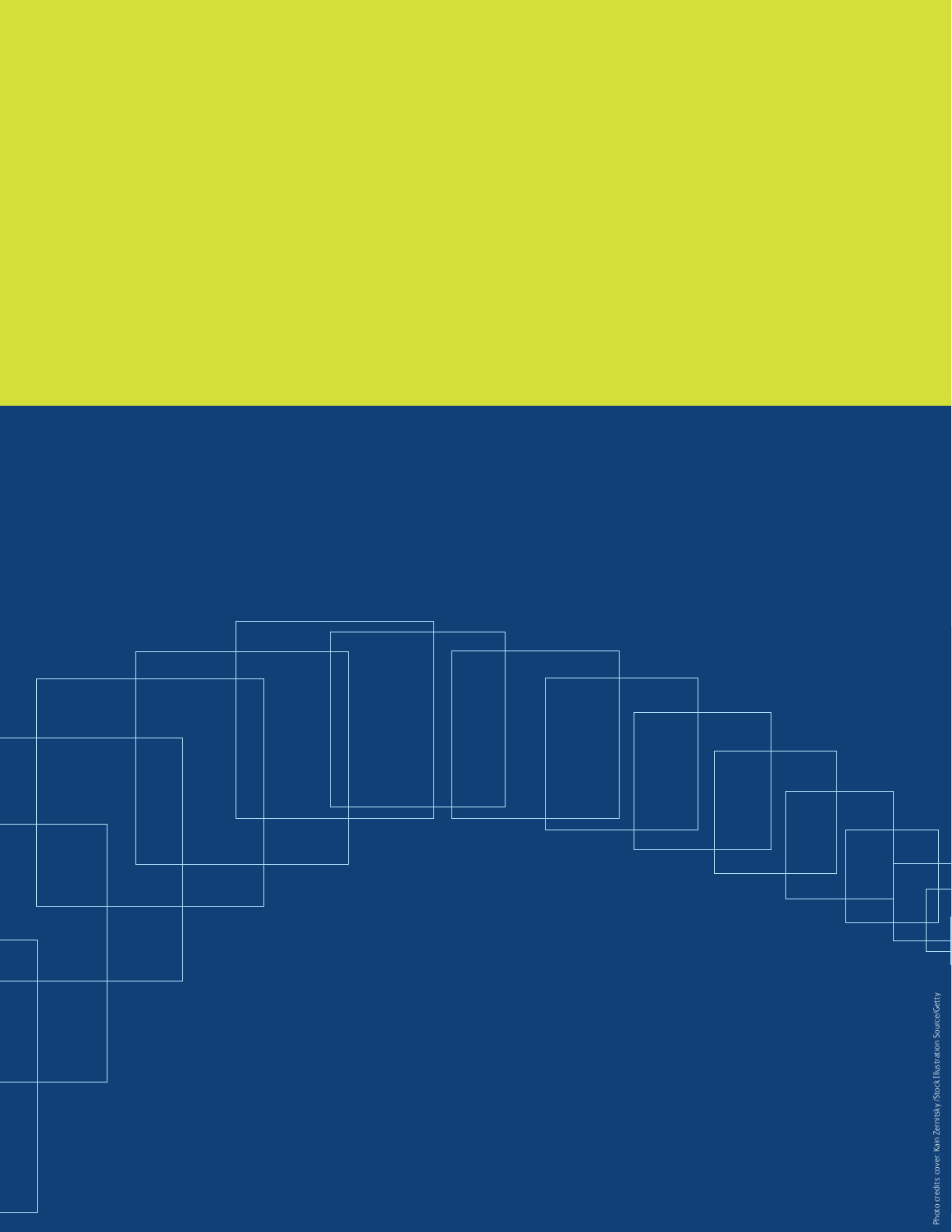Photo credits cover: Kain Zernitsky/iStock Illustration Source/Getty